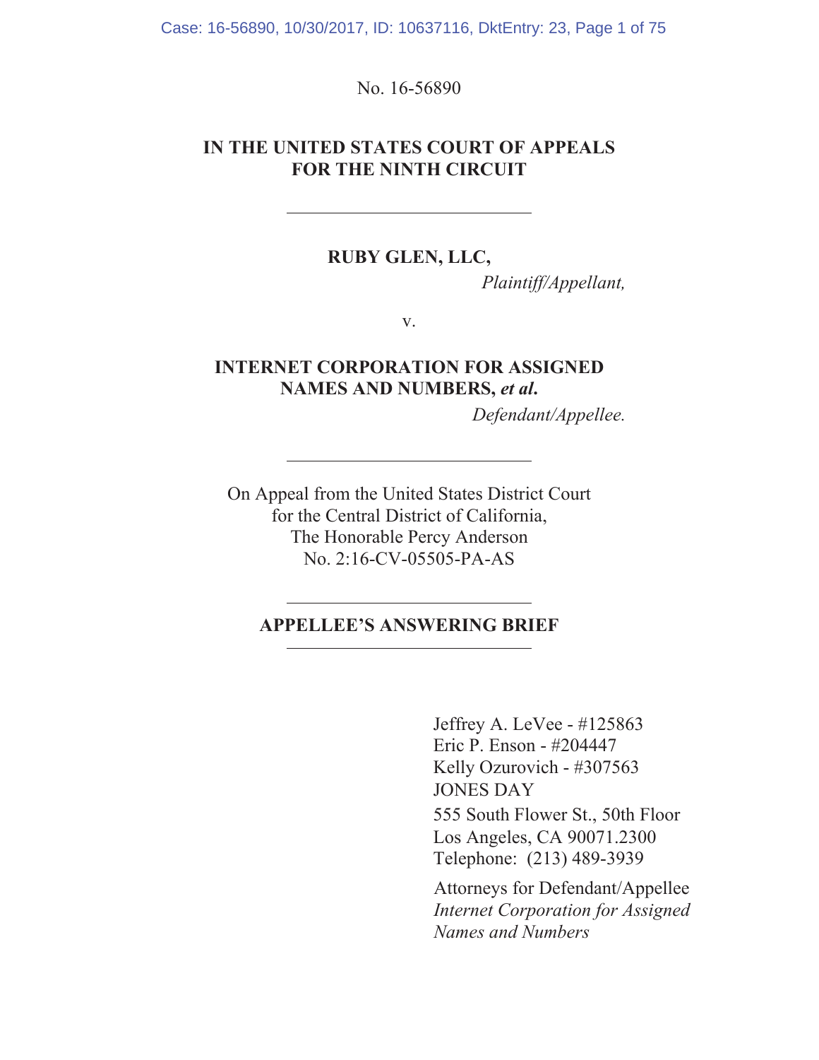No. 16-56890

**IN THE UNITED STATES COURT OF APPEALS**
**FOR THE NINTH CIRCUIT**

---

**RUBY GLEN, LLC,**

*Plaintiff/Appellant,*

v.

**INTERNET CORPORATION FOR ASSIGNED NAMES AND NUMBERS, *et al*.**

*Defendant/Appellee.*

---

On Appeal from the United States District Court
for the Central District of California,
The Honorable Percy Anderson
No. 2:16-CV-05505-PA-AS

---

**APPELLEE'S ANSWERING BRIEF**

---

Jeffrey A. LeVee - #125863
Eric P. Enson - #204447
Kelly Ozurovich - #307563
JONES DAY
555 South Flower St., 50th Floor
Los Angeles, CA 90071.2300
Telephone: (213) 489-3939

Attorneys for Defendant/Appellee
*Internet Corporation for Assigned Names and Numbers*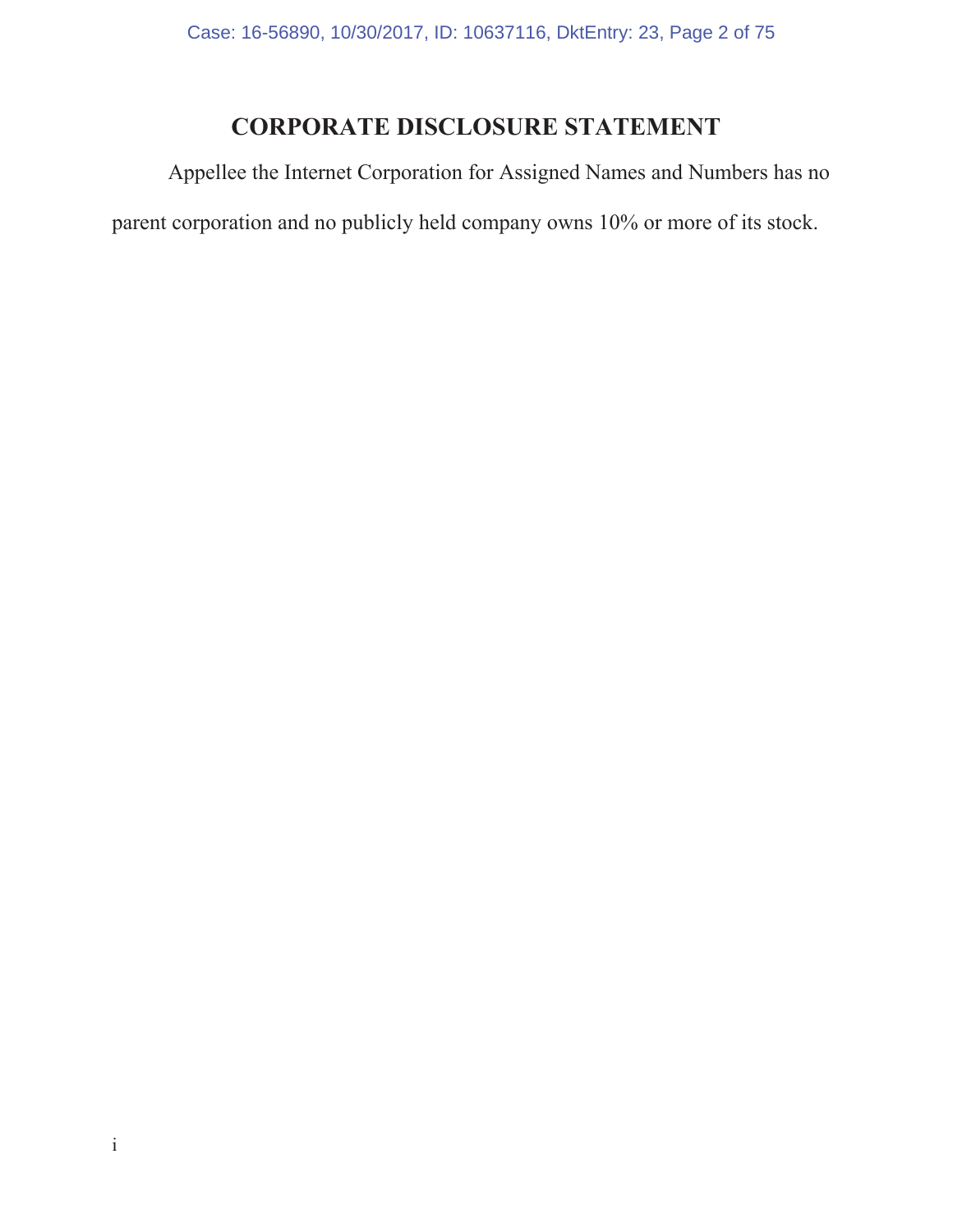# CORPORATE DISCLOSURE STATEMENT

Appellee the Internet Corporation for Assigned Names and Numbers has no parent corporation and no publicly held company owns 10% or more of its stock.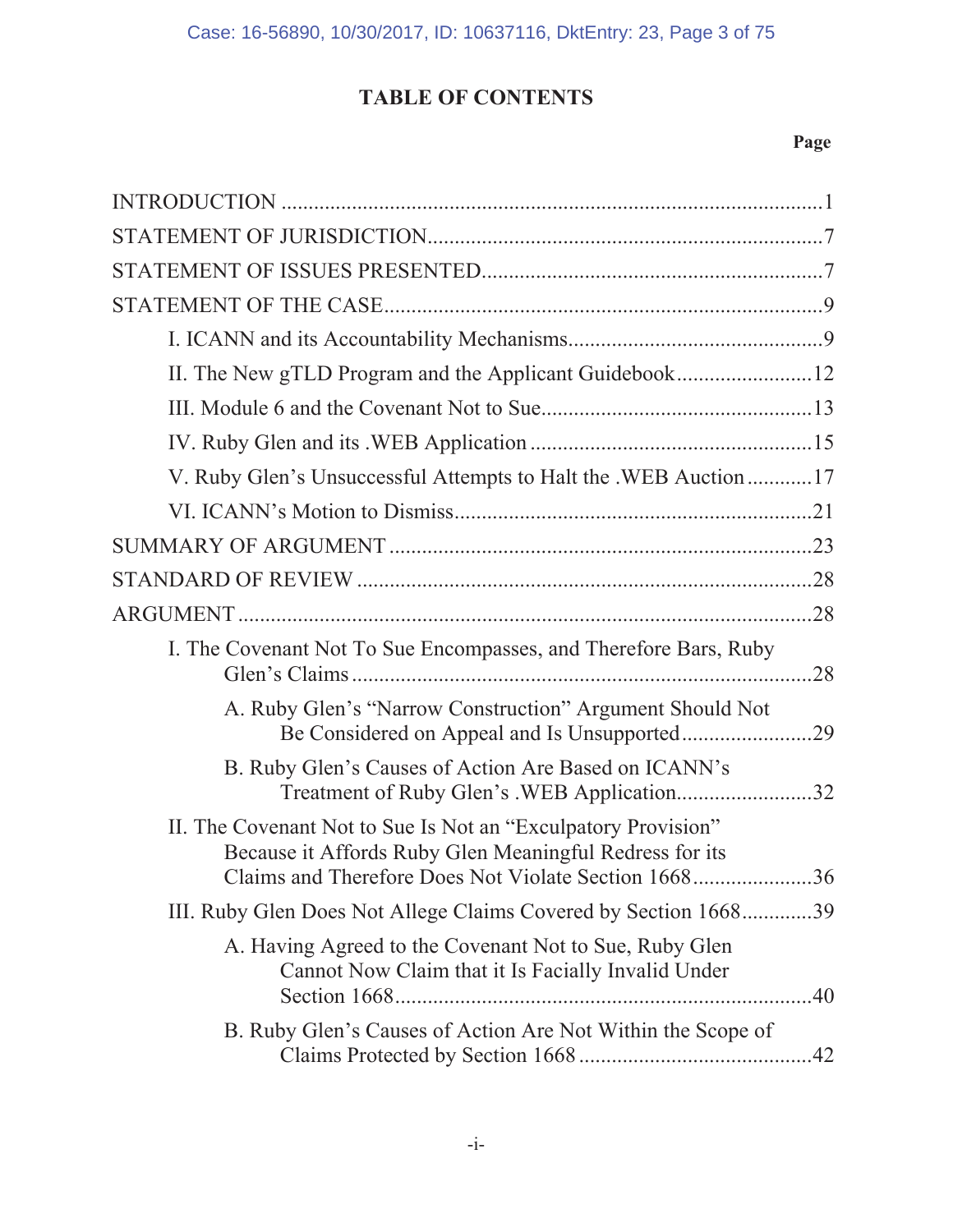# TABLE OF CONTENTS

| | Page |
|---|---|
| INTRODUCTION | 1 |
| STATEMENT OF JURISDICTION | 7 |
| STATEMENT OF ISSUES PRESENTED | 7 |
| STATEMENT OF THE CASE | 9 |
| I. ICANN and its Accountability Mechanisms | 9 |
| II. The New gTLD Program and the Applicant Guidebook | 12 |
| III. Module 6 and the Covenant Not to Sue | 13 |
| IV. Ruby Glen and its .WEB Application | 15 |
| V. Ruby Glen's Unsuccessful Attempts to Halt the .WEB Auction | 17 |
| VI. ICANN's Motion to Dismiss | 21 |
| SUMMARY OF ARGUMENT | 23 |
| STANDARD OF REVIEW | 28 |
| ARGUMENT | 28 |
| I. The Covenant Not To Sue Encompasses, and Therefore Bars, Ruby Glen's Claims | 28 |
| A. Ruby Glen's "Narrow Construction" Argument Should Not Be Considered on Appeal and Is Unsupported | 29 |
| B. Ruby Glen's Causes of Action Are Based on ICANN's Treatment of Ruby Glen's .WEB Application | 32 |
| II. The Covenant Not to Sue Is Not an "Exculpatory Provision" Because it Affords Ruby Glen Meaningful Redress for its Claims and Therefore Does Not Violate Section 1668 | 36 |
| III. Ruby Glen Does Not Allege Claims Covered by Section 1668 | 39 |
| A. Having Agreed to the Covenant Not to Sue, Ruby Glen Cannot Now Claim that it Is Facially Invalid Under Section 1668 | 40 |
| B. Ruby Glen's Causes of Action Are Not Within the Scope of Claims Protected by Section 1668 | 42 |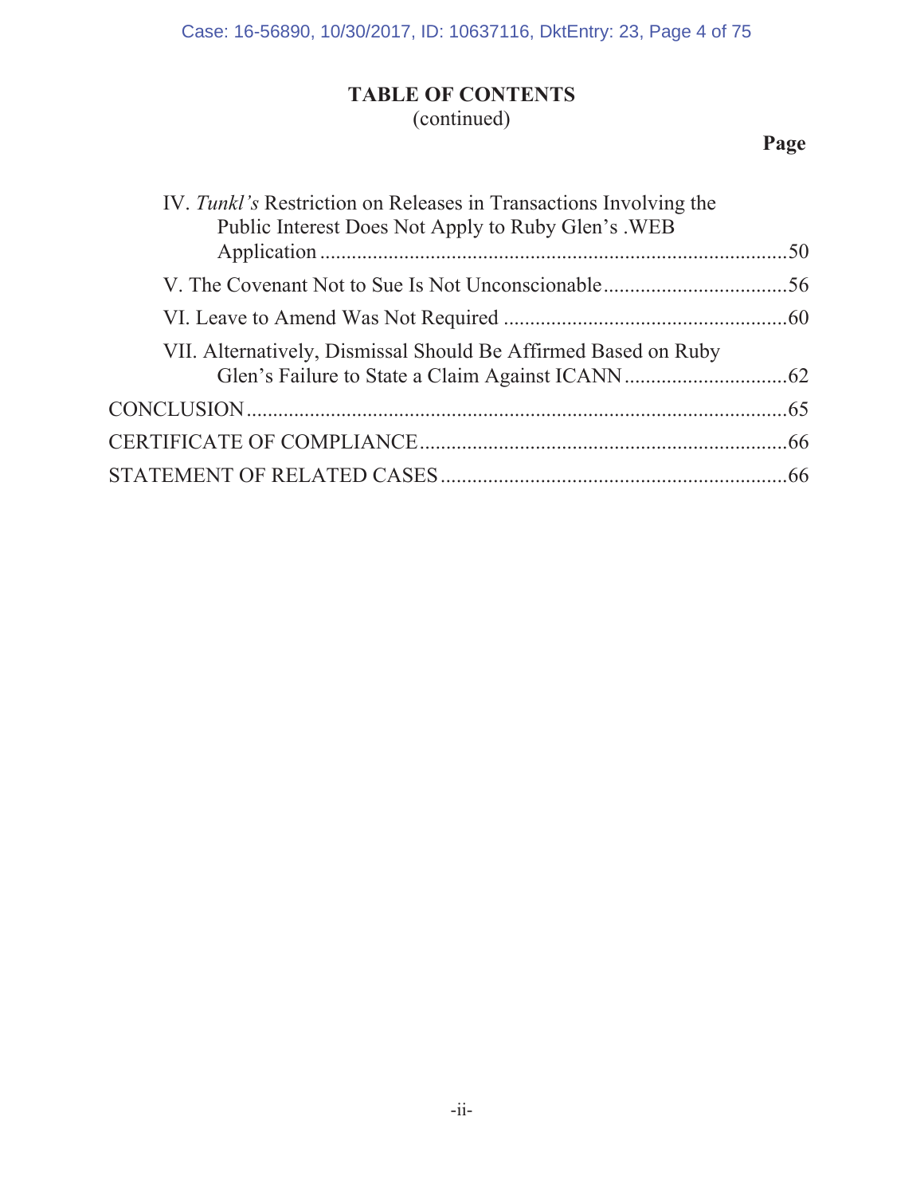**TABLE OF CONTENTS**
(continued)

**Page**

IV. *Tunkl's* Restriction on Releases in Transactions Involving the Public Interest Does Not Apply to Ruby Glen's .WEB Application ....................50

V. The Covenant Not to Sue Is Not Unconscionable ....................56

VI. Leave to Amend Was Not Required ....................60

VII. Alternatively, Dismissal Should Be Affirmed Based on Ruby Glen's Failure to State a Claim Against ICANN ....................62

CONCLUSION ....................65

CERTIFICATE OF COMPLIANCE ....................66

STATEMENT OF RELATED CASES ....................66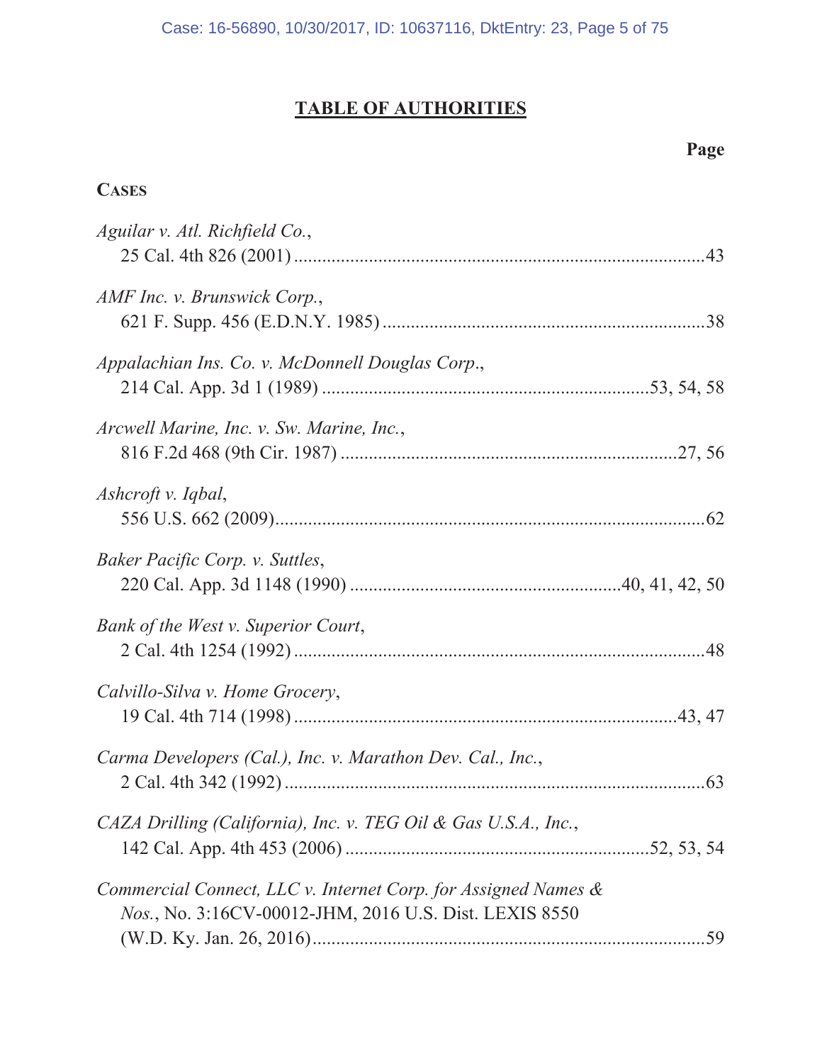## TABLE OF AUTHORITIES

**Page**

**CASES**

*Aguilar v. Atl. Richfield Co.*, 25 Cal. 4th 826 (2001) ........................................................................43

*AMF Inc. v. Brunswick Corp.*, 621 F. Supp. 456 (E.D.N.Y. 1985) .....................................................................38

*Appalachian Ins. Co. v. McDonnell Douglas Corp.*, 214 Cal. App. 3d 1 (1989) .....................................................................53, 54, 58

*Arcwell Marine, Inc. v. Sw. Marine, Inc.*, 816 F.2d 468 (9th Cir. 1987) .......................................................................27, 56

*Ashcroft v. Iqbal*, 556 U.S. 662 (2009)..........................................................................................62

*Baker Pacific Corp. v. Suttles*, 220 Cal. App. 3d 1148 (1990) .........................................................40, 41, 42, 50

*Bank of the West v. Superior Court*, 2 Cal. 4th 1254 (1992) ........................................................................................48

*Calvillo-Silva v. Home Grocery*, 19 Cal. 4th 714 (1998) ..................................................................................43, 47

*Carma Developers (Cal.), Inc. v. Marathon Dev. Cal., Inc.*, 2 Cal. 4th 342 (1992) ........................................................................................63

*CAZA Drilling (California), Inc. v. TEG Oil & Gas U.S.A., Inc.*, 142 Cal. App. 4th 453 (2006) ................................................................52, 53, 54

*Commercial Connect, LLC v. Internet Corp. for Assigned Names & Nos.*, No. 3:16CV-00012-JHM, 2016 U.S. Dist. LEXIS 8550 (W.D. Ky. Jan. 26, 2016)....................................................................................59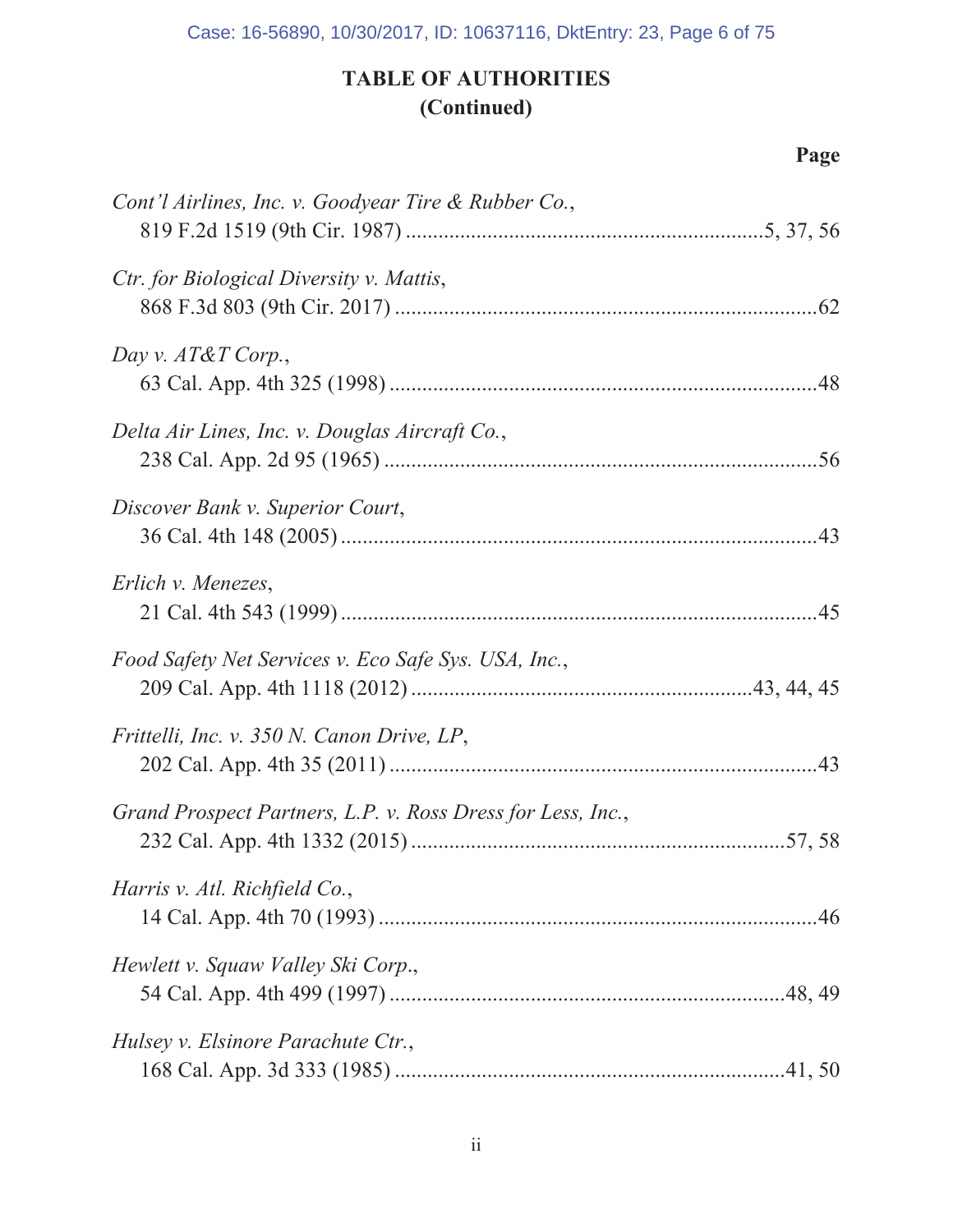# TABLE OF AUTHORITIES
## (Continued)

**Page**

*Cont'l Airlines, Inc. v. Goodyear Tire & Rubber Co.*,
819 F.2d 1519 (9th Cir. 1987) ....................................................................5, 37, 56

*Ctr. for Biological Diversity v. Mattis*,
868 F.3d 803 (9th Cir. 2017) ..............................................................................62

*Day v. AT&T Corp.*,
63 Cal. App. 4th 325 (1998) ...............................................................................48

*Delta Air Lines, Inc. v. Douglas Aircraft Co.*,
238 Cal. App. 2d 95 (1965) ................................................................................56

*Discover Bank v. Superior Court*,
36 Cal. 4th 148 (2005) ........................................................................................43

*Erlich v. Menezes*,
21 Cal. 4th 543 (1999) ........................................................................................45

*Food Safety Net Services v. Eco Safe Sys. USA, Inc.*,
209 Cal. App. 4th 1118 (2012) ..............................................................43, 44, 45

*Frittelli, Inc. v. 350 N. Canon Drive, LP*,
202 Cal. App. 4th 35 (2011) ...............................................................................43

*Grand Prospect Partners, L.P. v. Ross Dress for Less, Inc.*,
232 Cal. App. 4th 1332 (2015) .....................................................................57, 58

*Harris v. Atl. Richfield Co.*,
14 Cal. App. 4th 70 (1993) .................................................................................46

*Hewlett v. Squaw Valley Ski Corp.*,
54 Cal. App. 4th 499 (1997) .........................................................................48, 49

*Hulsey v. Elsinore Parachute Ctr.*,
168 Cal. App. 3d 333 (1985) ........................................................................41, 50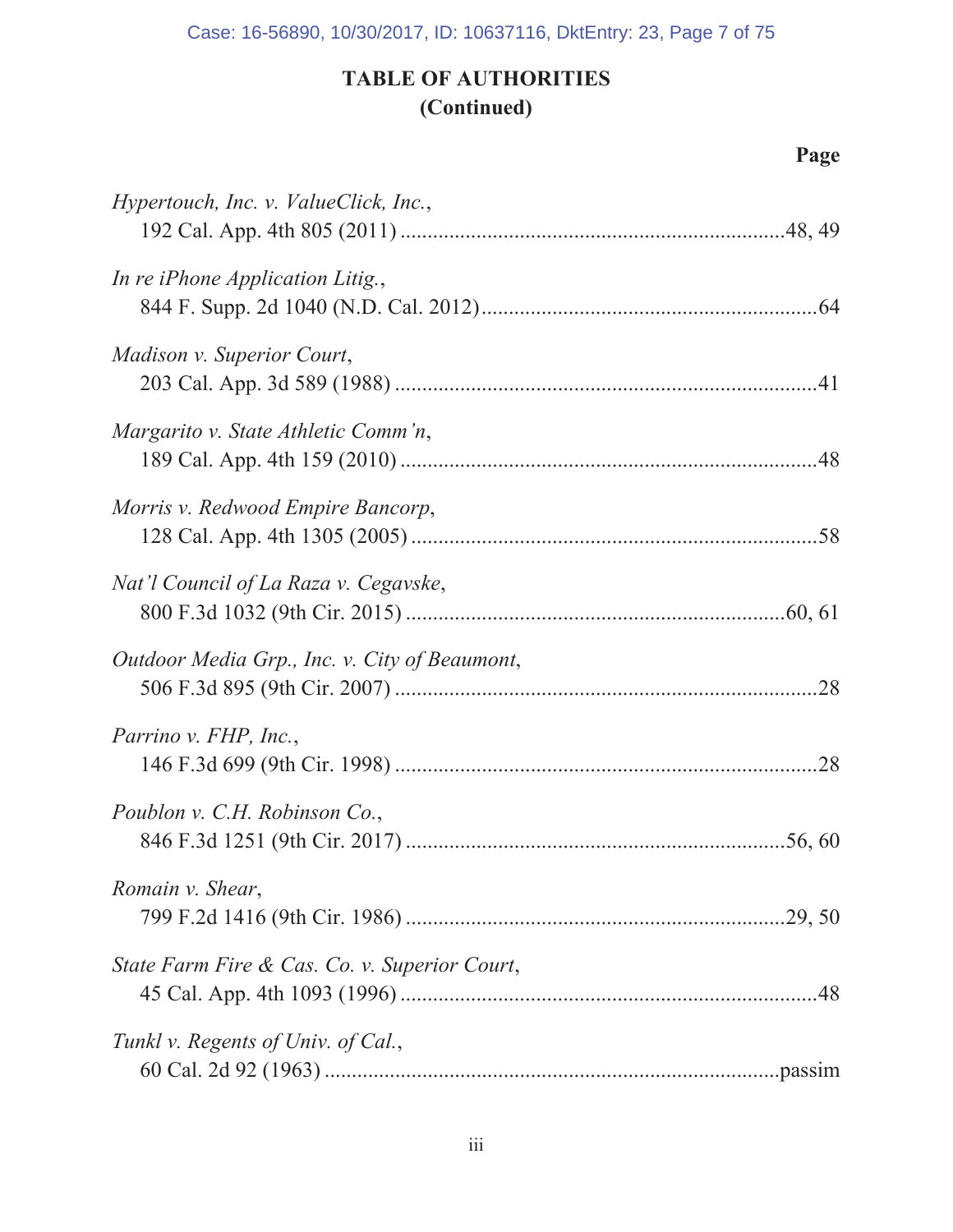## TABLE OF AUTHORITIES
## (Continued)

**Page**

*Hypertouch, Inc. v. ValueClick, Inc.*,
192 Cal. App. 4th 805 (2011) ....................................................................48, 49

*In re iPhone Application Litig.*,
844 F. Supp. 2d 1040 (N.D. Cal. 2012)..........................................................64

*Madison v. Superior Court*,
203 Cal. App. 3d 589 (1988) ...........................................................................41

*Margarito v. State Athletic Comm'n*,
189 Cal. App. 4th 159 (2010) ..........................................................................48

*Morris v. Redwood Empire Bancorp*,
128 Cal. App. 4th 1305 (2005) ........................................................................58

*Nat'l Council of La Raza v. Cegavske*,
800 F.3d 1032 (9th Cir. 2015) ...................................................................60, 61

*Outdoor Media Grp., Inc. v. City of Beaumont*,
506 F.3d 895 (9th Cir. 2007) ...........................................................................28

*Parrino v. FHP, Inc.*,
146 F.3d 699 (9th Cir. 1998) ...........................................................................28

*Poublon v. C.H. Robinson Co.*,
846 F.3d 1251 (9th Cir. 2017) ...................................................................56, 60

*Romain v. Shear*,
799 F.2d 1416 (9th Cir. 1986) ...................................................................29, 50

*State Farm Fire & Cas. Co. v. Superior Court*,
45 Cal. App. 4th 1093 (1996) ..........................................................................48

*Tunkl v. Regents of Univ. of Cal.*,
60 Cal. 2d 92 (1963) ...............................................................................passim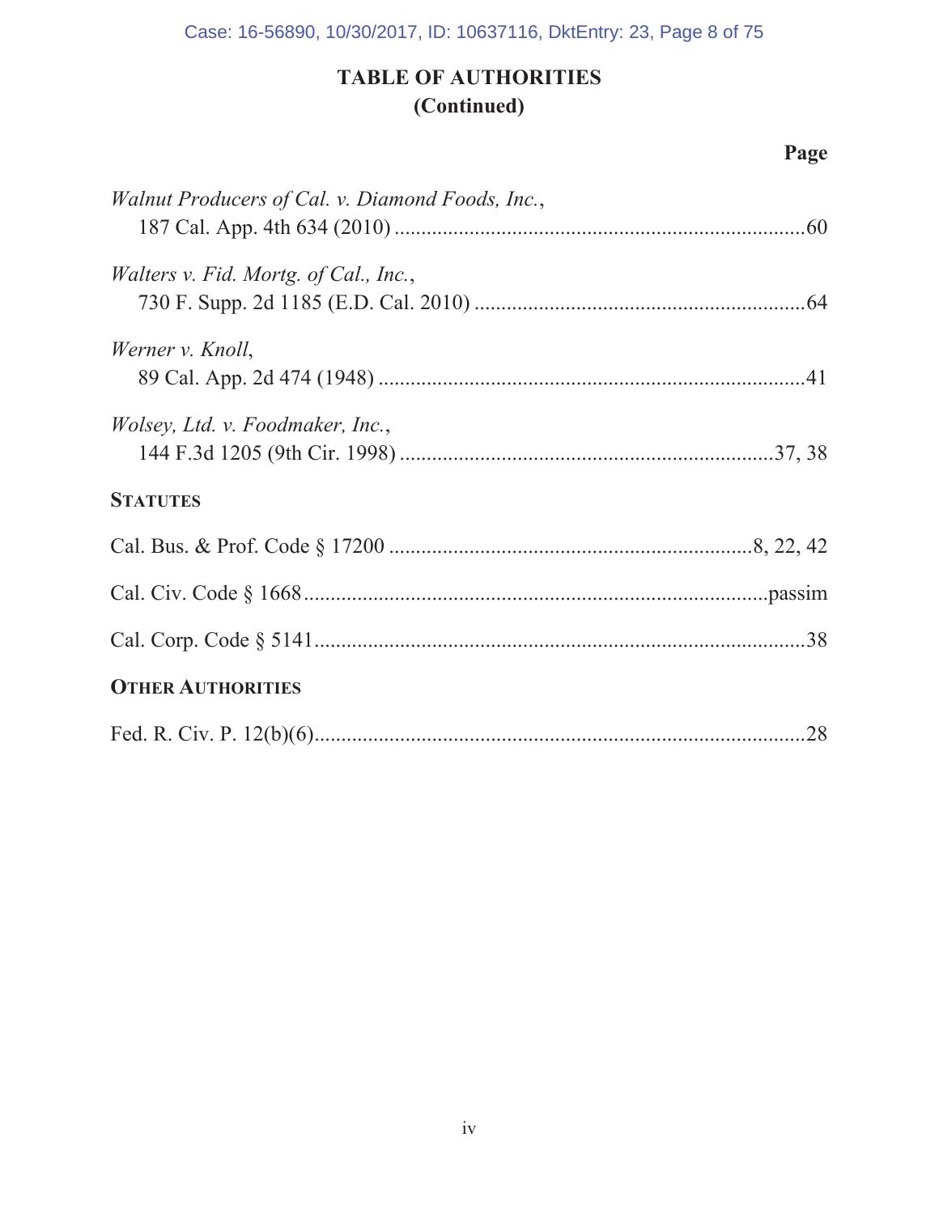## TABLE OF AUTHORITIES
## (Continued)

**Page**

*Walnut Producers of Cal. v. Diamond Foods, Inc.*,
187 Cal. App. 4th 634 (2010) .......................................................................60

*Walters v. Fid. Mortg. of Cal., Inc.*,
730 F. Supp. 2d 1185 (E.D. Cal. 2010) .......................................................64

*Werner v. Knoll*,
89 Cal. App. 2d 474 (1948) ..........................................................................41

*Wolsey, Ltd. v. Foodmaker, Inc.*,
144 F.3d 1205 (9th Cir. 1998) ................................................................37, 38

**STATUTES**

Cal. Bus. & Prof. Code § 17200 ..............................................................8, 22, 42

Cal. Civ. Code § 1668..................................................................................passim

Cal. Corp. Code § 5141.......................................................................................38

**OTHER AUTHORITIES**

Fed. R. Civ. P. 12(b)(6).......................................................................................28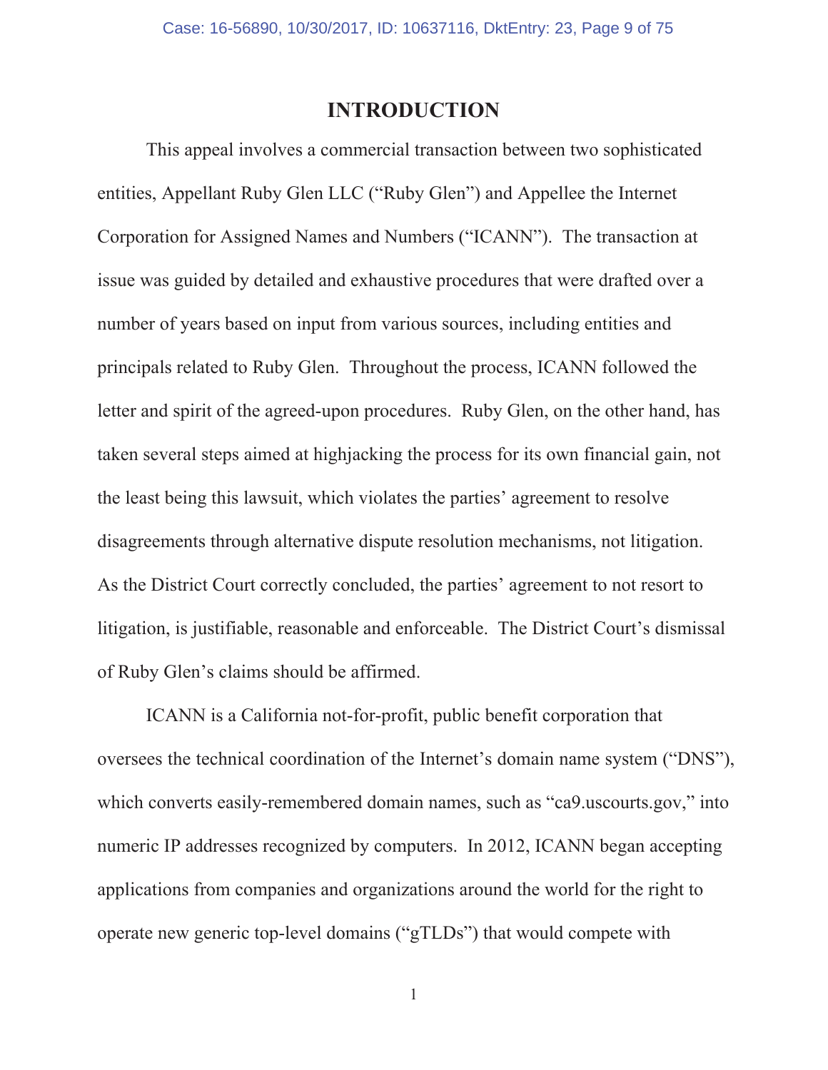# INTRODUCTION

This appeal involves a commercial transaction between two sophisticated entities, Appellant Ruby Glen LLC ("Ruby Glen") and Appellee the Internet Corporation for Assigned Names and Numbers ("ICANN"). The transaction at issue was guided by detailed and exhaustive procedures that were drafted over a number of years based on input from various sources, including entities and principals related to Ruby Glen. Throughout the process, ICANN followed the letter and spirit of the agreed-upon procedures. Ruby Glen, on the other hand, has taken several steps aimed at highjacking the process for its own financial gain, not the least being this lawsuit, which violates the parties' agreement to resolve disagreements through alternative dispute resolution mechanisms, not litigation. As the District Court correctly concluded, the parties' agreement to not resort to litigation, is justifiable, reasonable and enforceable. The District Court's dismissal of Ruby Glen's claims should be affirmed.

ICANN is a California not-for-profit, public benefit corporation that oversees the technical coordination of the Internet's domain name system ("DNS"), which converts easily-remembered domain names, such as "ca9.uscourts.gov," into numeric IP addresses recognized by computers. In 2012, ICANN began accepting applications from companies and organizations around the world for the right to operate new generic top-level domains ("gTLDs") that would compete with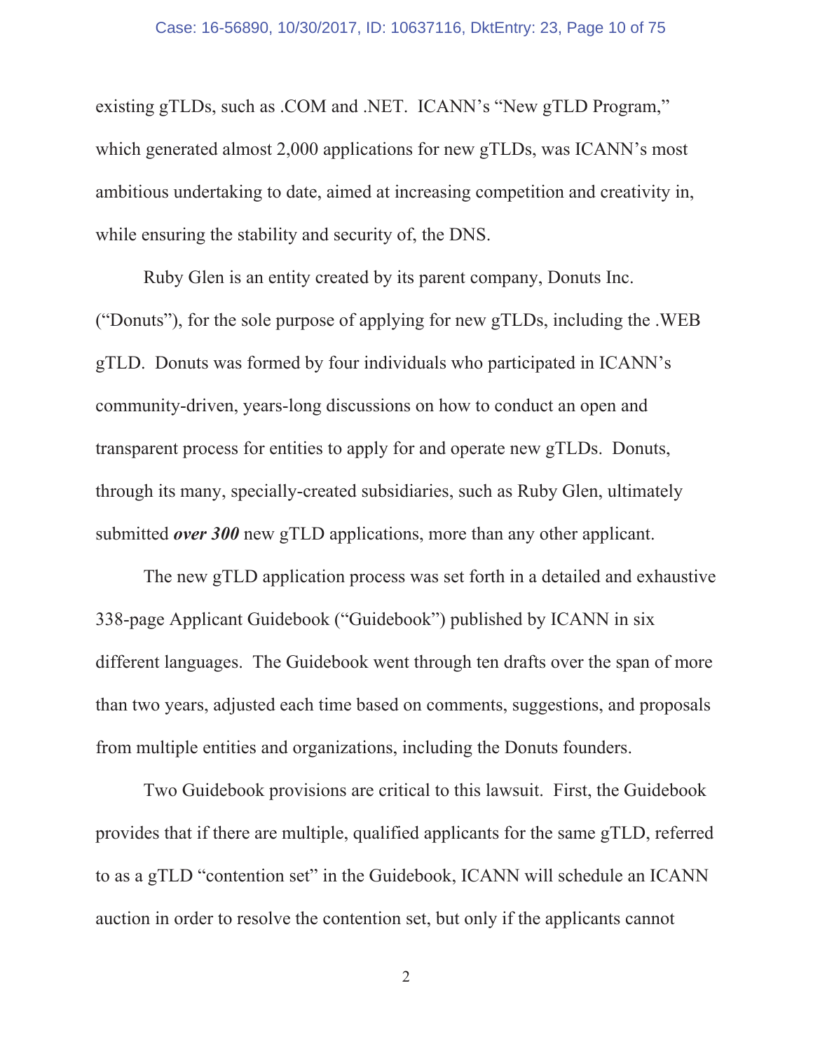existing gTLDs, such as .COM and .NET. ICANN's "New gTLD Program," which generated almost 2,000 applications for new gTLDs, was ICANN's most ambitious undertaking to date, aimed at increasing competition and creativity in, while ensuring the stability and security of, the DNS.

Ruby Glen is an entity created by its parent company, Donuts Inc. ("Donuts"), for the sole purpose of applying for new gTLDs, including the .WEB gTLD. Donuts was formed by four individuals who participated in ICANN's community-driven, years-long discussions on how to conduct an open and transparent process for entities to apply for and operate new gTLDs. Donuts, through its many, specially-created subsidiaries, such as Ruby Glen, ultimately submitted ***over 300*** new gTLD applications, more than any other applicant.

The new gTLD application process was set forth in a detailed and exhaustive 338-page Applicant Guidebook ("Guidebook") published by ICANN in six different languages. The Guidebook went through ten drafts over the span of more than two years, adjusted each time based on comments, suggestions, and proposals from multiple entities and organizations, including the Donuts founders.

Two Guidebook provisions are critical to this lawsuit. First, the Guidebook provides that if there are multiple, qualified applicants for the same gTLD, referred to as a gTLD "contention set" in the Guidebook, ICANN will schedule an ICANN auction in order to resolve the contention set, but only if the applicants cannot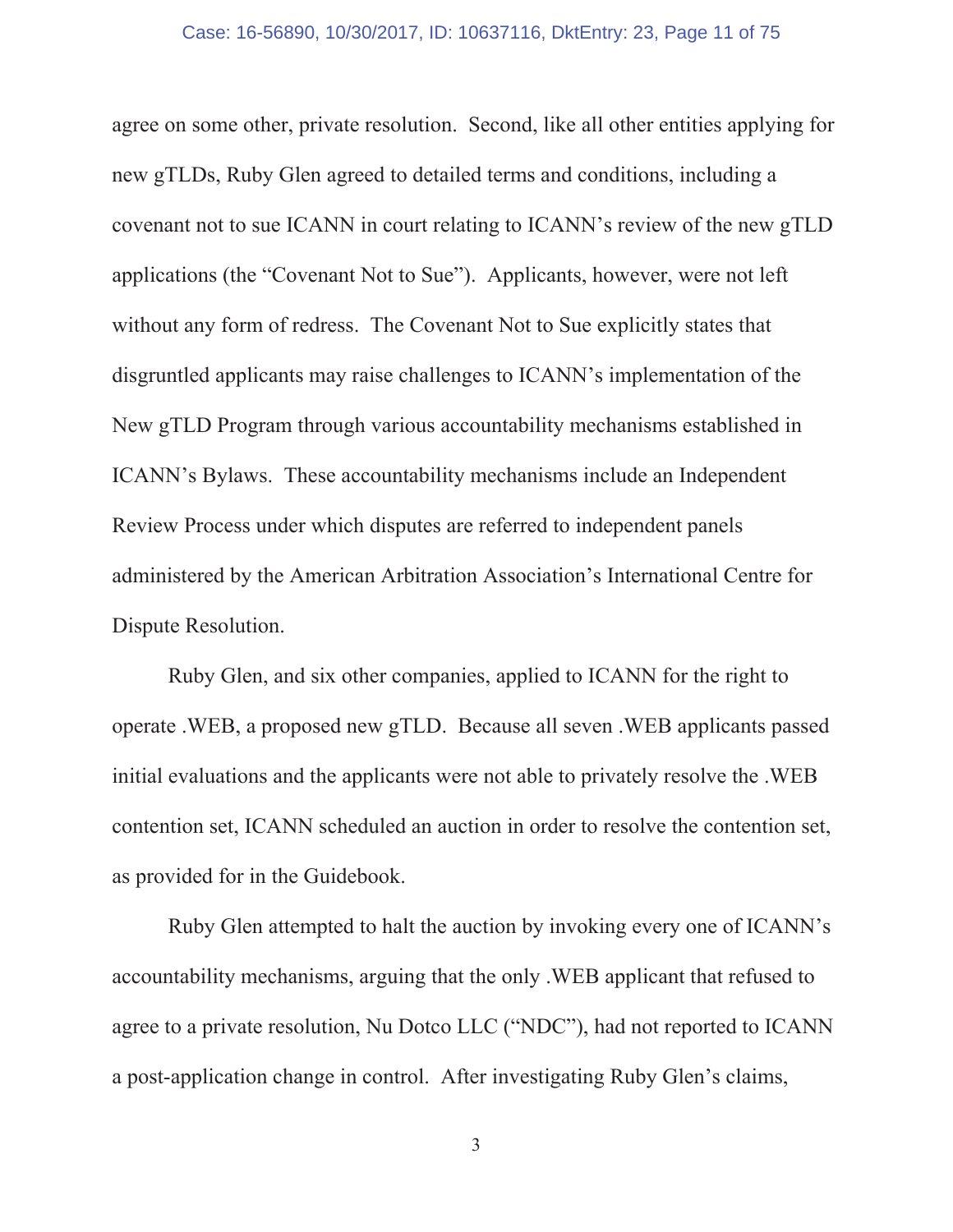agree on some other, private resolution. Second, like all other entities applying for new gTLDs, Ruby Glen agreed to detailed terms and conditions, including a covenant not to sue ICANN in court relating to ICANN's review of the new gTLD applications (the "Covenant Not to Sue"). Applicants, however, were not left without any form of redress. The Covenant Not to Sue explicitly states that disgruntled applicants may raise challenges to ICANN's implementation of the New gTLD Program through various accountability mechanisms established in ICANN's Bylaws. These accountability mechanisms include an Independent Review Process under which disputes are referred to independent panels administered by the American Arbitration Association's International Centre for Dispute Resolution.

Ruby Glen, and six other companies, applied to ICANN for the right to operate .WEB, a proposed new gTLD. Because all seven .WEB applicants passed initial evaluations and the applicants were not able to privately resolve the .WEB contention set, ICANN scheduled an auction in order to resolve the contention set, as provided for in the Guidebook.

Ruby Glen attempted to halt the auction by invoking every one of ICANN's accountability mechanisms, arguing that the only .WEB applicant that refused to agree to a private resolution, Nu Dotco LLC ("NDC"), had not reported to ICANN a post-application change in control. After investigating Ruby Glen's claims,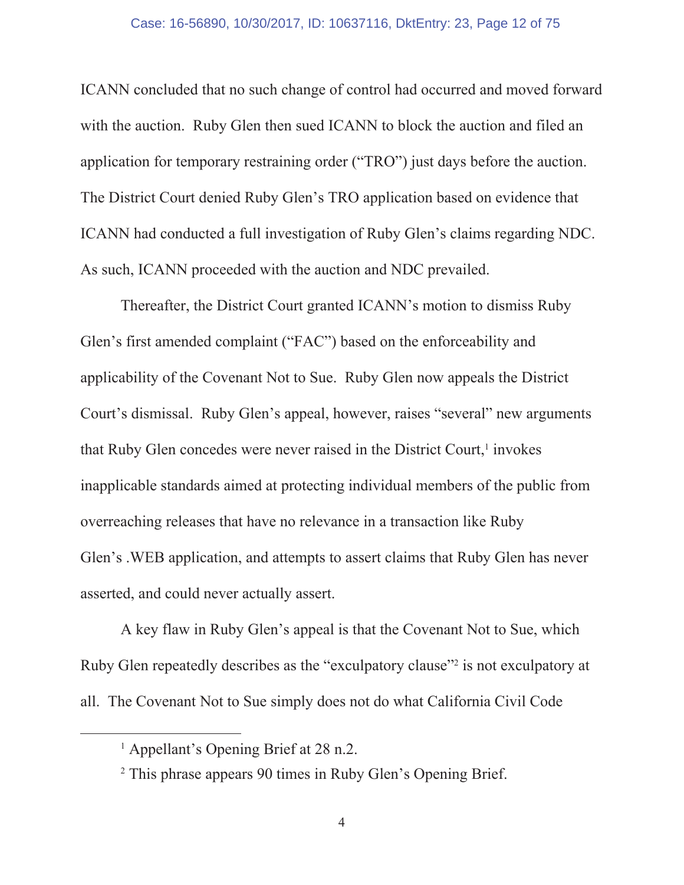ICANN concluded that no such change of control had occurred and moved forward with the auction. Ruby Glen then sued ICANN to block the auction and filed an application for temporary restraining order ("TRO") just days before the auction. The District Court denied Ruby Glen's TRO application based on evidence that ICANN had conducted a full investigation of Ruby Glen's claims regarding NDC. As such, ICANN proceeded with the auction and NDC prevailed.

Thereafter, the District Court granted ICANN's motion to dismiss Ruby Glen's first amended complaint ("FAC") based on the enforceability and applicability of the Covenant Not to Sue. Ruby Glen now appeals the District Court's dismissal. Ruby Glen's appeal, however, raises "several" new arguments that Ruby Glen concedes were never raised in the District Court,[1] invokes inapplicable standards aimed at protecting individual members of the public from overreaching releases that have no relevance in a transaction like Ruby Glen's .WEB application, and attempts to assert claims that Ruby Glen has never asserted, and could never actually assert.

A key flaw in Ruby Glen's appeal is that the Covenant Not to Sue, which Ruby Glen repeatedly describes as the "exculpatory clause"[2] is not exculpatory at all. The Covenant Not to Sue simply does not do what California Civil Code

---

[1] Appellant's Opening Brief at 28 n.2.

[2] This phrase appears 90 times in Ruby Glen's Opening Brief.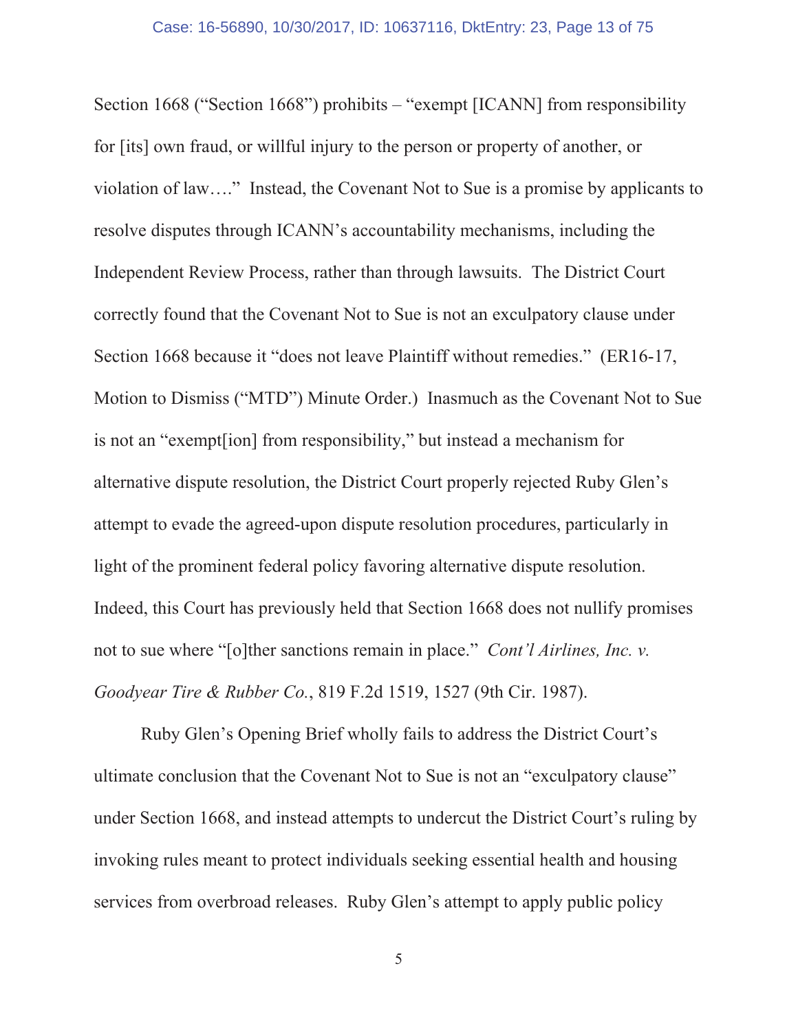Section 1668 ("Section 1668") prohibits – "exempt [ICANN] from responsibility for [its] own fraud, or willful injury to the person or property of another, or violation of law…." Instead, the Covenant Not to Sue is a promise by applicants to resolve disputes through ICANN's accountability mechanisms, including the Independent Review Process, rather than through lawsuits. The District Court correctly found that the Covenant Not to Sue is not an exculpatory clause under Section 1668 because it "does not leave Plaintiff without remedies." (ER16-17, Motion to Dismiss ("MTD") Minute Order.) Inasmuch as the Covenant Not to Sue is not an "exempt[ion] from responsibility," but instead a mechanism for alternative dispute resolution, the District Court properly rejected Ruby Glen's attempt to evade the agreed-upon dispute resolution procedures, particularly in light of the prominent federal policy favoring alternative dispute resolution. Indeed, this Court has previously held that Section 1668 does not nullify promises not to sue where "[o]ther sanctions remain in place." *Cont'l Airlines, Inc. v. Goodyear Tire & Rubber Co.*, 819 F.2d 1519, 1527 (9th Cir. 1987).

Ruby Glen's Opening Brief wholly fails to address the District Court's ultimate conclusion that the Covenant Not to Sue is not an "exculpatory clause" under Section 1668, and instead attempts to undercut the District Court's ruling by invoking rules meant to protect individuals seeking essential health and housing services from overbroad releases. Ruby Glen's attempt to apply public policy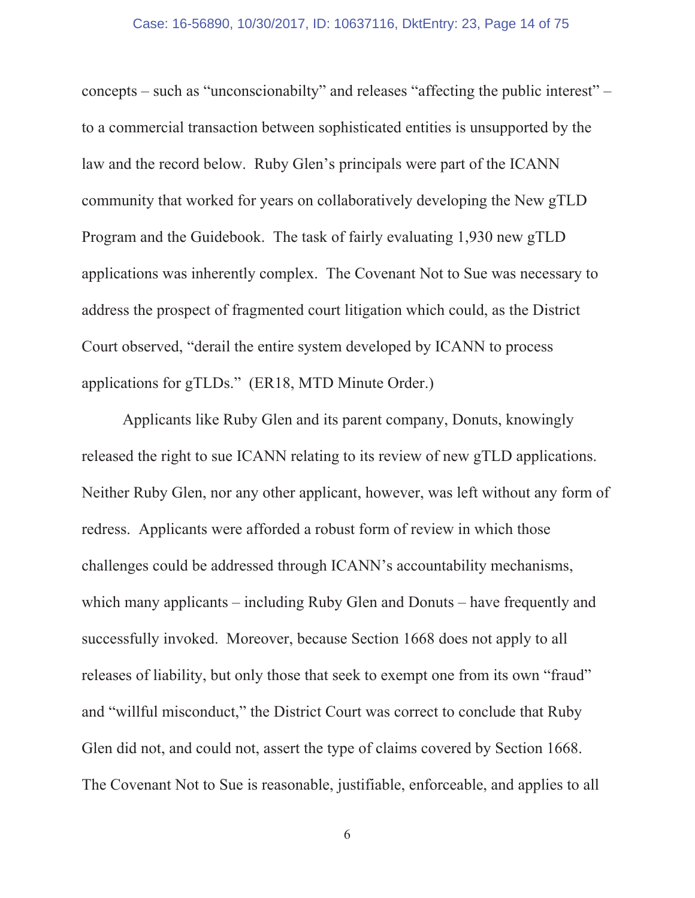concepts – such as "unconscionabilty" and releases "affecting the public interest" – to a commercial transaction between sophisticated entities is unsupported by the law and the record below. Ruby Glen's principals were part of the ICANN community that worked for years on collaboratively developing the New gTLD Program and the Guidebook. The task of fairly evaluating 1,930 new gTLD applications was inherently complex. The Covenant Not to Sue was necessary to address the prospect of fragmented court litigation which could, as the District Court observed, "derail the entire system developed by ICANN to process applications for gTLDs." (ER18, MTD Minute Order.)

Applicants like Ruby Glen and its parent company, Donuts, knowingly released the right to sue ICANN relating to its review of new gTLD applications. Neither Ruby Glen, nor any other applicant, however, was left without any form of redress. Applicants were afforded a robust form of review in which those challenges could be addressed through ICANN's accountability mechanisms, which many applicants – including Ruby Glen and Donuts – have frequently and successfully invoked. Moreover, because Section 1668 does not apply to all releases of liability, but only those that seek to exempt one from its own "fraud" and "willful misconduct," the District Court was correct to conclude that Ruby Glen did not, and could not, assert the type of claims covered by Section 1668. The Covenant Not to Sue is reasonable, justifiable, enforceable, and applies to all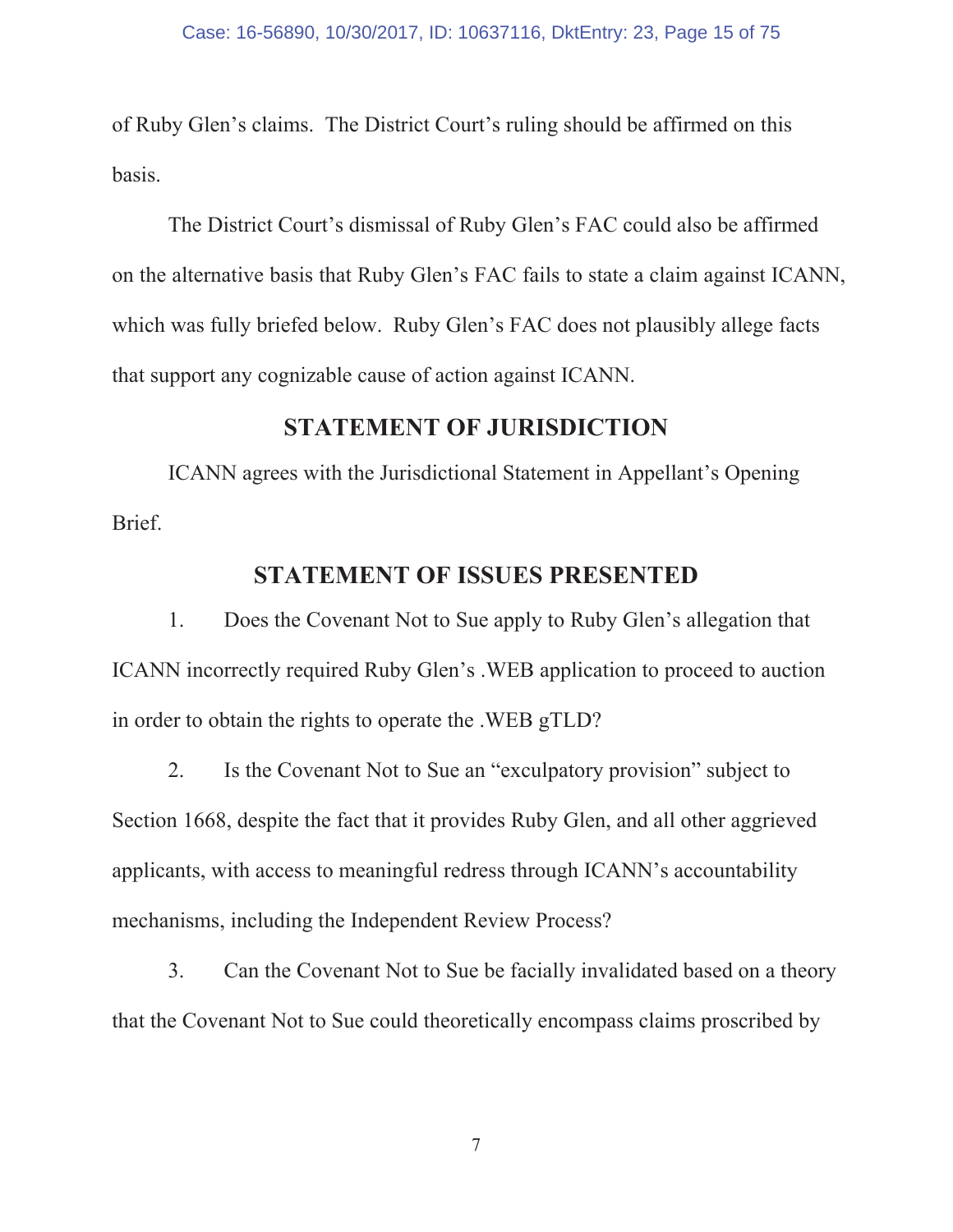of Ruby Glen's claims. The District Court's ruling should be affirmed on this basis.

The District Court's dismissal of Ruby Glen's FAC could also be affirmed on the alternative basis that Ruby Glen's FAC fails to state a claim against ICANN, which was fully briefed below. Ruby Glen's FAC does not plausibly allege facts that support any cognizable cause of action against ICANN.

## STATEMENT OF JURISDICTION

ICANN agrees with the Jurisdictional Statement in Appellant's Opening Brief.

## STATEMENT OF ISSUES PRESENTED

1. Does the Covenant Not to Sue apply to Ruby Glen's allegation that ICANN incorrectly required Ruby Glen's .WEB application to proceed to auction in order to obtain the rights to operate the .WEB gTLD?

2. Is the Covenant Not to Sue an "exculpatory provision" subject to Section 1668, despite the fact that it provides Ruby Glen, and all other aggrieved applicants, with access to meaningful redress through ICANN's accountability mechanisms, including the Independent Review Process?

3. Can the Covenant Not to Sue be facially invalidated based on a theory that the Covenant Not to Sue could theoretically encompass claims proscribed by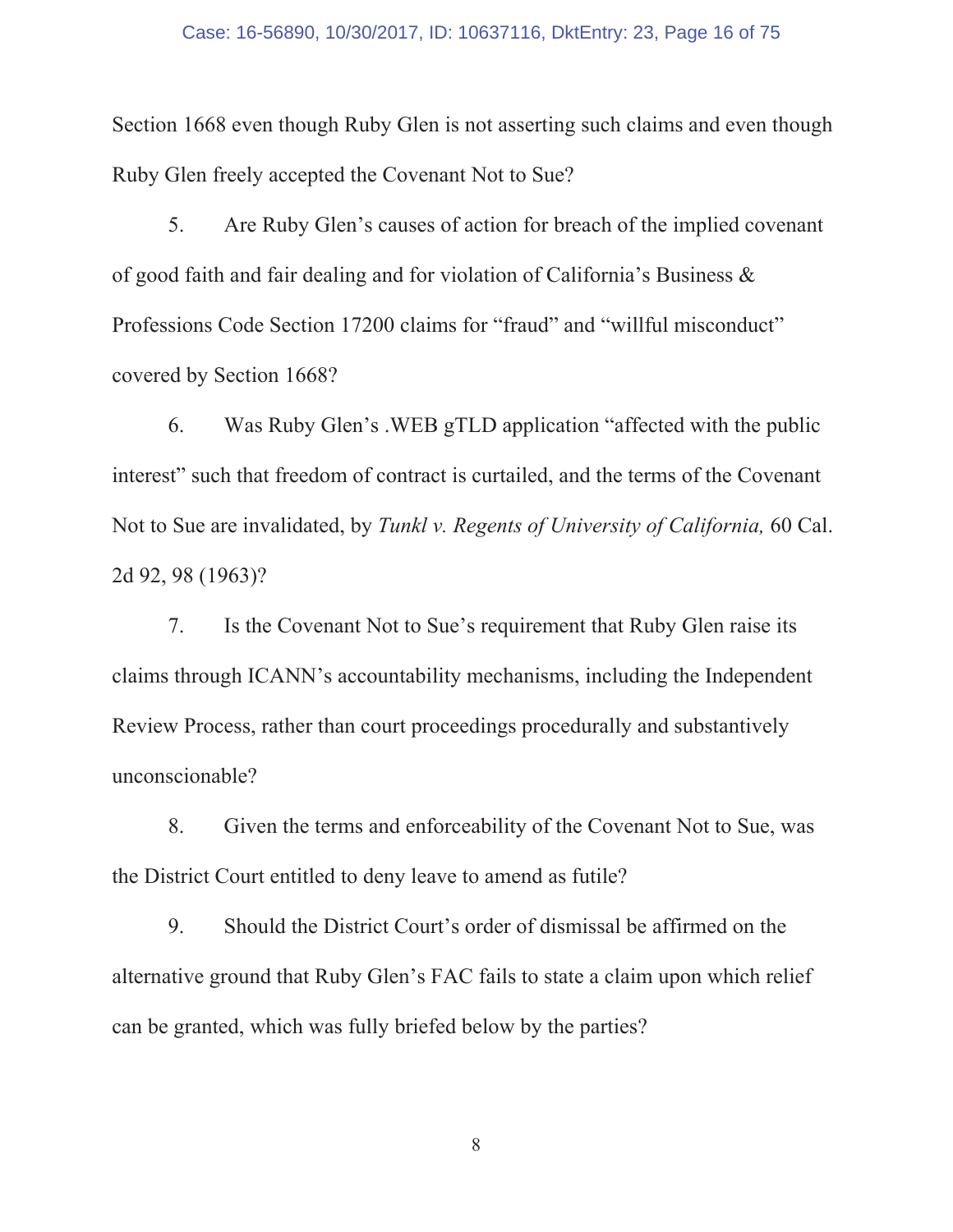Section 1668 even though Ruby Glen is not asserting such claims and even though Ruby Glen freely accepted the Covenant Not to Sue?

5. Are Ruby Glen's causes of action for breach of the implied covenant of good faith and fair dealing and for violation of California's Business & Professions Code Section 17200 claims for "fraud" and "willful misconduct" covered by Section 1668?

6. Was Ruby Glen's .WEB gTLD application "affected with the public interest" such that freedom of contract is curtailed, and the terms of the Covenant Not to Sue are invalidated, by *Tunkl v. Regents of University of California,* 60 Cal. 2d 92, 98 (1963)?

7. Is the Covenant Not to Sue's requirement that Ruby Glen raise its claims through ICANN's accountability mechanisms, including the Independent Review Process, rather than court proceedings procedurally and substantively unconscionable?

8. Given the terms and enforceability of the Covenant Not to Sue, was the District Court entitled to deny leave to amend as futile?

9. Should the District Court's order of dismissal be affirmed on the alternative ground that Ruby Glen's FAC fails to state a claim upon which relief can be granted, which was fully briefed below by the parties?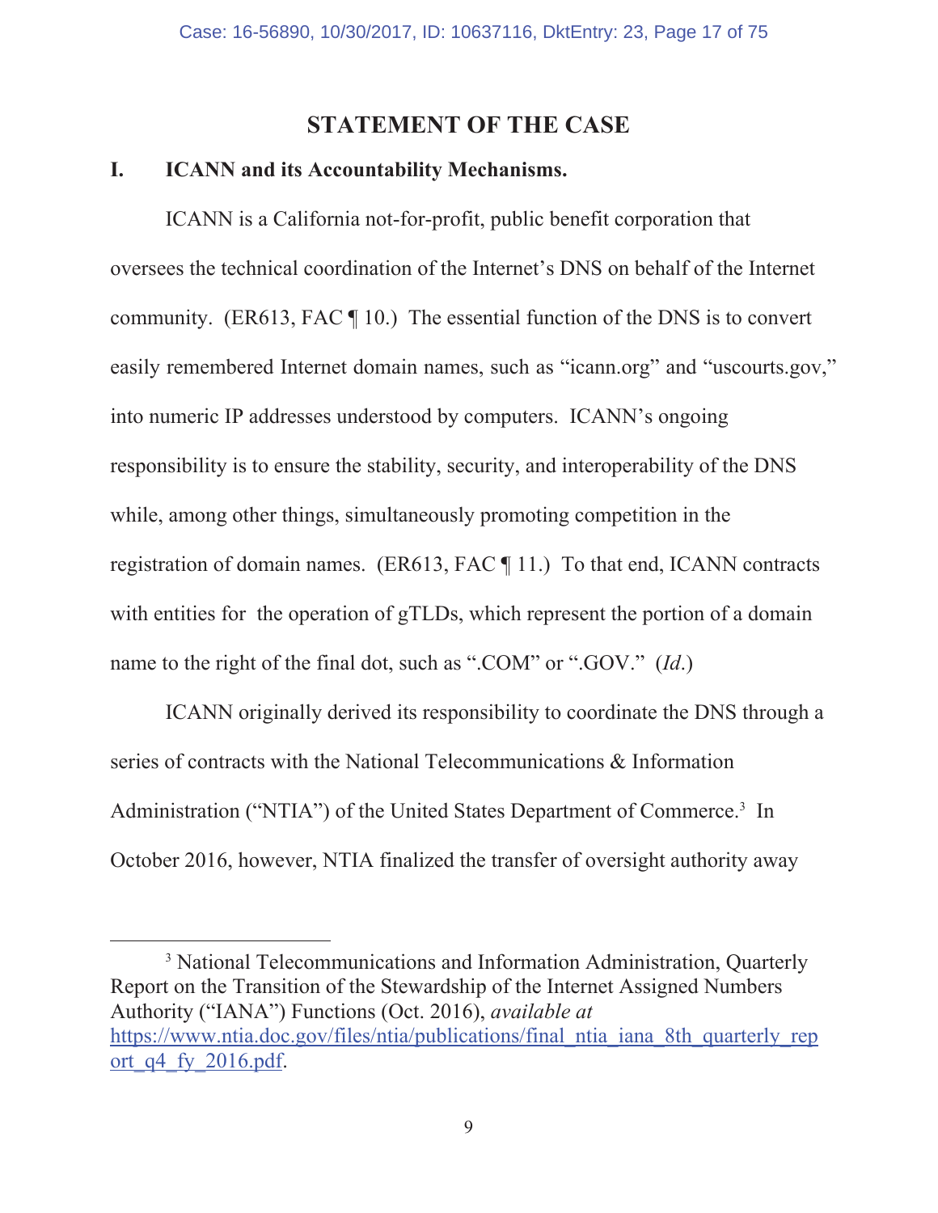## STATEMENT OF THE CASE

### I. ICANN and its Accountability Mechanisms.

ICANN is a California not-for-profit, public benefit corporation that oversees the technical coordination of the Internet's DNS on behalf of the Internet community. (ER613, FAC ¶ 10.) The essential function of the DNS is to convert easily remembered Internet domain names, such as "icann.org" and "uscourts.gov," into numeric IP addresses understood by computers. ICANN's ongoing responsibility is to ensure the stability, security, and interoperability of the DNS while, among other things, simultaneously promoting competition in the registration of domain names. (ER613, FAC ¶ 11.) To that end, ICANN contracts with entities for the operation of gTLDs, which represent the portion of a domain name to the right of the final dot, such as ".COM" or ".GOV." (*Id.*)

ICANN originally derived its responsibility to coordinate the DNS through a series of contracts with the National Telecommunications & Information Administration ("NTIA") of the United States Department of Commerce.[3] In October 2016, however, NTIA finalized the transfer of oversight authority away

---

[3] National Telecommunications and Information Administration, Quarterly Report on the Transition of the Stewardship of the Internet Assigned Numbers Authority ("IANA") Functions (Oct. 2016), *available at* https://www.ntia.doc.gov/files/ntia/publications/final_ntia_iana_8th_quarterly_report_q4_fy_2016.pdf.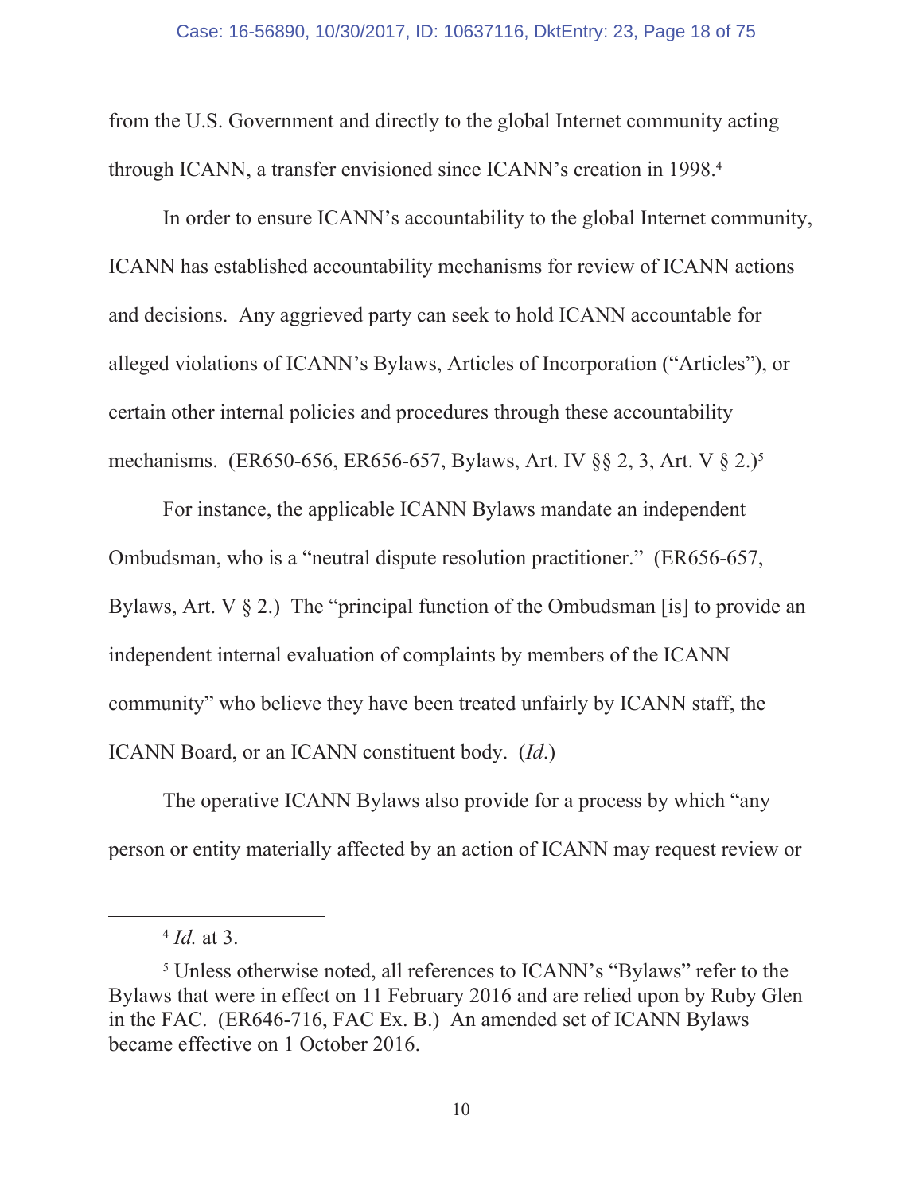from the U.S. Government and directly to the global Internet community acting through ICANN, a transfer envisioned since ICANN's creation in 1998.[4]

In order to ensure ICANN's accountability to the global Internet community, ICANN has established accountability mechanisms for review of ICANN actions and decisions. Any aggrieved party can seek to hold ICANN accountable for alleged violations of ICANN's Bylaws, Articles of Incorporation ("Articles"), or certain other internal policies and procedures through these accountability mechanisms. (ER650-656, ER656-657, Bylaws, Art. IV §§ 2, 3, Art. V § 2.)[5]

For instance, the applicable ICANN Bylaws mandate an independent Ombudsman, who is a "neutral dispute resolution practitioner." (ER656-657, Bylaws, Art. V § 2.) The "principal function of the Ombudsman [is] to provide an independent internal evaluation of complaints by members of the ICANN community" who believe they have been treated unfairly by ICANN staff, the ICANN Board, or an ICANN constituent body. (*Id.*)

The operative ICANN Bylaws also provide for a process by which "any person or entity materially affected by an action of ICANN may request review or

---

[4] *Id.* at 3.

[5] Unless otherwise noted, all references to ICANN's "Bylaws" refer to the Bylaws that were in effect on 11 February 2016 and are relied upon by Ruby Glen in the FAC. (ER646-716, FAC Ex. B.) An amended set of ICANN Bylaws became effective on 1 October 2016.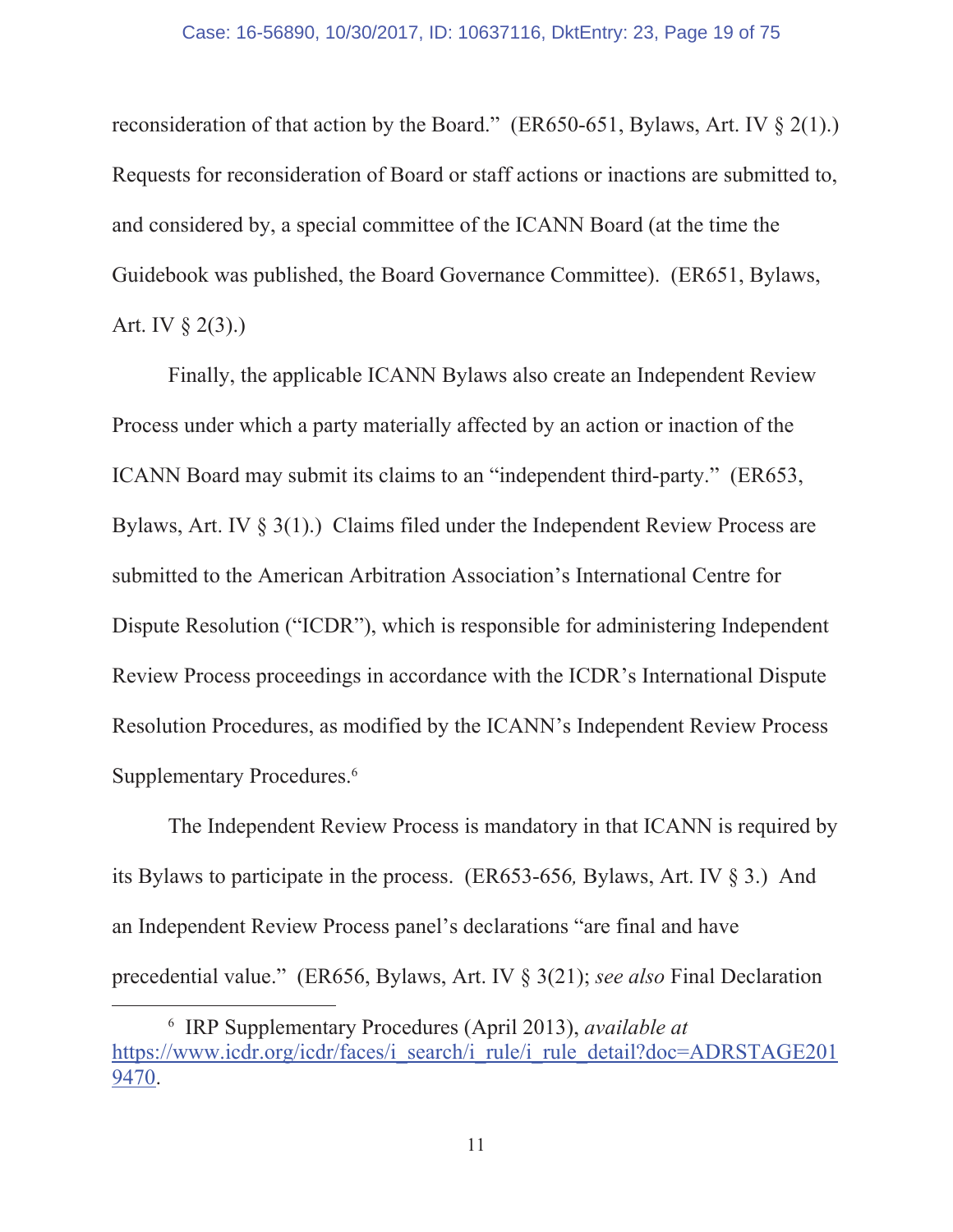reconsideration of that action by the Board." (ER650-651, Bylaws, Art. IV § 2(1).) Requests for reconsideration of Board or staff actions or inactions are submitted to, and considered by, a special committee of the ICANN Board (at the time the Guidebook was published, the Board Governance Committee). (ER651, Bylaws, Art. IV § 2(3).)

Finally, the applicable ICANN Bylaws also create an Independent Review Process under which a party materially affected by an action or inaction of the ICANN Board may submit its claims to an "independent third-party." (ER653, Bylaws, Art. IV § 3(1).) Claims filed under the Independent Review Process are submitted to the American Arbitration Association's International Centre for Dispute Resolution ("ICDR"), which is responsible for administering Independent Review Process proceedings in accordance with the ICDR's International Dispute Resolution Procedures, as modified by the ICANN's Independent Review Process Supplementary Procedures.[6]

The Independent Review Process is mandatory in that ICANN is required by its Bylaws to participate in the process. (ER653-656*,* Bylaws, Art. IV § 3.) And an Independent Review Process panel's declarations "are final and have precedential value." (ER656, Bylaws, Art. IV § 3(21); *see also* Final Declaration

[6] IRP Supplementary Procedures (April 2013), *available at* https://www.icdr.org/icdr/faces/i_search/i_rule/i_rule_detail?doc=ADRSTAGE2019470.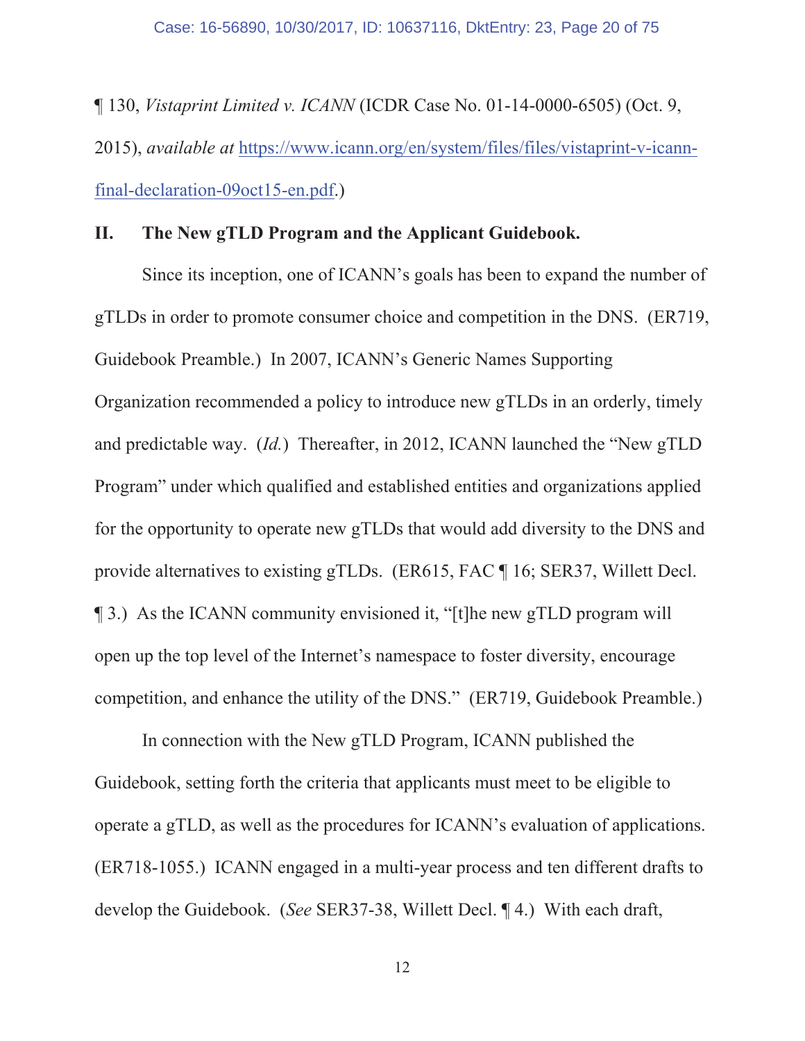¶ 130, *Vistaprint Limited v. ICANN* (ICDR Case No. 01-14-0000-6505) (Oct. 9, 2015), *available at* https://www.icann.org/en/system/files/files/vistaprint-v-icann-final-declaration-09oct15-en.pdf.)

## II. The New gTLD Program and the Applicant Guidebook.

Since its inception, one of ICANN's goals has been to expand the number of gTLDs in order to promote consumer choice and competition in the DNS. (ER719, Guidebook Preamble.) In 2007, ICANN's Generic Names Supporting Organization recommended a policy to introduce new gTLDs in an orderly, timely and predictable way. (*Id.*) Thereafter, in 2012, ICANN launched the "New gTLD Program" under which qualified and established entities and organizations applied for the opportunity to operate new gTLDs that would add diversity to the DNS and provide alternatives to existing gTLDs. (ER615, FAC ¶ 16; SER37, Willett Decl. ¶ 3.) As the ICANN community envisioned it, "[t]he new gTLD program will open up the top level of the Internet's namespace to foster diversity, encourage competition, and enhance the utility of the DNS." (ER719, Guidebook Preamble.)

In connection with the New gTLD Program, ICANN published the Guidebook, setting forth the criteria that applicants must meet to be eligible to operate a gTLD, as well as the procedures for ICANN's evaluation of applications. (ER718-1055.) ICANN engaged in a multi-year process and ten different drafts to develop the Guidebook. (*See* SER37-38, Willett Decl. ¶ 4.) With each draft,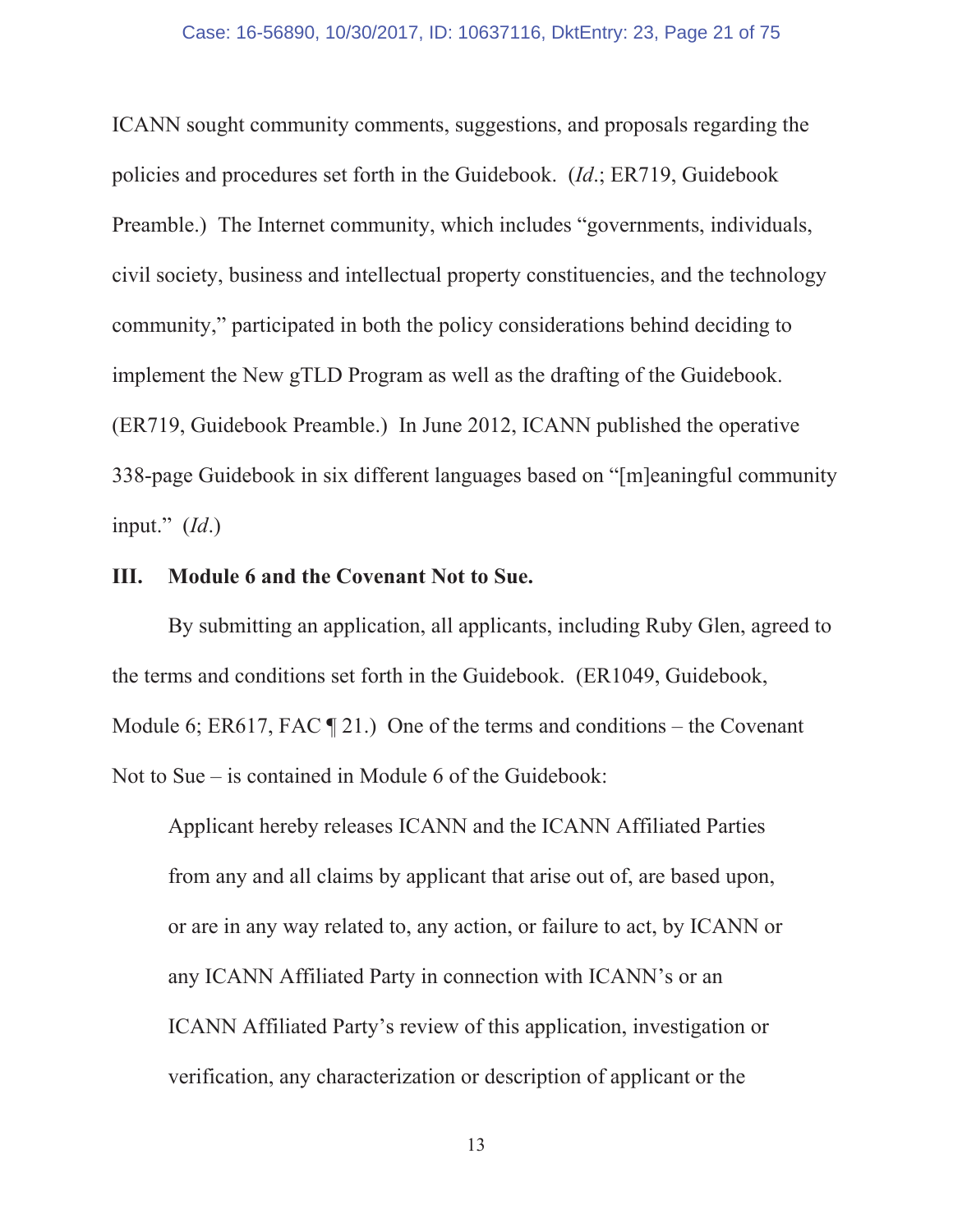ICANN sought community comments, suggestions, and proposals regarding the policies and procedures set forth in the Guidebook. (*Id*.; ER719, Guidebook Preamble.) The Internet community, which includes "governments, individuals, civil society, business and intellectual property constituencies, and the technology community," participated in both the policy considerations behind deciding to implement the New gTLD Program as well as the drafting of the Guidebook. (ER719, Guidebook Preamble.) In June 2012, ICANN published the operative 338-page Guidebook in six different languages based on "[m]eaningful community input." (*Id*.)

## III. Module 6 and the Covenant Not to Sue.

By submitting an application, all applicants, including Ruby Glen, agreed to the terms and conditions set forth in the Guidebook. (ER1049, Guidebook, Module 6; ER617, FAC ¶ 21.) One of the terms and conditions – the Covenant Not to Sue – is contained in Module 6 of the Guidebook:

> Applicant hereby releases ICANN and the ICANN Affiliated Parties from any and all claims by applicant that arise out of, are based upon, or are in any way related to, any action, or failure to act, by ICANN or any ICANN Affiliated Party in connection with ICANN's or an ICANN Affiliated Party's review of this application, investigation or verification, any characterization or description of applicant or the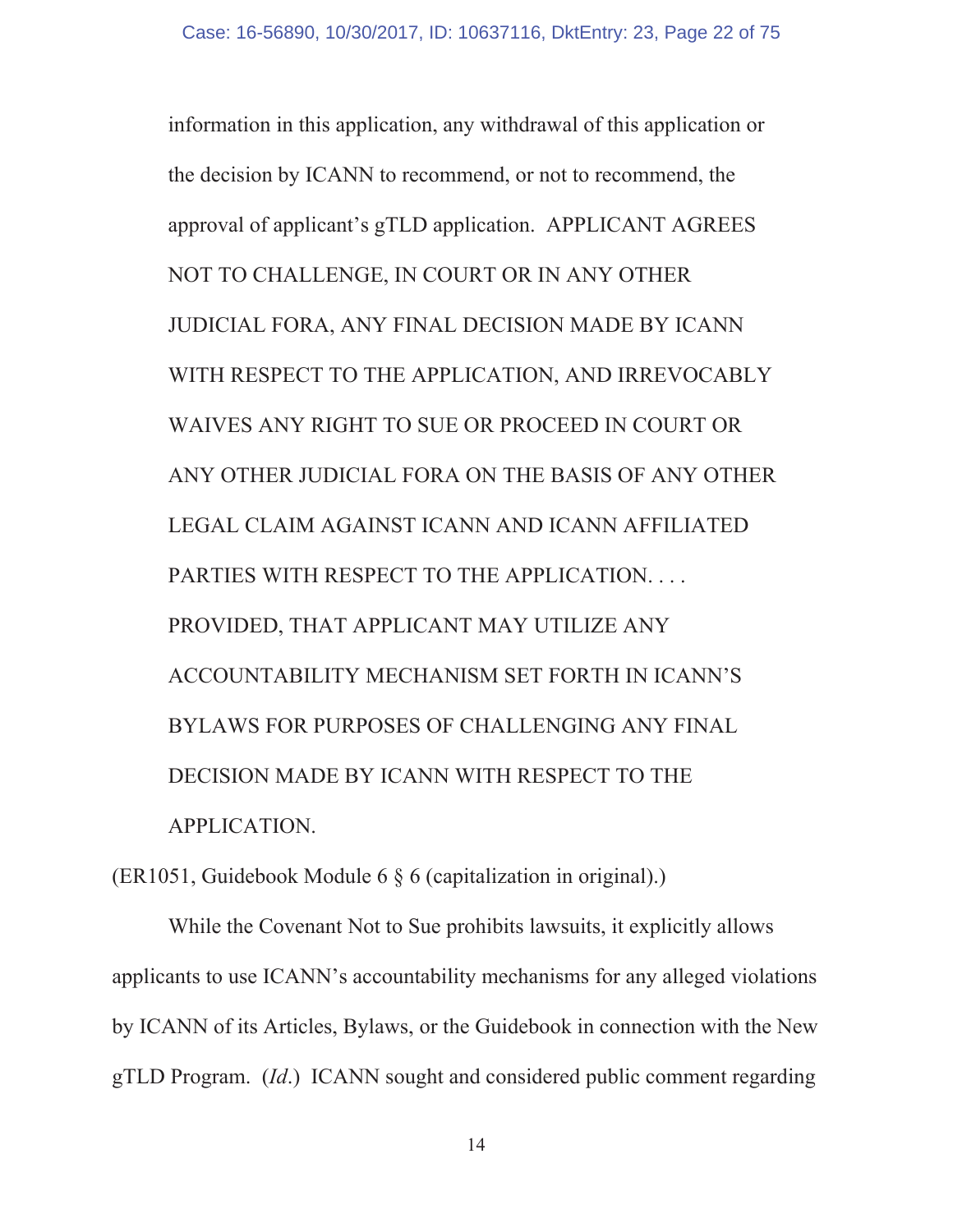> information in this application, any withdrawal of this application or the decision by ICANN to recommend, or not to recommend, the approval of applicant's gTLD application. APPLICANT AGREES NOT TO CHALLENGE, IN COURT OR IN ANY OTHER JUDICIAL FORA, ANY FINAL DECISION MADE BY ICANN WITH RESPECT TO THE APPLICATION, AND IRREVOCABLY WAIVES ANY RIGHT TO SUE OR PROCEED IN COURT OR ANY OTHER JUDICIAL FORA ON THE BASIS OF ANY OTHER LEGAL CLAIM AGAINST ICANN AND ICANN AFFILIATED PARTIES WITH RESPECT TO THE APPLICATION. . . . PROVIDED, THAT APPLICANT MAY UTILIZE ANY ACCOUNTABILITY MECHANISM SET FORTH IN ICANN'S BYLAWS FOR PURPOSES OF CHALLENGING ANY FINAL DECISION MADE BY ICANN WITH RESPECT TO THE APPLICATION.

(ER1051, Guidebook Module 6 § 6 (capitalization in original).)

While the Covenant Not to Sue prohibits lawsuits, it explicitly allows applicants to use ICANN's accountability mechanisms for any alleged violations by ICANN of its Articles, Bylaws, or the Guidebook in connection with the New gTLD Program. (*Id*.) ICANN sought and considered public comment regarding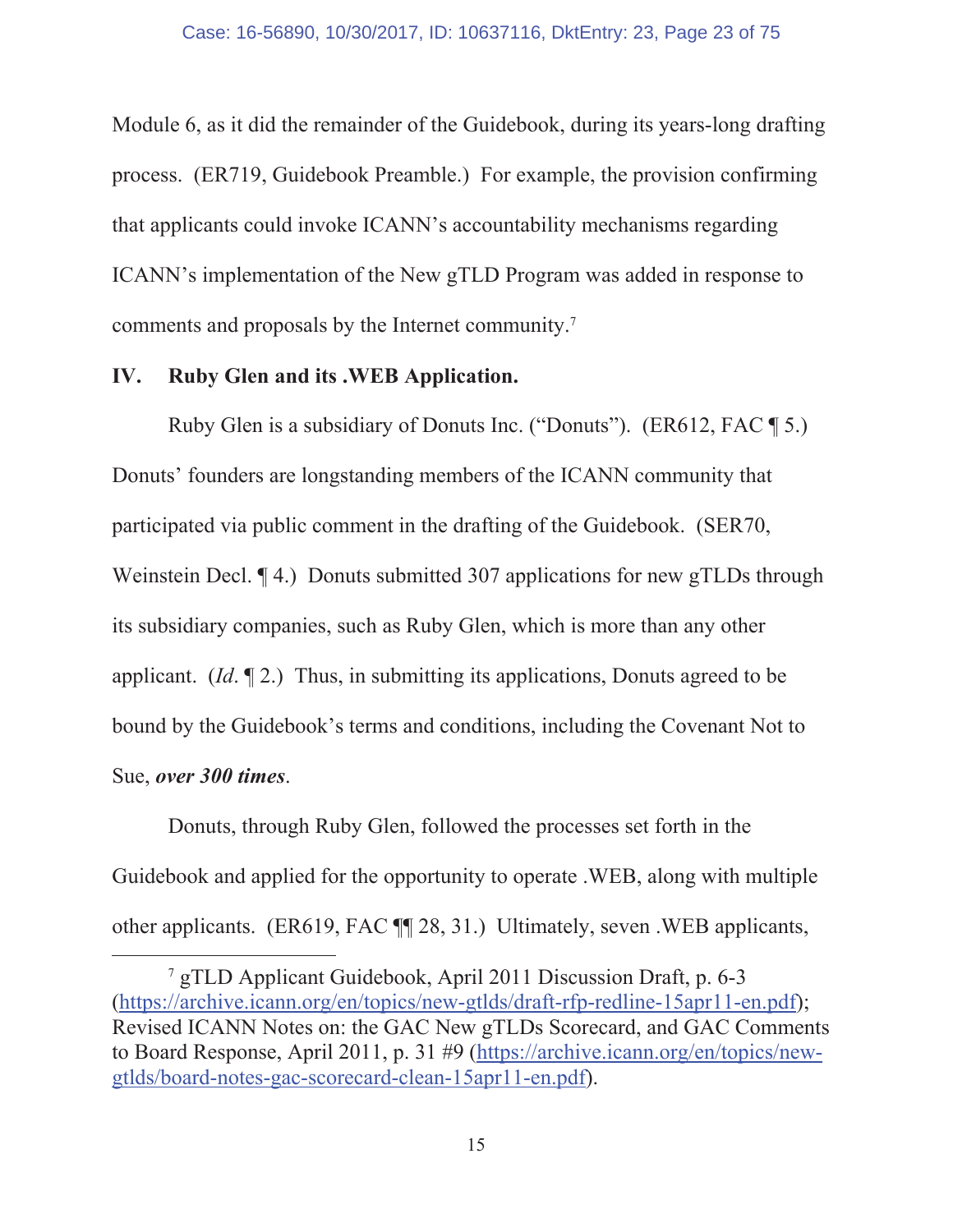Module 6, as it did the remainder of the Guidebook, during its years-long drafting process. (ER719, Guidebook Preamble.) For example, the provision confirming that applicants could invoke ICANN's accountability mechanisms regarding ICANN's implementation of the New gTLD Program was added in response to comments and proposals by the Internet community.[7]

## IV. Ruby Glen and its .WEB Application.

Ruby Glen is a subsidiary of Donuts Inc. ("Donuts"). (ER612, FAC ¶ 5.) Donuts' founders are longstanding members of the ICANN community that participated via public comment in the drafting of the Guidebook. (SER70, Weinstein Decl. ¶ 4.) Donuts submitted 307 applications for new gTLDs through its subsidiary companies, such as Ruby Glen, which is more than any other applicant. (*Id*. ¶ 2.) Thus, in submitting its applications, Donuts agreed to be bound by the Guidebook's terms and conditions, including the Covenant Not to Sue, ***over 300 times***.

Donuts, through Ruby Glen, followed the processes set forth in the Guidebook and applied for the opportunity to operate .WEB, along with multiple other applicants. (ER619, FAC ¶¶ 28, 31.) Ultimately, seven .WEB applicants,

---

[7] gTLD Applicant Guidebook, April 2011 Discussion Draft, p. 6-3 (https://archive.icann.org/en/topics/new-gtlds/draft-rfp-redline-15apr11-en.pdf); Revised ICANN Notes on: the GAC New gTLDs Scorecard, and GAC Comments to Board Response, April 2011, p. 31 #9 (https://archive.icann.org/en/topics/new-gtlds/board-notes-gac-scorecard-clean-15apr11-en.pdf).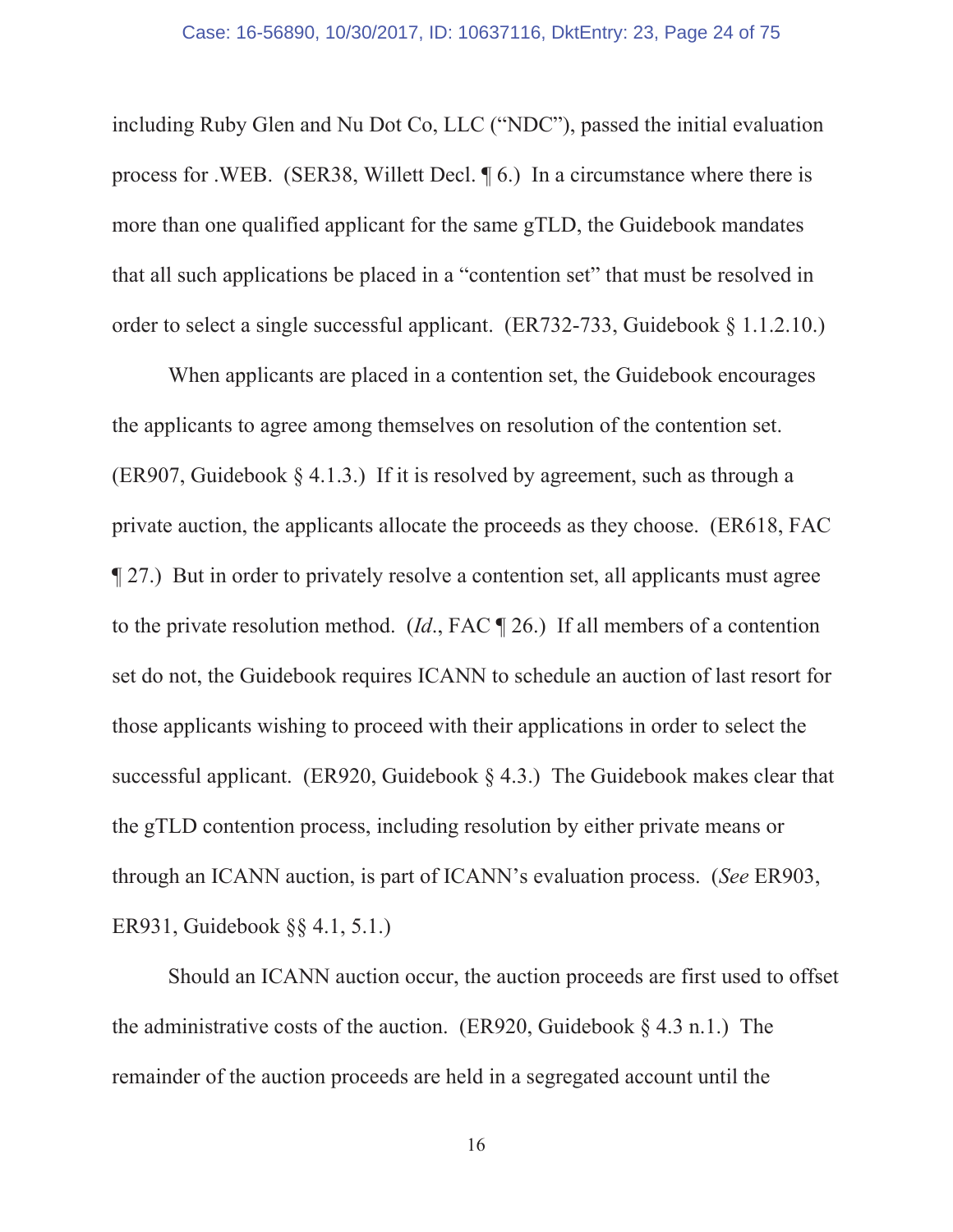including Ruby Glen and Nu Dot Co, LLC ("NDC"), passed the initial evaluation process for .WEB. (SER38, Willett Decl. ¶ 6.) In a circumstance where there is more than one qualified applicant for the same gTLD, the Guidebook mandates that all such applications be placed in a "contention set" that must be resolved in order to select a single successful applicant. (ER732-733, Guidebook § 1.1.2.10.)

When applicants are placed in a contention set, the Guidebook encourages the applicants to agree among themselves on resolution of the contention set. (ER907, Guidebook § 4.1.3.) If it is resolved by agreement, such as through a private auction, the applicants allocate the proceeds as they choose. (ER618, FAC ¶ 27.) But in order to privately resolve a contention set, all applicants must agree to the private resolution method. (*Id*., FAC ¶ 26.) If all members of a contention set do not, the Guidebook requires ICANN to schedule an auction of last resort for those applicants wishing to proceed with their applications in order to select the successful applicant. (ER920, Guidebook § 4.3.) The Guidebook makes clear that the gTLD contention process, including resolution by either private means or through an ICANN auction, is part of ICANN's evaluation process. (*See* ER903, ER931, Guidebook §§ 4.1, 5.1.)

Should an ICANN auction occur, the auction proceeds are first used to offset the administrative costs of the auction. (ER920, Guidebook § 4.3 n.1.) The remainder of the auction proceeds are held in a segregated account until the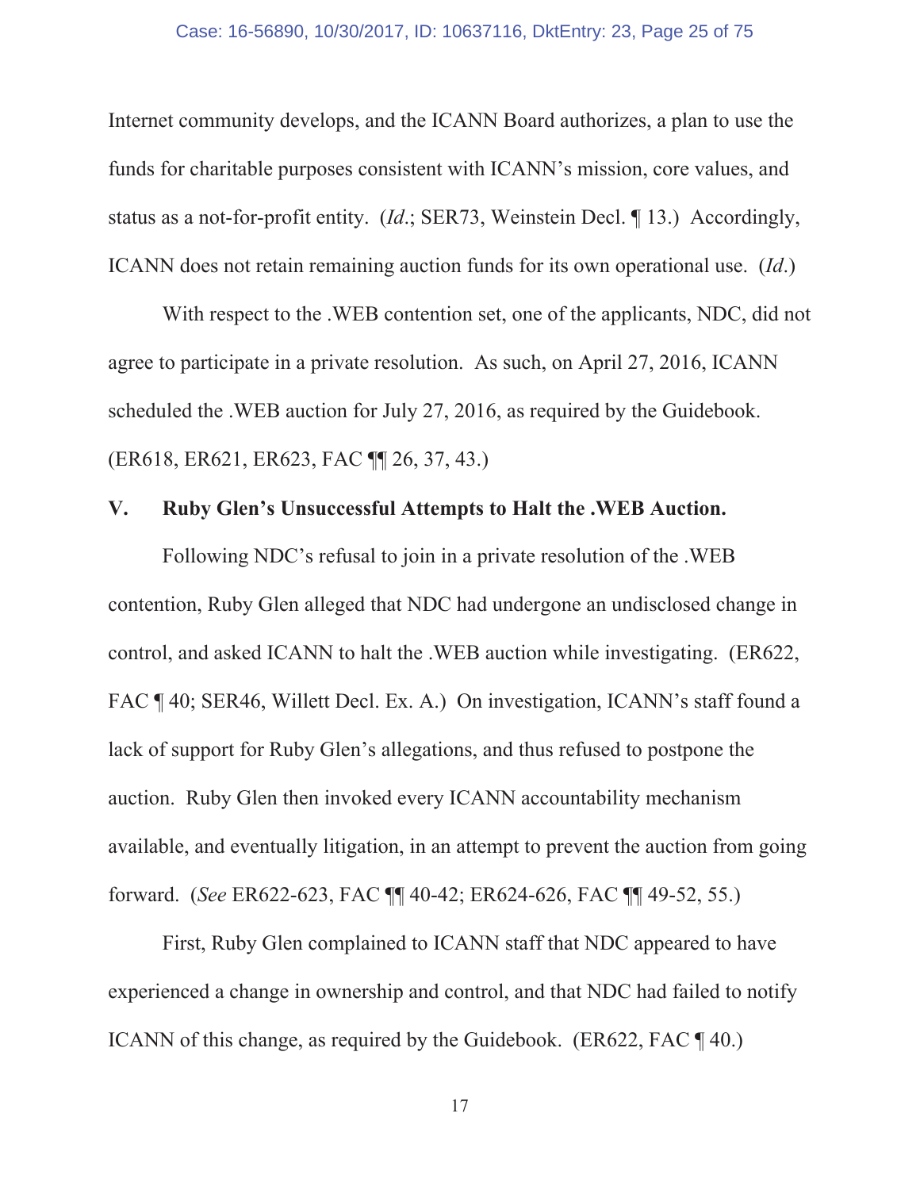Internet community develops, and the ICANN Board authorizes, a plan to use the funds for charitable purposes consistent with ICANN's mission, core values, and status as a not-for-profit entity. (*Id*.; SER73, Weinstein Decl. ¶ 13.) Accordingly, ICANN does not retain remaining auction funds for its own operational use. (*Id*.)

With respect to the .WEB contention set, one of the applicants, NDC, did not agree to participate in a private resolution. As such, on April 27, 2016, ICANN scheduled the .WEB auction for July 27, 2016, as required by the Guidebook. (ER618, ER621, ER623, FAC ¶¶ 26, 37, 43.)

## V. Ruby Glen's Unsuccessful Attempts to Halt the .WEB Auction.

Following NDC's refusal to join in a private resolution of the .WEB contention, Ruby Glen alleged that NDC had undergone an undisclosed change in control, and asked ICANN to halt the .WEB auction while investigating. (ER622, FAC ¶ 40; SER46, Willett Decl. Ex. A.) On investigation, ICANN's staff found a lack of support for Ruby Glen's allegations, and thus refused to postpone the auction. Ruby Glen then invoked every ICANN accountability mechanism available, and eventually litigation, in an attempt to prevent the auction from going forward. (*See* ER622-623, FAC ¶¶ 40-42; ER624-626, FAC ¶¶ 49-52, 55.)

First, Ruby Glen complained to ICANN staff that NDC appeared to have experienced a change in ownership and control, and that NDC had failed to notify ICANN of this change, as required by the Guidebook. (ER622, FAC ¶ 40.)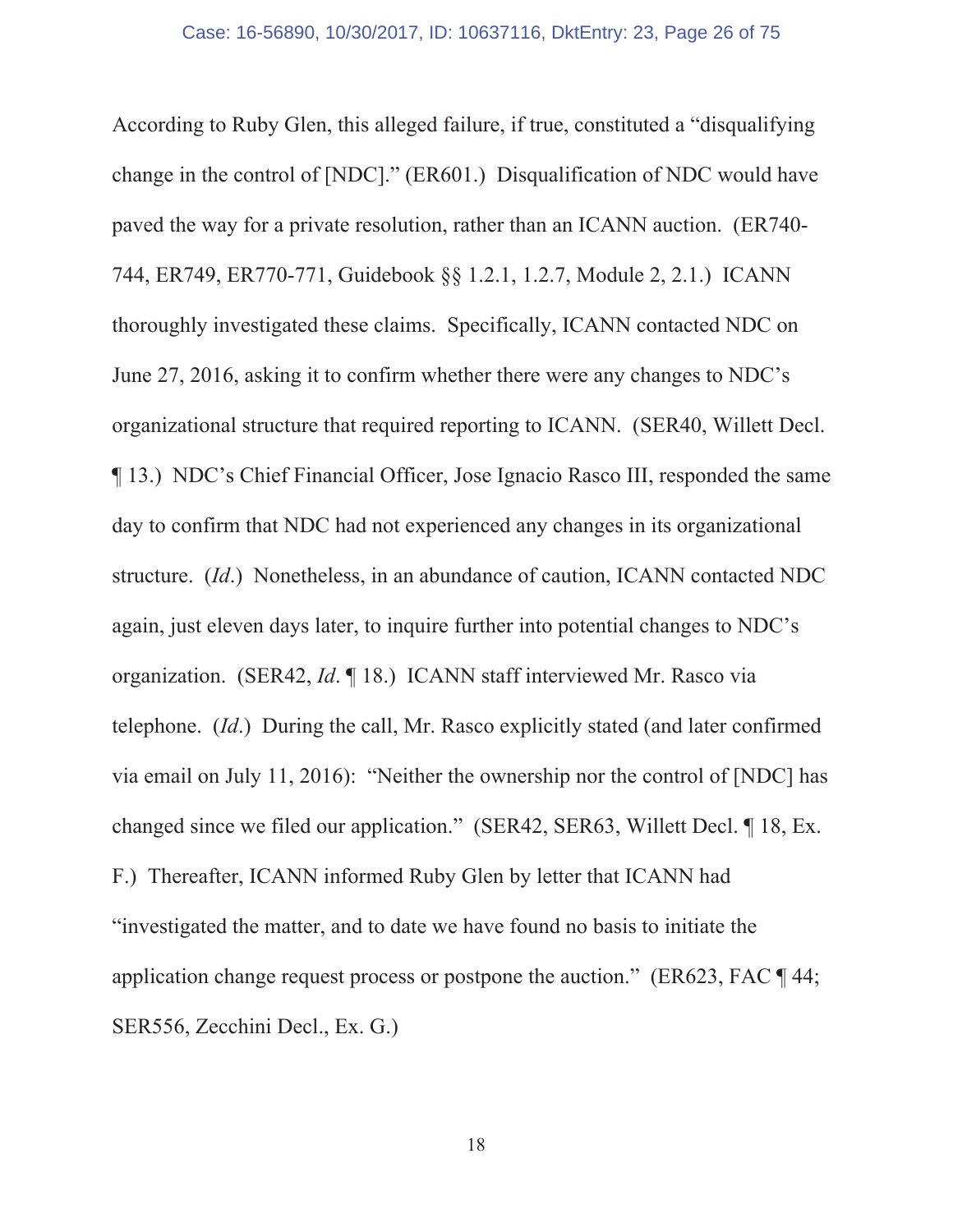According to Ruby Glen, this alleged failure, if true, constituted a "disqualifying change in the control of [NDC]." (ER601.) Disqualification of NDC would have paved the way for a private resolution, rather than an ICANN auction. (ER740-744, ER749, ER770-771, Guidebook §§ 1.2.1, 1.2.7, Module 2, 2.1.) ICANN thoroughly investigated these claims. Specifically, ICANN contacted NDC on June 27, 2016, asking it to confirm whether there were any changes to NDC's organizational structure that required reporting to ICANN. (SER40, Willett Decl. ¶ 13.) NDC's Chief Financial Officer, Jose Ignacio Rasco III, responded the same day to confirm that NDC had not experienced any changes in its organizational structure. (*Id*.) Nonetheless, in an abundance of caution, ICANN contacted NDC again, just eleven days later, to inquire further into potential changes to NDC's organization. (SER42, *Id*. ¶ 18.) ICANN staff interviewed Mr. Rasco via telephone. (*Id*.) During the call, Mr. Rasco explicitly stated (and later confirmed via email on July 11, 2016): "Neither the ownership nor the control of [NDC] has changed since we filed our application." (SER42, SER63, Willett Decl. ¶ 18, Ex. F.) Thereafter, ICANN informed Ruby Glen by letter that ICANN had "investigated the matter, and to date we have found no basis to initiate the application change request process or postpone the auction." (ER623, FAC ¶ 44; SER556, Zecchini Decl., Ex. G.)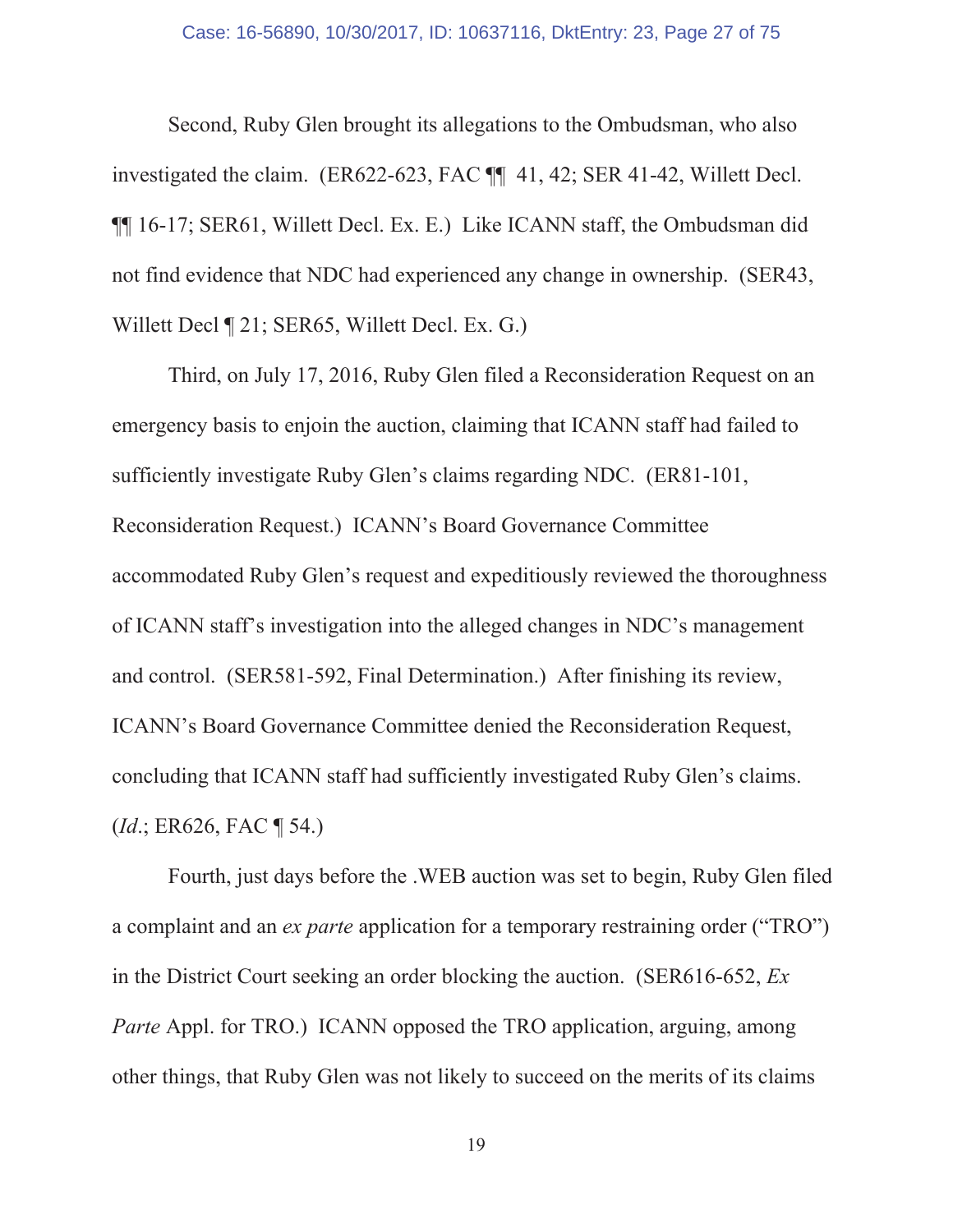Second, Ruby Glen brought its allegations to the Ombudsman, who also investigated the claim. (ER622-623, FAC ¶¶ 41, 42; SER 41-42, Willett Decl. ¶¶ 16-17; SER61, Willett Decl. Ex. E.) Like ICANN staff, the Ombudsman did not find evidence that NDC had experienced any change in ownership. (SER43, Willett Decl ¶ 21; SER65, Willett Decl. Ex. G.)

Third, on July 17, 2016, Ruby Glen filed a Reconsideration Request on an emergency basis to enjoin the auction, claiming that ICANN staff had failed to sufficiently investigate Ruby Glen's claims regarding NDC. (ER81-101, Reconsideration Request.) ICANN's Board Governance Committee accommodated Ruby Glen's request and expeditiously reviewed the thoroughness of ICANN staff's investigation into the alleged changes in NDC's management and control. (SER581-592, Final Determination.) After finishing its review, ICANN's Board Governance Committee denied the Reconsideration Request, concluding that ICANN staff had sufficiently investigated Ruby Glen's claims. (*Id*.; ER626, FAC ¶ 54.)

Fourth, just days before the .WEB auction was set to begin, Ruby Glen filed a complaint and an *ex parte* application for a temporary restraining order ("TRO") in the District Court seeking an order blocking the auction. (SER616-652, *Ex Parte* Appl. for TRO.) ICANN opposed the TRO application, arguing, among other things, that Ruby Glen was not likely to succeed on the merits of its claims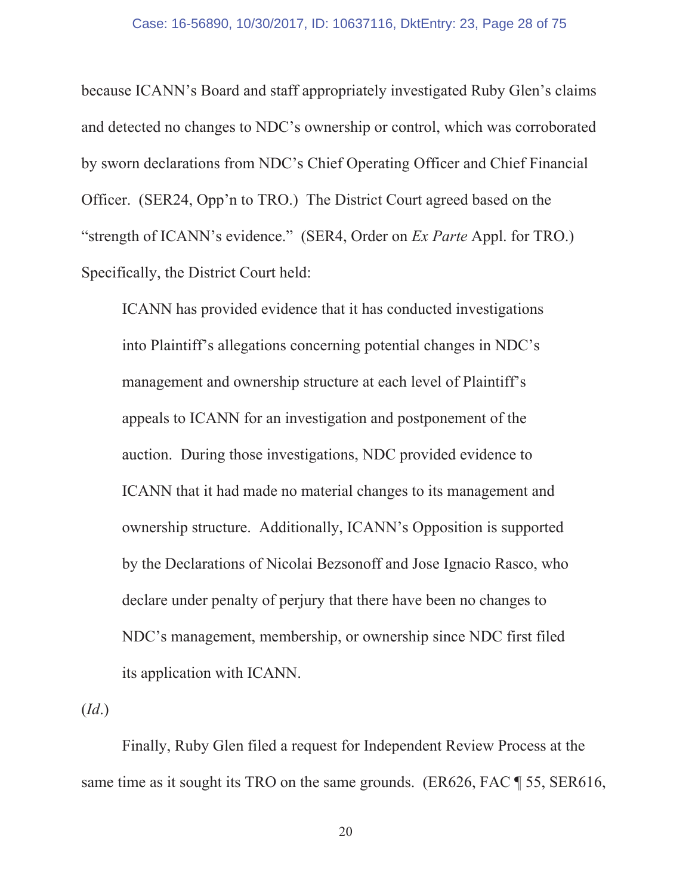because ICANN's Board and staff appropriately investigated Ruby Glen's claims and detected no changes to NDC's ownership or control, which was corroborated by sworn declarations from NDC's Chief Operating Officer and Chief Financial Officer. (SER24, Opp'n to TRO.) The District Court agreed based on the "strength of ICANN's evidence." (SER4, Order on *Ex Parte* Appl. for TRO.) Specifically, the District Court held:

> ICANN has provided evidence that it has conducted investigations into Plaintiff's allegations concerning potential changes in NDC's management and ownership structure at each level of Plaintiff's appeals to ICANN for an investigation and postponement of the auction. During those investigations, NDC provided evidence to ICANN that it had made no material changes to its management and ownership structure. Additionally, ICANN's Opposition is supported by the Declarations of Nicolai Bezsonoff and Jose Ignacio Rasco, who declare under penalty of perjury that there have been no changes to NDC's management, membership, or ownership since NDC first filed its application with ICANN.

(*Id.*)

Finally, Ruby Glen filed a request for Independent Review Process at the same time as it sought its TRO on the same grounds. (ER626, FAC ¶ 55, SER616,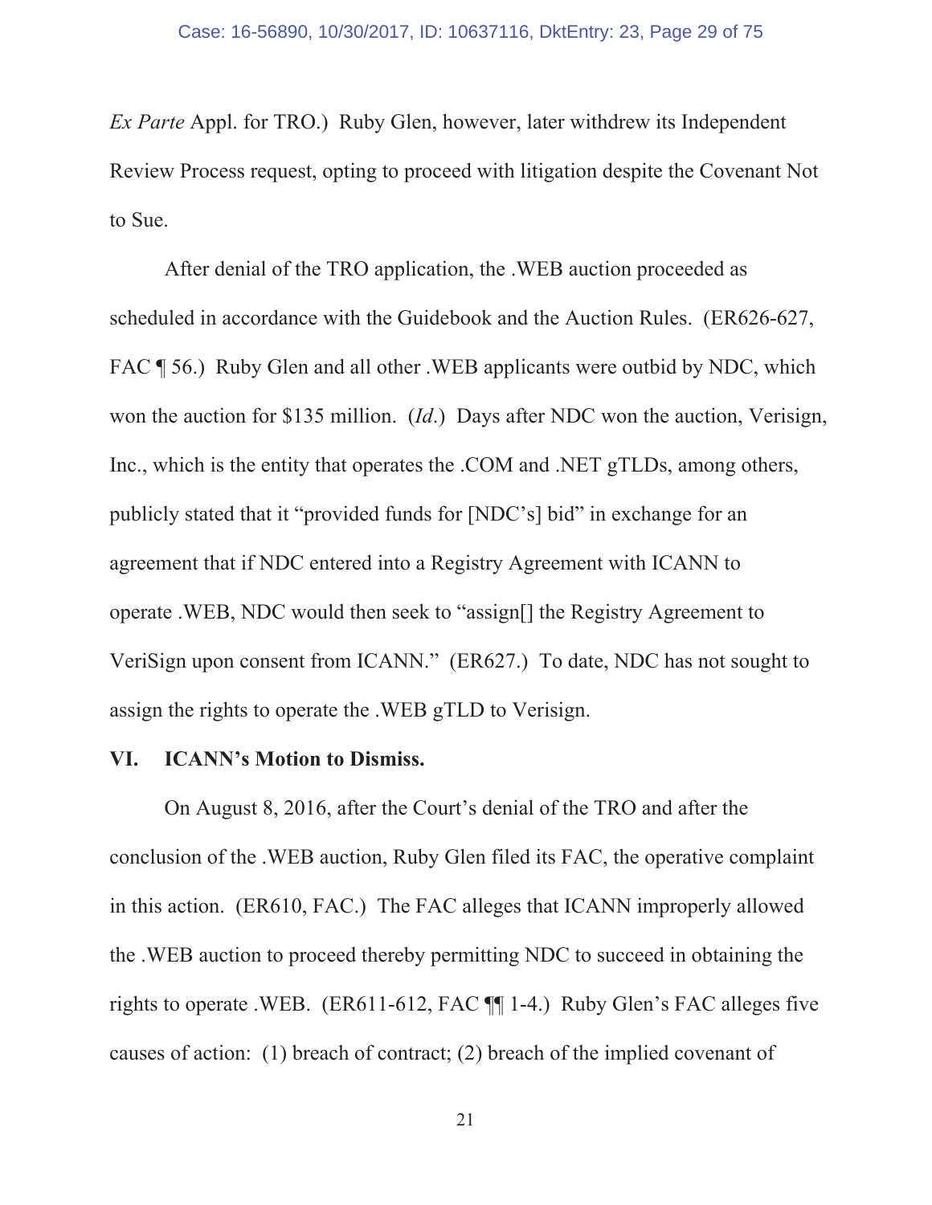*Ex Parte* Appl. for TRO.) Ruby Glen, however, later withdrew its Independent Review Process request, opting to proceed with litigation despite the Covenant Not to Sue.

After denial of the TRO application, the .WEB auction proceeded as scheduled in accordance with the Guidebook and the Auction Rules. (ER626-627, FAC ¶ 56.) Ruby Glen and all other .WEB applicants were outbid by NDC, which won the auction for $135 million. (*Id.*) Days after NDC won the auction, Verisign, Inc., which is the entity that operates the .COM and .NET gTLDs, among others, publicly stated that it "provided funds for [NDC's] bid" in exchange for an agreement that if NDC entered into a Registry Agreement with ICANN to operate .WEB, NDC would then seek to "assign[] the Registry Agreement to VeriSign upon consent from ICANN." (ER627.) To date, NDC has not sought to assign the rights to operate the .WEB gTLD to Verisign.

## VI. ICANN's Motion to Dismiss.

On August 8, 2016, after the Court's denial of the TRO and after the conclusion of the .WEB auction, Ruby Glen filed its FAC, the operative complaint in this action. (ER610, FAC.) The FAC alleges that ICANN improperly allowed the .WEB auction to proceed thereby permitting NDC to succeed in obtaining the rights to operate .WEB. (ER611-612, FAC ¶¶ 1-4.) Ruby Glen's FAC alleges five causes of action: (1) breach of contract; (2) breach of the implied covenant of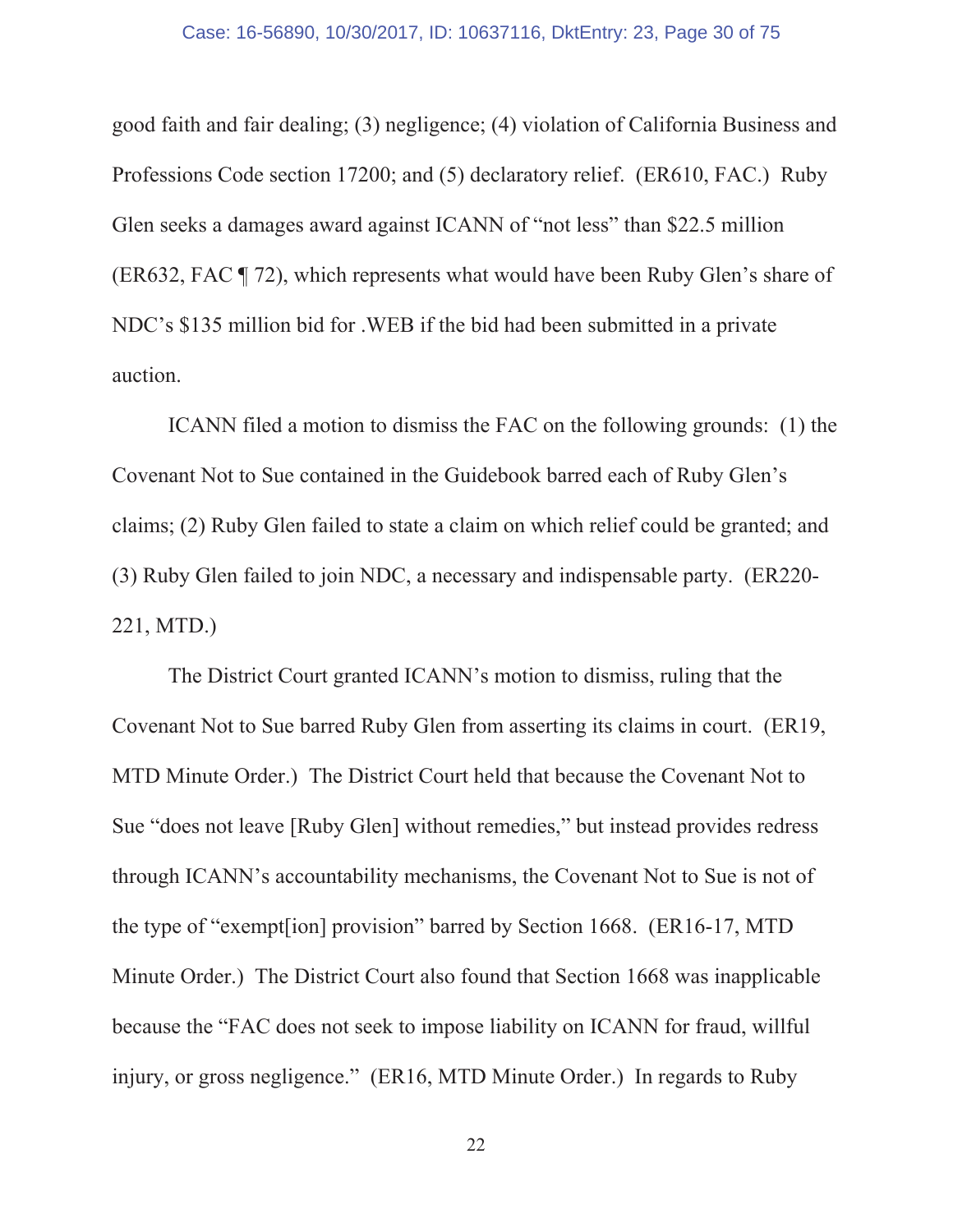good faith and fair dealing; (3) negligence; (4) violation of California Business and Professions Code section 17200; and (5) declaratory relief. (ER610, FAC.) Ruby Glen seeks a damages award against ICANN of "not less" than $22.5 million (ER632, FAC ¶ 72), which represents what would have been Ruby Glen's share of NDC's $135 million bid for .WEB if the bid had been submitted in a private auction.

ICANN filed a motion to dismiss the FAC on the following grounds: (1) the Covenant Not to Sue contained in the Guidebook barred each of Ruby Glen's claims; (2) Ruby Glen failed to state a claim on which relief could be granted; and (3) Ruby Glen failed to join NDC, a necessary and indispensable party. (ER220-221, MTD.)

The District Court granted ICANN's motion to dismiss, ruling that the Covenant Not to Sue barred Ruby Glen from asserting its claims in court. (ER19, MTD Minute Order.) The District Court held that because the Covenant Not to Sue "does not leave [Ruby Glen] without remedies," but instead provides redress through ICANN's accountability mechanisms, the Covenant Not to Sue is not of the type of "exempt[ion] provision" barred by Section 1668. (ER16-17, MTD Minute Order.) The District Court also found that Section 1668 was inapplicable because the "FAC does not seek to impose liability on ICANN for fraud, willful injury, or gross negligence." (ER16, MTD Minute Order.) In regards to Ruby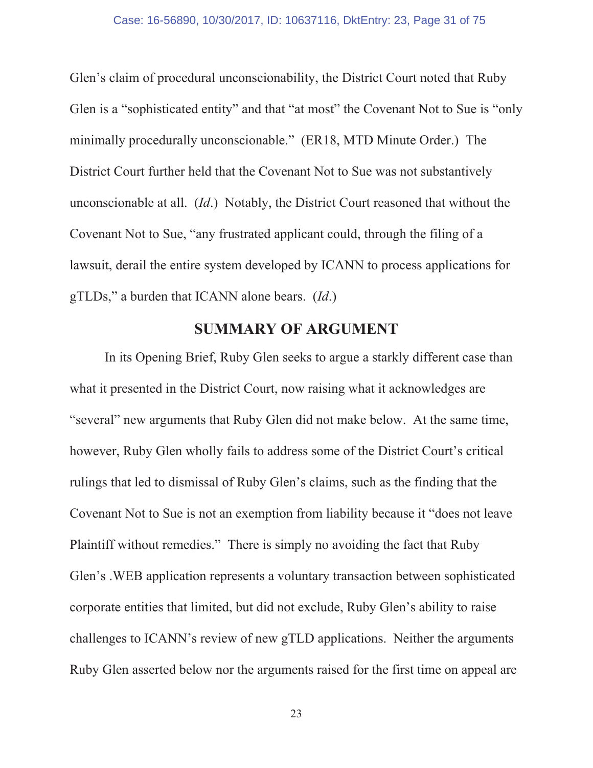Glen's claim of procedural unconscionability, the District Court noted that Ruby Glen is a "sophisticated entity" and that "at most" the Covenant Not to Sue is "only minimally procedurally unconscionable." (ER18, MTD Minute Order.) The District Court further held that the Covenant Not to Sue was not substantively unconscionable at all. (*Id*.) Notably, the District Court reasoned that without the Covenant Not to Sue, "any frustrated applicant could, through the filing of a lawsuit, derail the entire system developed by ICANN to process applications for gTLDs," a burden that ICANN alone bears. (*Id*.)

## SUMMARY OF ARGUMENT

In its Opening Brief, Ruby Glen seeks to argue a starkly different case than what it presented in the District Court, now raising what it acknowledges are "several" new arguments that Ruby Glen did not make below. At the same time, however, Ruby Glen wholly fails to address some of the District Court's critical rulings that led to dismissal of Ruby Glen's claims, such as the finding that the Covenant Not to Sue is not an exemption from liability because it "does not leave Plaintiff without remedies." There is simply no avoiding the fact that Ruby Glen's .WEB application represents a voluntary transaction between sophisticated corporate entities that limited, but did not exclude, Ruby Glen's ability to raise challenges to ICANN's review of new gTLD applications. Neither the arguments Ruby Glen asserted below nor the arguments raised for the first time on appeal are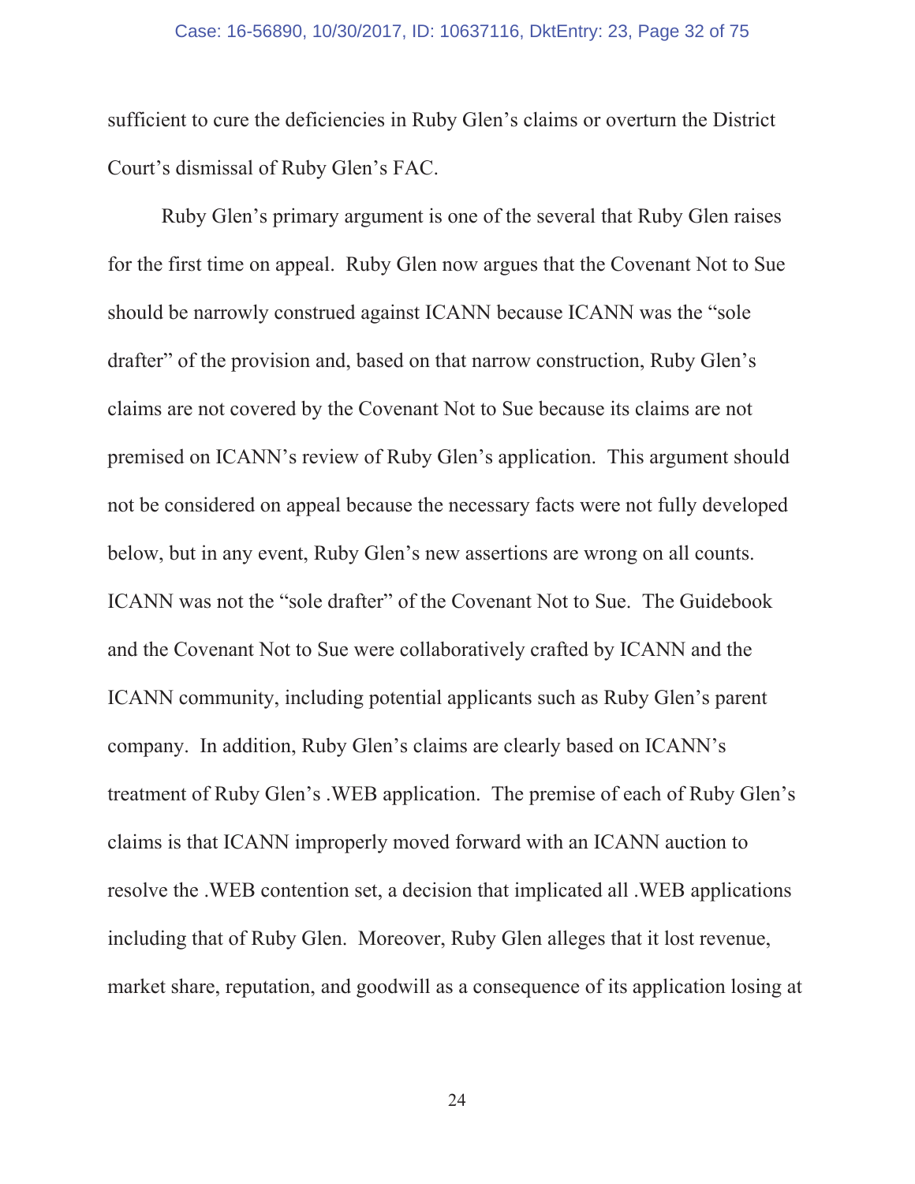sufficient to cure the deficiencies in Ruby Glen's claims or overturn the District Court's dismissal of Ruby Glen's FAC.

Ruby Glen's primary argument is one of the several that Ruby Glen raises for the first time on appeal. Ruby Glen now argues that the Covenant Not to Sue should be narrowly construed against ICANN because ICANN was the "sole drafter" of the provision and, based on that narrow construction, Ruby Glen's claims are not covered by the Covenant Not to Sue because its claims are not premised on ICANN's review of Ruby Glen's application. This argument should not be considered on appeal because the necessary facts were not fully developed below, but in any event, Ruby Glen's new assertions are wrong on all counts. ICANN was not the "sole drafter" of the Covenant Not to Sue. The Guidebook and the Covenant Not to Sue were collaboratively crafted by ICANN and the ICANN community, including potential applicants such as Ruby Glen's parent company. In addition, Ruby Glen's claims are clearly based on ICANN's treatment of Ruby Glen's .WEB application. The premise of each of Ruby Glen's claims is that ICANN improperly moved forward with an ICANN auction to resolve the .WEB contention set, a decision that implicated all .WEB applications including that of Ruby Glen. Moreover, Ruby Glen alleges that it lost revenue, market share, reputation, and goodwill as a consequence of its application losing at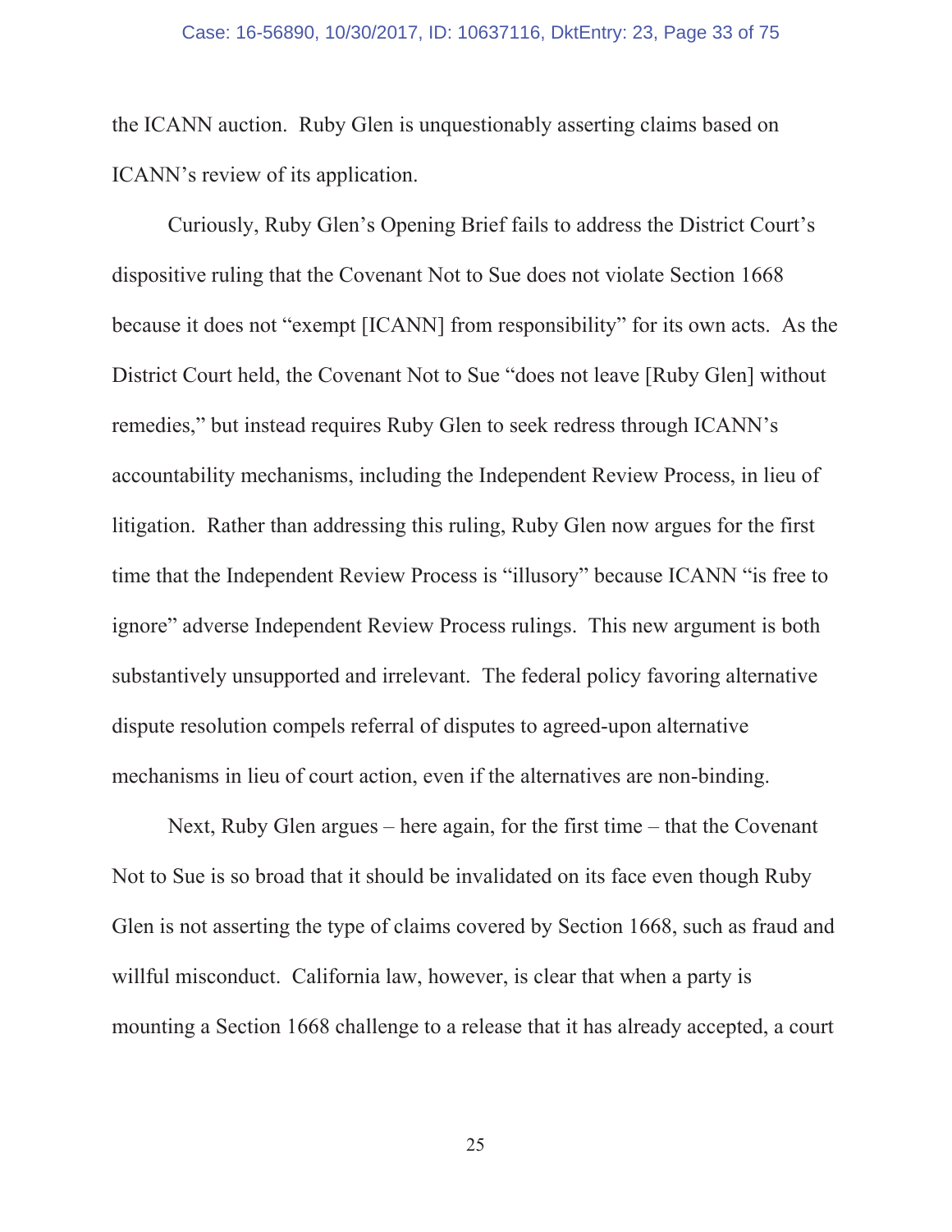the ICANN auction. Ruby Glen is unquestionably asserting claims based on ICANN's review of its application.

Curiously, Ruby Glen's Opening Brief fails to address the District Court's dispositive ruling that the Covenant Not to Sue does not violate Section 1668 because it does not "exempt [ICANN] from responsibility" for its own acts. As the District Court held, the Covenant Not to Sue "does not leave [Ruby Glen] without remedies," but instead requires Ruby Glen to seek redress through ICANN's accountability mechanisms, including the Independent Review Process, in lieu of litigation. Rather than addressing this ruling, Ruby Glen now argues for the first time that the Independent Review Process is "illusory" because ICANN "is free to ignore" adverse Independent Review Process rulings. This new argument is both substantively unsupported and irrelevant. The federal policy favoring alternative dispute resolution compels referral of disputes to agreed-upon alternative mechanisms in lieu of court action, even if the alternatives are non-binding.

Next, Ruby Glen argues – here again, for the first time – that the Covenant Not to Sue is so broad that it should be invalidated on its face even though Ruby Glen is not asserting the type of claims covered by Section 1668, such as fraud and willful misconduct. California law, however, is clear that when a party is mounting a Section 1668 challenge to a release that it has already accepted, a court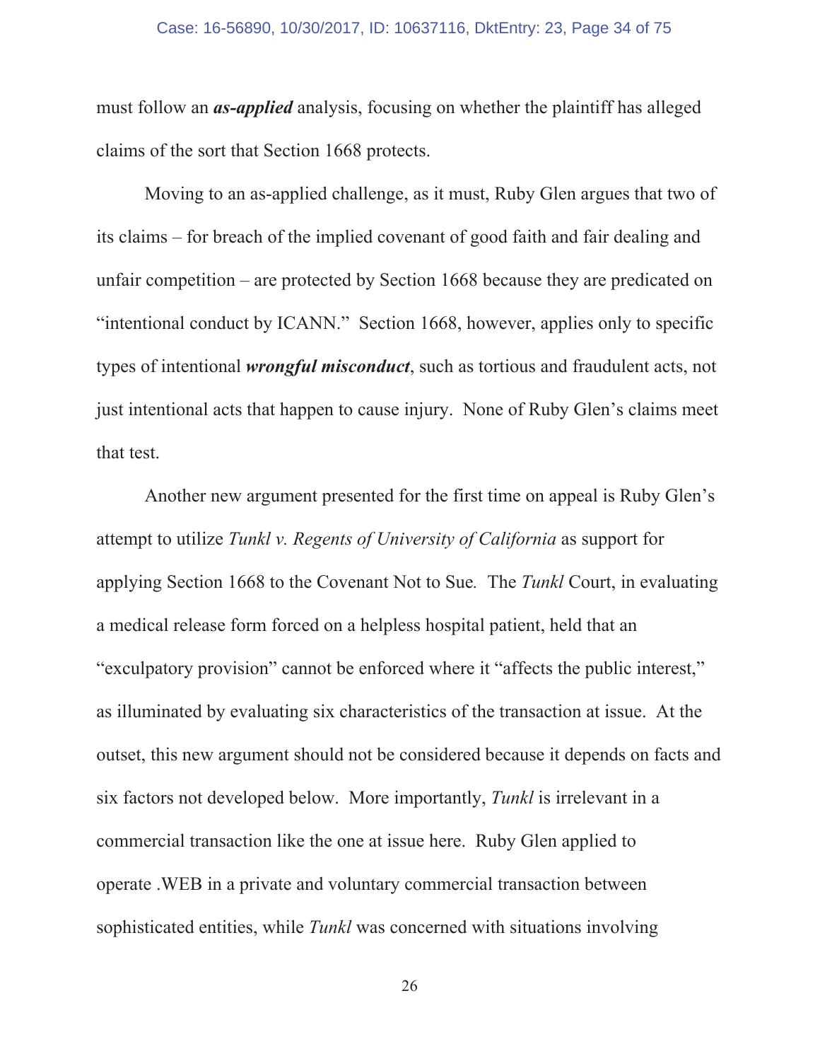must follow an ***as-applied*** analysis, focusing on whether the plaintiff has alleged claims of the sort that Section 1668 protects.

Moving to an as-applied challenge, as it must, Ruby Glen argues that two of its claims – for breach of the implied covenant of good faith and fair dealing and unfair competition – are protected by Section 1668 because they are predicated on "intentional conduct by ICANN." Section 1668, however, applies only to specific types of intentional ***wrongful misconduct***, such as tortious and fraudulent acts, not just intentional acts that happen to cause injury. None of Ruby Glen's claims meet that test.

Another new argument presented for the first time on appeal is Ruby Glen's attempt to utilize *Tunkl v. Regents of University of California* as support for applying Section 1668 to the Covenant Not to Sue. The *Tunkl* Court, in evaluating a medical release form forced on a helpless hospital patient, held that an "exculpatory provision" cannot be enforced where it "affects the public interest," as illuminated by evaluating six characteristics of the transaction at issue. At the outset, this new argument should not be considered because it depends on facts and six factors not developed below. More importantly, *Tunkl* is irrelevant in a commercial transaction like the one at issue here. Ruby Glen applied to operate .WEB in a private and voluntary commercial transaction between sophisticated entities, while *Tunkl* was concerned with situations involving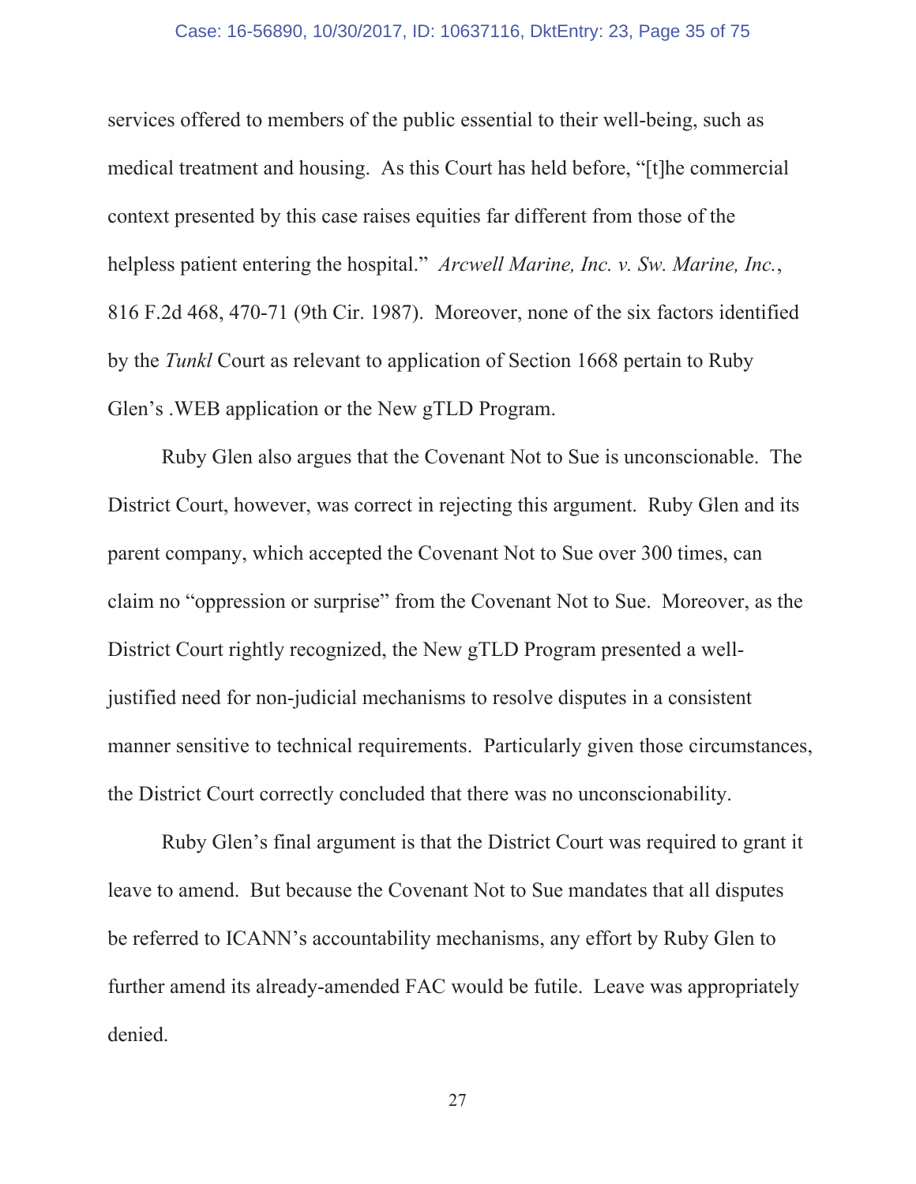services offered to members of the public essential to their well-being, such as medical treatment and housing. As this Court has held before, "[t]he commercial context presented by this case raises equities far different from those of the helpless patient entering the hospital." *Arcwell Marine, Inc. v. Sw. Marine, Inc.*, 816 F.2d 468, 470-71 (9th Cir. 1987). Moreover, none of the six factors identified by the *Tunkl* Court as relevant to application of Section 1668 pertain to Ruby Glen's .WEB application or the New gTLD Program.

Ruby Glen also argues that the Covenant Not to Sue is unconscionable. The District Court, however, was correct in rejecting this argument. Ruby Glen and its parent company, which accepted the Covenant Not to Sue over 300 times, can claim no "oppression or surprise" from the Covenant Not to Sue. Moreover, as the District Court rightly recognized, the New gTLD Program presented a well-justified need for non-judicial mechanisms to resolve disputes in a consistent manner sensitive to technical requirements. Particularly given those circumstances, the District Court correctly concluded that there was no unconscionability.

Ruby Glen's final argument is that the District Court was required to grant it leave to amend. But because the Covenant Not to Sue mandates that all disputes be referred to ICANN's accountability mechanisms, any effort by Ruby Glen to further amend its already-amended FAC would be futile. Leave was appropriately denied.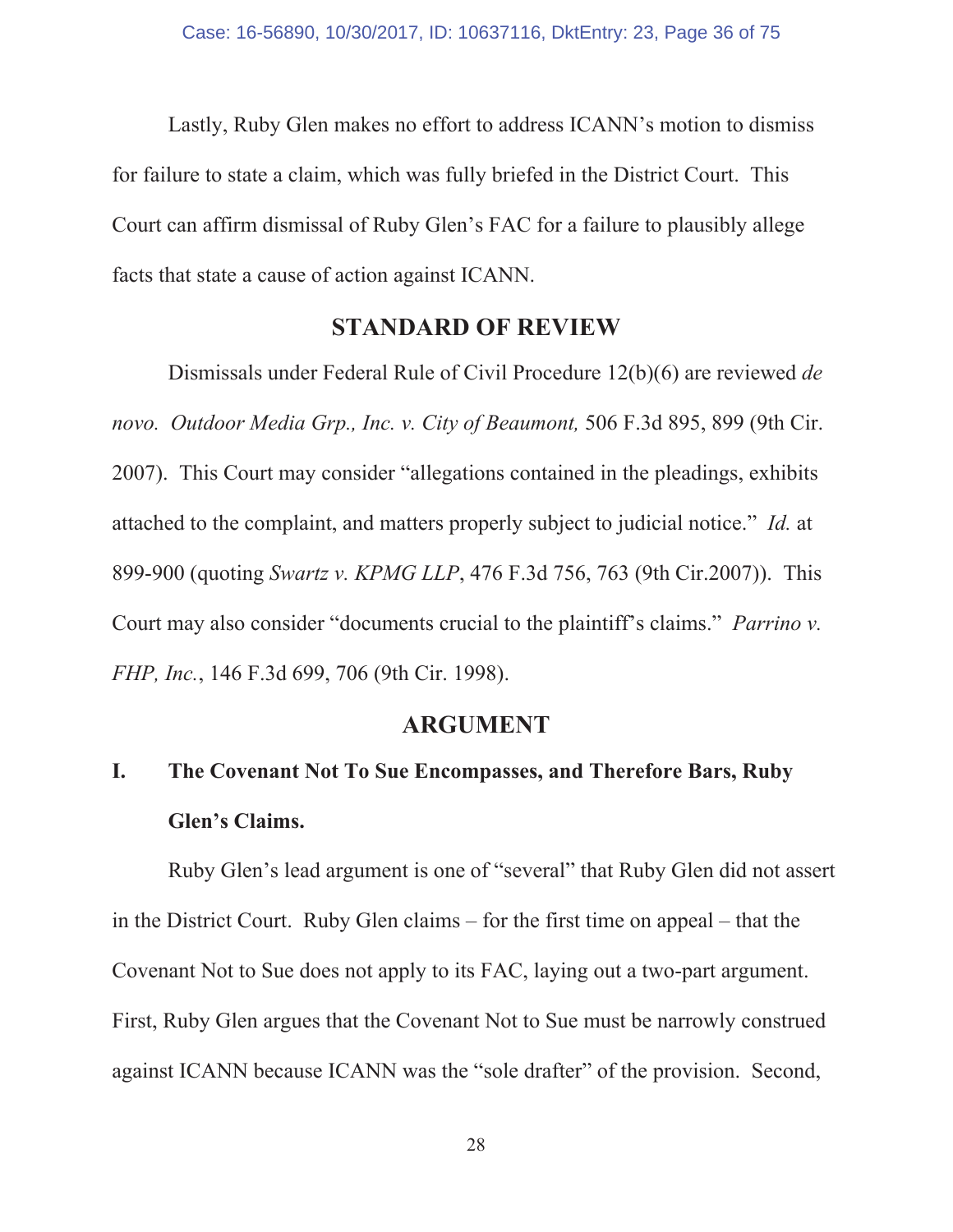Lastly, Ruby Glen makes no effort to address ICANN's motion to dismiss for failure to state a claim, which was fully briefed in the District Court. This Court can affirm dismissal of Ruby Glen's FAC for a failure to plausibly allege facts that state a cause of action against ICANN.

## STANDARD OF REVIEW

Dismissals under Federal Rule of Civil Procedure 12(b)(6) are reviewed *de novo*. *Outdoor Media Grp., Inc. v. City of Beaumont,* 506 F.3d 895, 899 (9th Cir. 2007). This Court may consider "allegations contained in the pleadings, exhibits attached to the complaint, and matters properly subject to judicial notice." *Id.* at 899-900 (quoting *Swartz v. KPMG LLP*, 476 F.3d 756, 763 (9th Cir.2007)). This Court may also consider "documents crucial to the plaintiff's claims." *Parrino v. FHP, Inc.*, 146 F.3d 699, 706 (9th Cir. 1998).

## ARGUMENT

### I. The Covenant Not To Sue Encompasses, and Therefore Bars, Ruby Glen's Claims.

Ruby Glen's lead argument is one of "several" that Ruby Glen did not assert in the District Court. Ruby Glen claims – for the first time on appeal – that the Covenant Not to Sue does not apply to its FAC, laying out a two-part argument. First, Ruby Glen argues that the Covenant Not to Sue must be narrowly construed against ICANN because ICANN was the "sole drafter" of the provision. Second,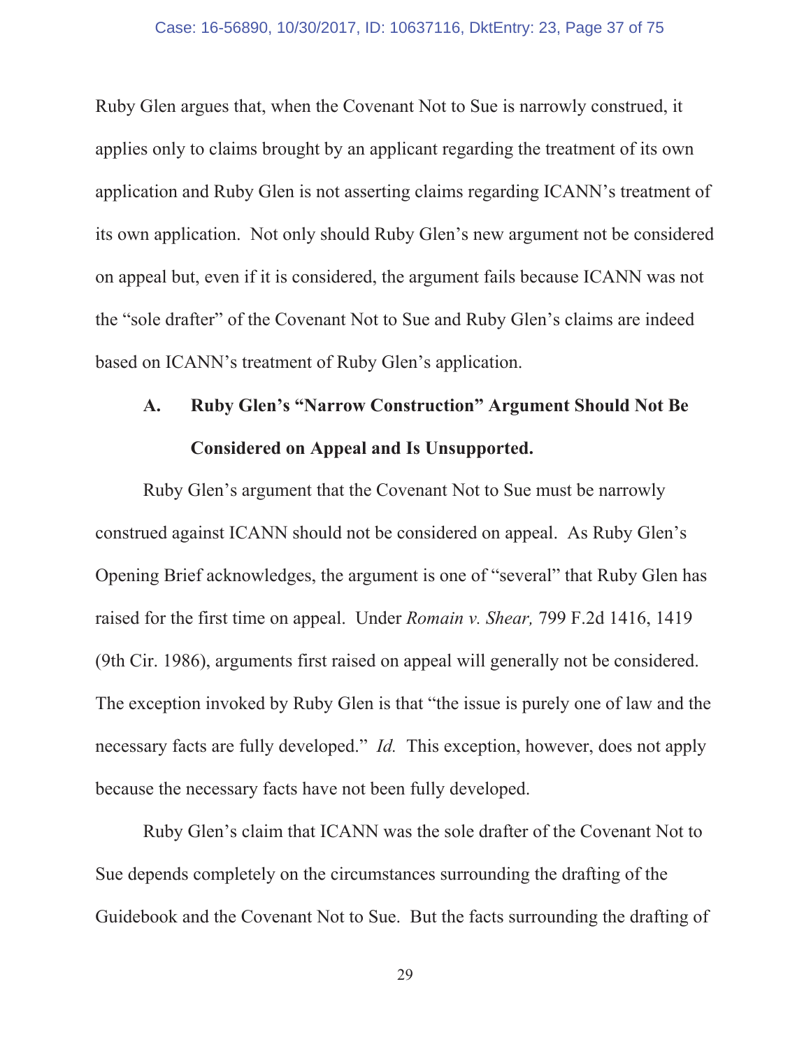Ruby Glen argues that, when the Covenant Not to Sue is narrowly construed, it applies only to claims brought by an applicant regarding the treatment of its own application and Ruby Glen is not asserting claims regarding ICANN's treatment of its own application. Not only should Ruby Glen's new argument not be considered on appeal but, even if it is considered, the argument fails because ICANN was not the "sole drafter" of the Covenant Not to Sue and Ruby Glen's claims are indeed based on ICANN's treatment of Ruby Glen's application.

### A. Ruby Glen's "Narrow Construction" Argument Should Not Be Considered on Appeal and Is Unsupported.

Ruby Glen's argument that the Covenant Not to Sue must be narrowly construed against ICANN should not be considered on appeal. As Ruby Glen's Opening Brief acknowledges, the argument is one of "several" that Ruby Glen has raised for the first time on appeal. Under *Romain v. Shear,* 799 F.2d 1416, 1419 (9th Cir. 1986), arguments first raised on appeal will generally not be considered. The exception invoked by Ruby Glen is that "the issue is purely one of law and the necessary facts are fully developed." *Id.* This exception, however, does not apply because the necessary facts have not been fully developed.

Ruby Glen's claim that ICANN was the sole drafter of the Covenant Not to Sue depends completely on the circumstances surrounding the drafting of the Guidebook and the Covenant Not to Sue. But the facts surrounding the drafting of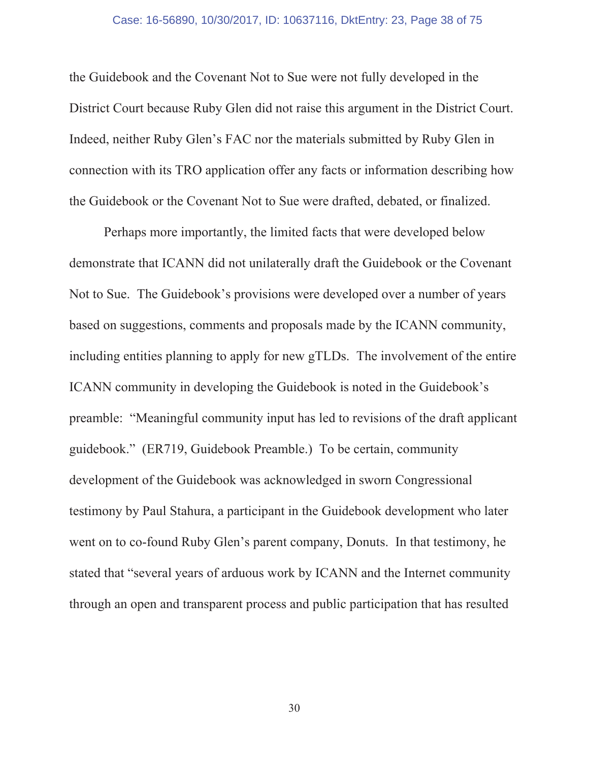the Guidebook and the Covenant Not to Sue were not fully developed in the District Court because Ruby Glen did not raise this argument in the District Court. Indeed, neither Ruby Glen's FAC nor the materials submitted by Ruby Glen in connection with its TRO application offer any facts or information describing how the Guidebook or the Covenant Not to Sue were drafted, debated, or finalized.

Perhaps more importantly, the limited facts that were developed below demonstrate that ICANN did not unilaterally draft the Guidebook or the Covenant Not to Sue. The Guidebook's provisions were developed over a number of years based on suggestions, comments and proposals made by the ICANN community, including entities planning to apply for new gTLDs. The involvement of the entire ICANN community in developing the Guidebook is noted in the Guidebook's preamble: "Meaningful community input has led to revisions of the draft applicant guidebook." (ER719, Guidebook Preamble.) To be certain, community development of the Guidebook was acknowledged in sworn Congressional testimony by Paul Stahura, a participant in the Guidebook development who later went on to co-found Ruby Glen's parent company, Donuts. In that testimony, he stated that "several years of arduous work by ICANN and the Internet community through an open and transparent process and public participation that has resulted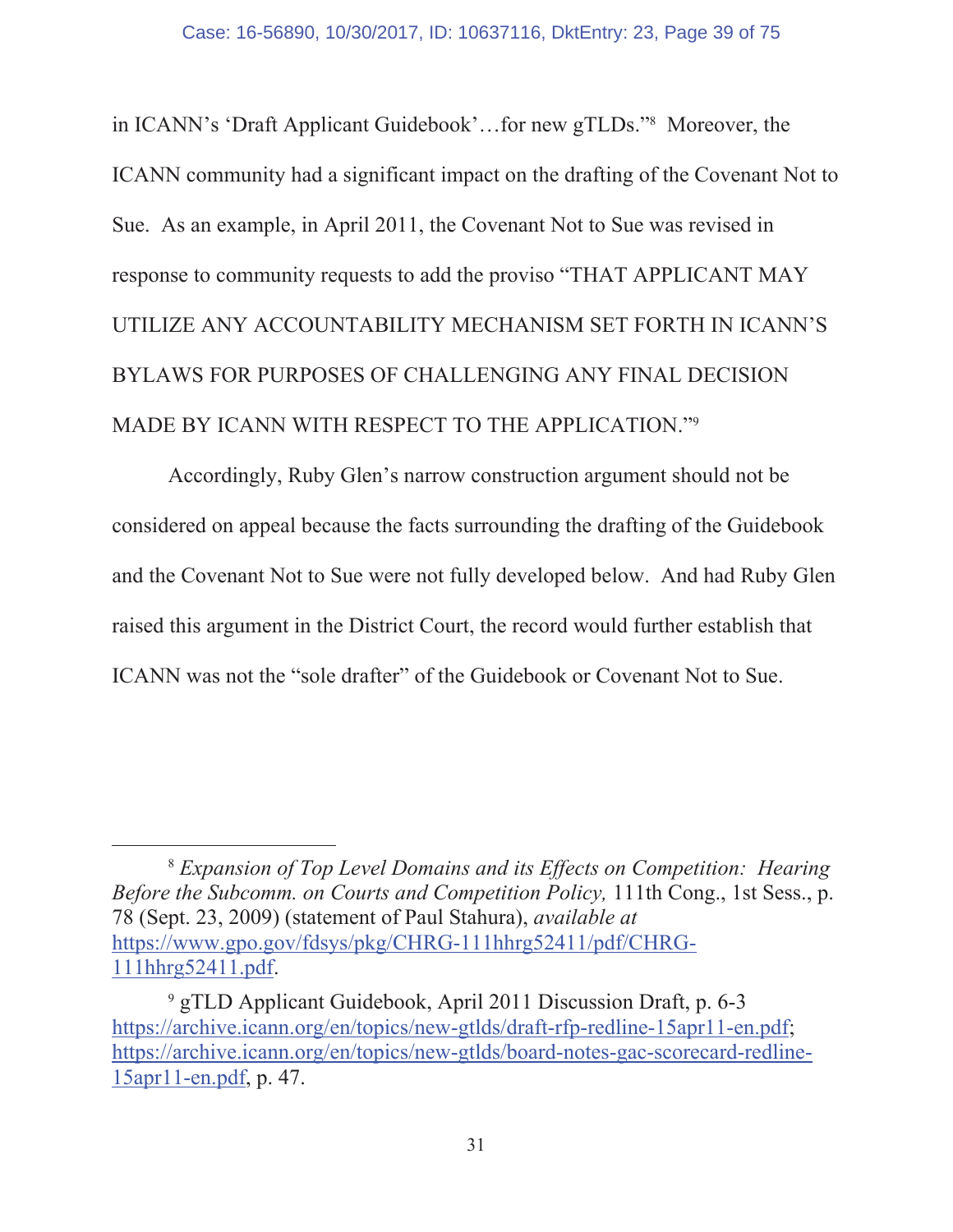in ICANN's 'Draft Applicant Guidebook'…for new gTLDs."[8] Moreover, the ICANN community had a significant impact on the drafting of the Covenant Not to Sue. As an example, in April 2011, the Covenant Not to Sue was revised in response to community requests to add the proviso "THAT APPLICANT MAY UTILIZE ANY ACCOUNTABILITY MECHANISM SET FORTH IN ICANN'S BYLAWS FOR PURPOSES OF CHALLENGING ANY FINAL DECISION MADE BY ICANN WITH RESPECT TO THE APPLICATION."[9]

Accordingly, Ruby Glen's narrow construction argument should not be considered on appeal because the facts surrounding the drafting of the Guidebook and the Covenant Not to Sue were not fully developed below. And had Ruby Glen raised this argument in the District Court, the record would further establish that ICANN was not the "sole drafter" of the Guidebook or Covenant Not to Sue.

---

[8] *Expansion of Top Level Domains and its Effects on Competition: Hearing Before the Subcomm. on Courts and Competition Policy,* 111th Cong., 1st Sess., p. 78 (Sept. 23, 2009) (statement of Paul Stahura), *available at* https://www.gpo.gov/fdsys/pkg/CHRG-111hhrg52411/pdf/CHRG-111hhrg52411.pdf.

[9] gTLD Applicant Guidebook, April 2011 Discussion Draft, p. 6-3 https://archive.icann.org/en/topics/new-gtlds/draft-rfp-redline-15apr11-en.pdf; https://archive.icann.org/en/topics/new-gtlds/board-notes-gac-scorecard-redline-15apr11-en.pdf, p. 47.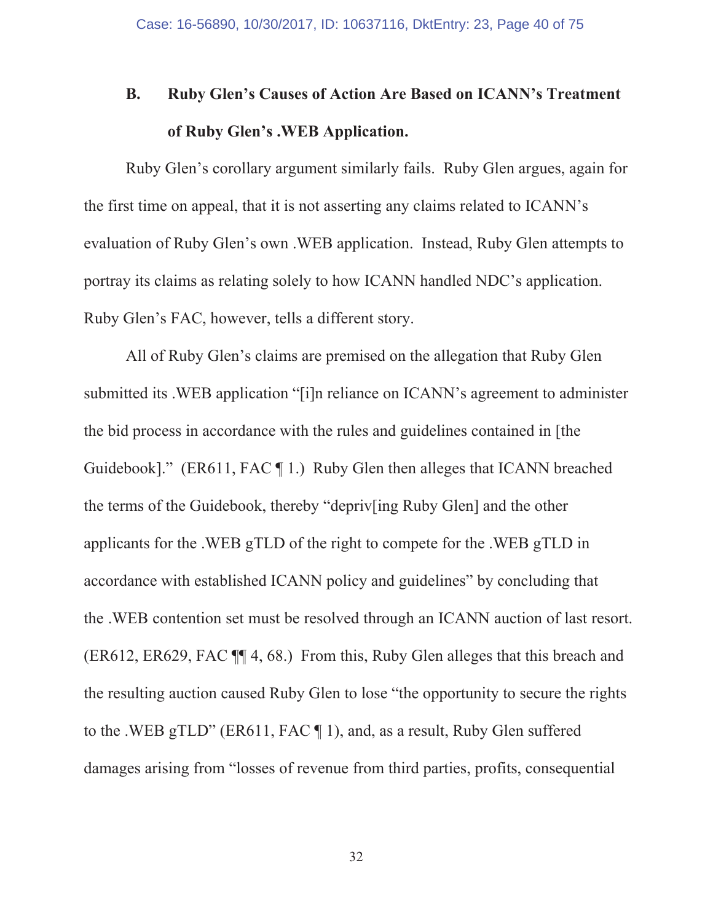### B. Ruby Glen's Causes of Action Are Based on ICANN's Treatment of Ruby Glen's .WEB Application.

Ruby Glen's corollary argument similarly fails. Ruby Glen argues, again for the first time on appeal, that it is not asserting any claims related to ICANN's evaluation of Ruby Glen's own .WEB application. Instead, Ruby Glen attempts to portray its claims as relating solely to how ICANN handled NDC's application. Ruby Glen's FAC, however, tells a different story.

All of Ruby Glen's claims are premised on the allegation that Ruby Glen submitted its .WEB application "[i]n reliance on ICANN's agreement to administer the bid process in accordance with the rules and guidelines contained in [the Guidebook]." (ER611, FAC ¶ 1.) Ruby Glen then alleges that ICANN breached the terms of the Guidebook, thereby "depriv[ing Ruby Glen] and the other applicants for the .WEB gTLD of the right to compete for the .WEB gTLD in accordance with established ICANN policy and guidelines" by concluding that the .WEB contention set must be resolved through an ICANN auction of last resort. (ER612, ER629, FAC ¶¶ 4, 68.) From this, Ruby Glen alleges that this breach and the resulting auction caused Ruby Glen to lose "the opportunity to secure the rights to the .WEB gTLD" (ER611, FAC ¶ 1), and, as a result, Ruby Glen suffered damages arising from "losses of revenue from third parties, profits, consequential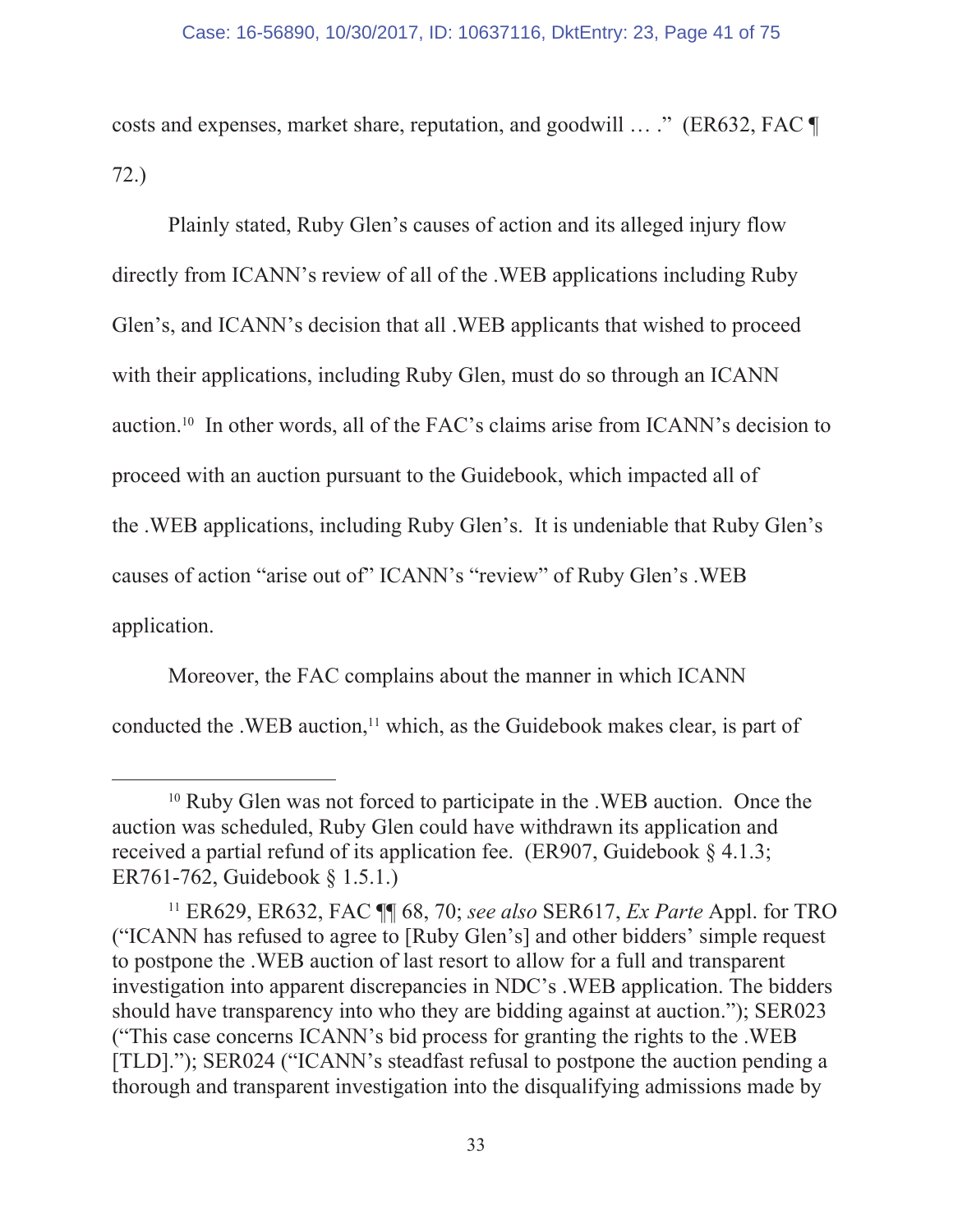costs and expenses, market share, reputation, and goodwill … ." (ER632, FAC ¶ 72.)

Plainly stated, Ruby Glen's causes of action and its alleged injury flow directly from ICANN's review of all of the .WEB applications including Ruby Glen's, and ICANN's decision that all .WEB applicants that wished to proceed with their applications, including Ruby Glen, must do so through an ICANN auction.[10] In other words, all of the FAC's claims arise from ICANN's decision to proceed with an auction pursuant to the Guidebook, which impacted all of the .WEB applications, including Ruby Glen's. It is undeniable that Ruby Glen's causes of action "arise out of" ICANN's "review" of Ruby Glen's .WEB application.

Moreover, the FAC complains about the manner in which ICANN conducted the .WEB auction,[11] which, as the Guidebook makes clear, is part of

---

[10] Ruby Glen was not forced to participate in the .WEB auction. Once the auction was scheduled, Ruby Glen could have withdrawn its application and received a partial refund of its application fee. (ER907, Guidebook § 4.1.3; ER761-762, Guidebook § 1.5.1.)

[11] ER629, ER632, FAC ¶¶ 68, 70; *see also* SER617, *Ex Parte* Appl. for TRO ("ICANN has refused to agree to [Ruby Glen's] and other bidders' simple request to postpone the .WEB auction of last resort to allow for a full and transparent investigation into apparent discrepancies in NDC's .WEB application. The bidders should have transparency into who they are bidding against at auction."); SER023 ("This case concerns ICANN's bid process for granting the rights to the .WEB [TLD]."); SER024 ("ICANN's steadfast refusal to postpone the auction pending a thorough and transparent investigation into the disqualifying admissions made by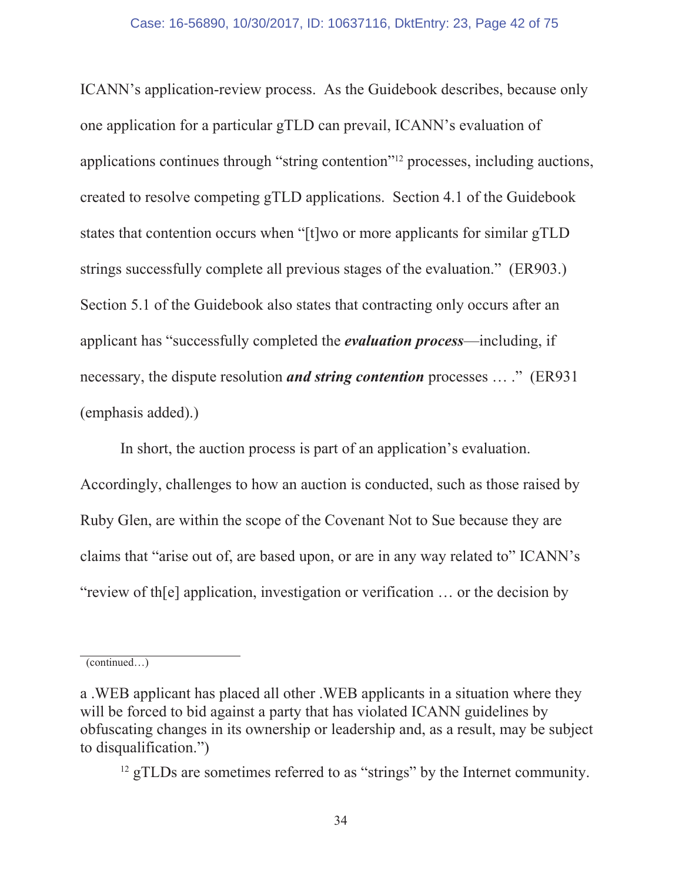ICANN's application-review process. As the Guidebook describes, because only one application for a particular gTLD can prevail, ICANN's evaluation of applications continues through "string contention"[12] processes, including auctions, created to resolve competing gTLD applications. Section 4.1 of the Guidebook states that contention occurs when "[t]wo or more applicants for similar gTLD strings successfully complete all previous stages of the evaluation." (ER903.) Section 5.1 of the Guidebook also states that contracting only occurs after an applicant has "successfully completed the ***evaluation process***—including, if necessary, the dispute resolution ***and string contention*** processes … ." (ER931 (emphasis added).)

In short, the auction process is part of an application's evaluation. Accordingly, challenges to how an auction is conducted, such as those raised by Ruby Glen, are within the scope of the Covenant Not to Sue because they are claims that "arise out of, are based upon, or are in any way related to" ICANN's "review of th[e] application, investigation or verification … or the decision by

---

(continued…)

a .WEB applicant has placed all other .WEB applicants in a situation where they will be forced to bid against a party that has violated ICANN guidelines by obfuscating changes in its ownership or leadership and, as a result, may be subject to disqualification.")

[12] gTLDs are sometimes referred to as "strings" by the Internet community.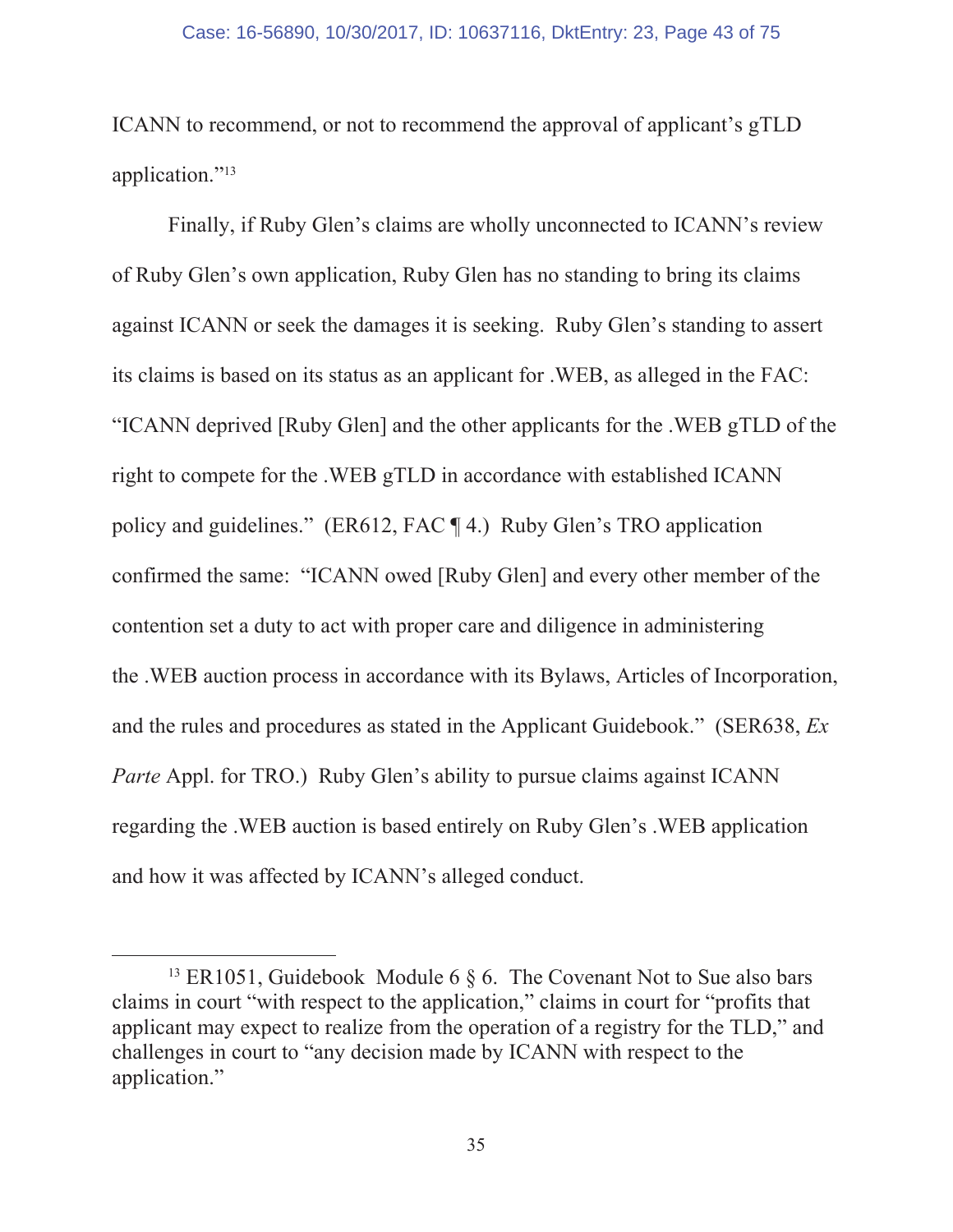ICANN to recommend, or not to recommend the approval of applicant's gTLD application."[13]

Finally, if Ruby Glen's claims are wholly unconnected to ICANN's review of Ruby Glen's own application, Ruby Glen has no standing to bring its claims against ICANN or seek the damages it is seeking. Ruby Glen's standing to assert its claims is based on its status as an applicant for .WEB, as alleged in the FAC: "ICANN deprived [Ruby Glen] and the other applicants for the .WEB gTLD of the right to compete for the .WEB gTLD in accordance with established ICANN policy and guidelines." (ER612, FAC ¶ 4.) Ruby Glen's TRO application confirmed the same: "ICANN owed [Ruby Glen] and every other member of the contention set a duty to act with proper care and diligence in administering the .WEB auction process in accordance with its Bylaws, Articles of Incorporation, and the rules and procedures as stated in the Applicant Guidebook." (SER638, *Ex Parte* Appl. for TRO.) Ruby Glen's ability to pursue claims against ICANN regarding the .WEB auction is based entirely on Ruby Glen's .WEB application and how it was affected by ICANN's alleged conduct.

---

[13] ER1051, Guidebook Module 6 § 6. The Covenant Not to Sue also bars claims in court "with respect to the application," claims in court for "profits that applicant may expect to realize from the operation of a registry for the TLD," and challenges in court to "any decision made by ICANN with respect to the application."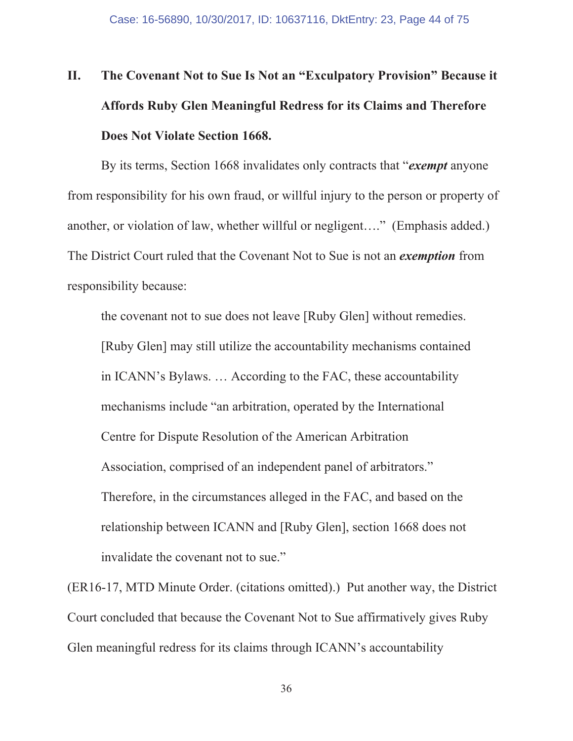## II. The Covenant Not to Sue Is Not an "Exculpatory Provision" Because it Affords Ruby Glen Meaningful Redress for its Claims and Therefore Does Not Violate Section 1668.

By its terms, Section 1668 invalidates only contracts that "***exempt*** anyone from responsibility for his own fraud, or willful injury to the person or property of another, or violation of law, whether willful or negligent…." (Emphasis added.) The District Court ruled that the Covenant Not to Sue is not an ***exemption*** from responsibility because:

> the covenant not to sue does not leave [Ruby Glen] without remedies. [Ruby Glen] may still utilize the accountability mechanisms contained in ICANN's Bylaws. … According to the FAC, these accountability mechanisms include "an arbitration, operated by the International Centre for Dispute Resolution of the American Arbitration Association, comprised of an independent panel of arbitrators." Therefore, in the circumstances alleged in the FAC, and based on the relationship between ICANN and [Ruby Glen], section 1668 does not invalidate the covenant not to sue."

(ER16-17, MTD Minute Order. (citations omitted).) Put another way, the District Court concluded that because the Covenant Not to Sue affirmatively gives Ruby Glen meaningful redress for its claims through ICANN's accountability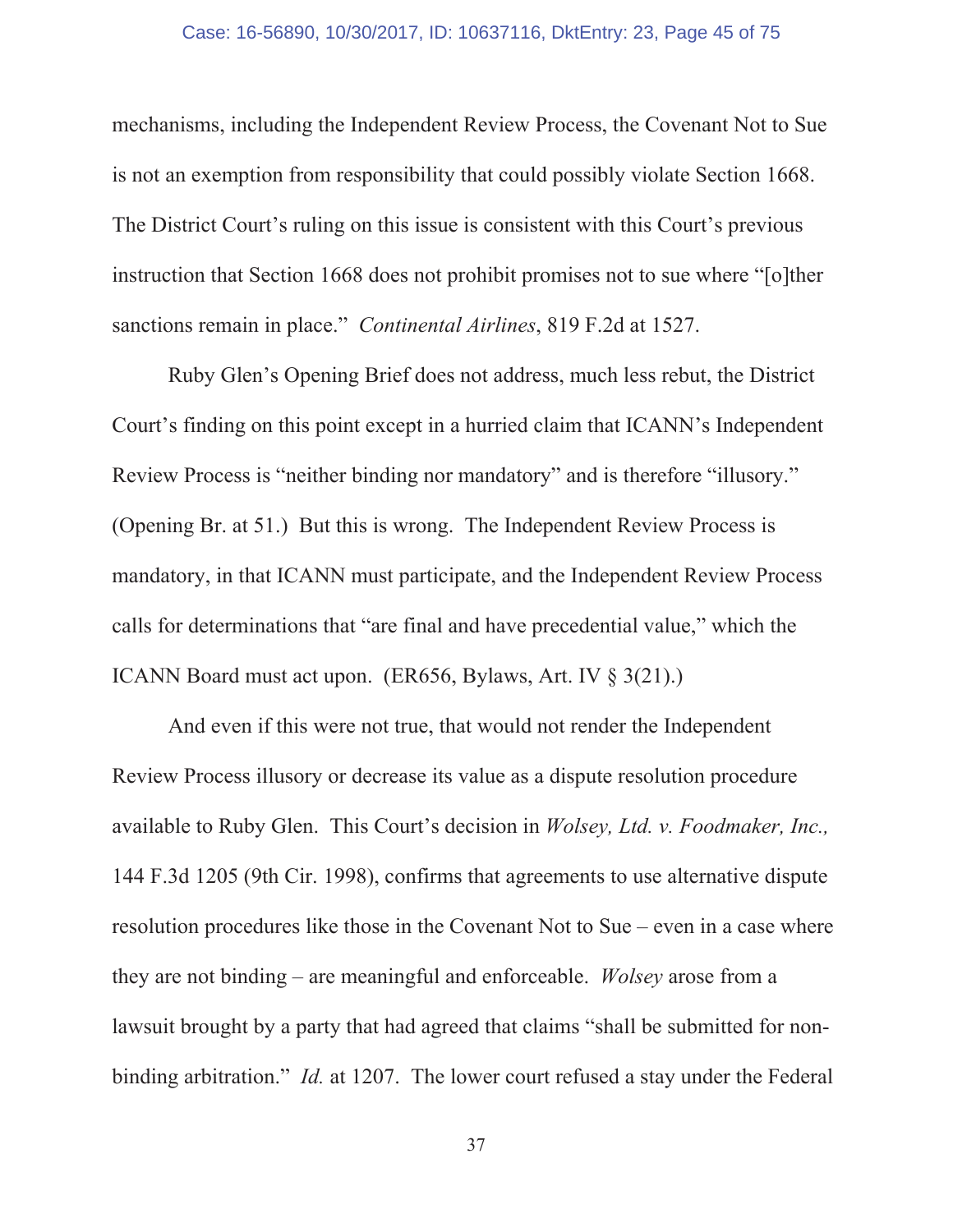mechanisms, including the Independent Review Process, the Covenant Not to Sue is not an exemption from responsibility that could possibly violate Section 1668. The District Court's ruling on this issue is consistent with this Court's previous instruction that Section 1668 does not prohibit promises not to sue where "[o]ther sanctions remain in place." *Continental Airlines*, 819 F.2d at 1527.

Ruby Glen's Opening Brief does not address, much less rebut, the District Court's finding on this point except in a hurried claim that ICANN's Independent Review Process is "neither binding nor mandatory" and is therefore "illusory." (Opening Br. at 51.) But this is wrong. The Independent Review Process is mandatory, in that ICANN must participate, and the Independent Review Process calls for determinations that "are final and have precedential value," which the ICANN Board must act upon. (ER656, Bylaws, Art. IV § 3(21).)

And even if this were not true, that would not render the Independent Review Process illusory or decrease its value as a dispute resolution procedure available to Ruby Glen. This Court's decision in *Wolsey, Ltd. v. Foodmaker, Inc.,* 144 F.3d 1205 (9th Cir. 1998), confirms that agreements to use alternative dispute resolution procedures like those in the Covenant Not to Sue – even in a case where they are not binding – are meaningful and enforceable. *Wolsey* arose from a lawsuit brought by a party that had agreed that claims "shall be submitted for non-binding arbitration." *Id.* at 1207. The lower court refused a stay under the Federal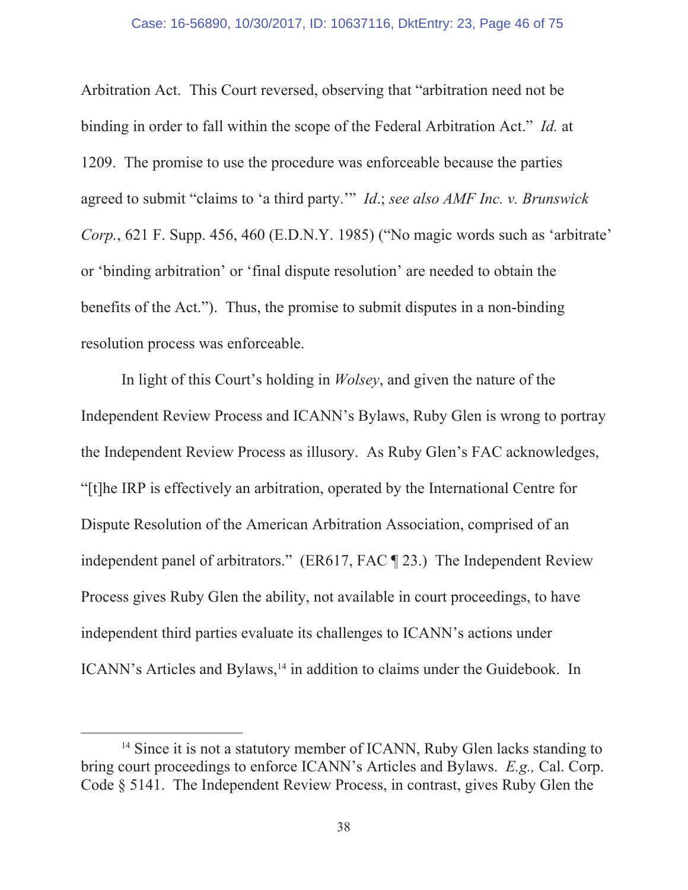Arbitration Act. This Court reversed, observing that "arbitration need not be binding in order to fall within the scope of the Federal Arbitration Act." *Id.* at 1209. The promise to use the procedure was enforceable because the parties agreed to submit "claims to 'a third party.'" *Id.*; *see also AMF Inc. v. Brunswick Corp.*, 621 F. Supp. 456, 460 (E.D.N.Y. 1985) ("No magic words such as 'arbitrate' or 'binding arbitration' or 'final dispute resolution' are needed to obtain the benefits of the Act."). Thus, the promise to submit disputes in a non-binding resolution process was enforceable.

In light of this Court's holding in *Wolsey*, and given the nature of the Independent Review Process and ICANN's Bylaws, Ruby Glen is wrong to portray the Independent Review Process as illusory. As Ruby Glen's FAC acknowledges, "[t]he IRP is effectively an arbitration, operated by the International Centre for Dispute Resolution of the American Arbitration Association, comprised of an independent panel of arbitrators." (ER617, FAC ¶ 23.) The Independent Review Process gives Ruby Glen the ability, not available in court proceedings, to have independent third parties evaluate its challenges to ICANN's actions under ICANN's Articles and Bylaws,[14] in addition to claims under the Guidebook. In

[14] Since it is not a statutory member of ICANN, Ruby Glen lacks standing to bring court proceedings to enforce ICANN's Articles and Bylaws. *E.g.,* Cal. Corp. Code § 5141. The Independent Review Process, in contrast, gives Ruby Glen the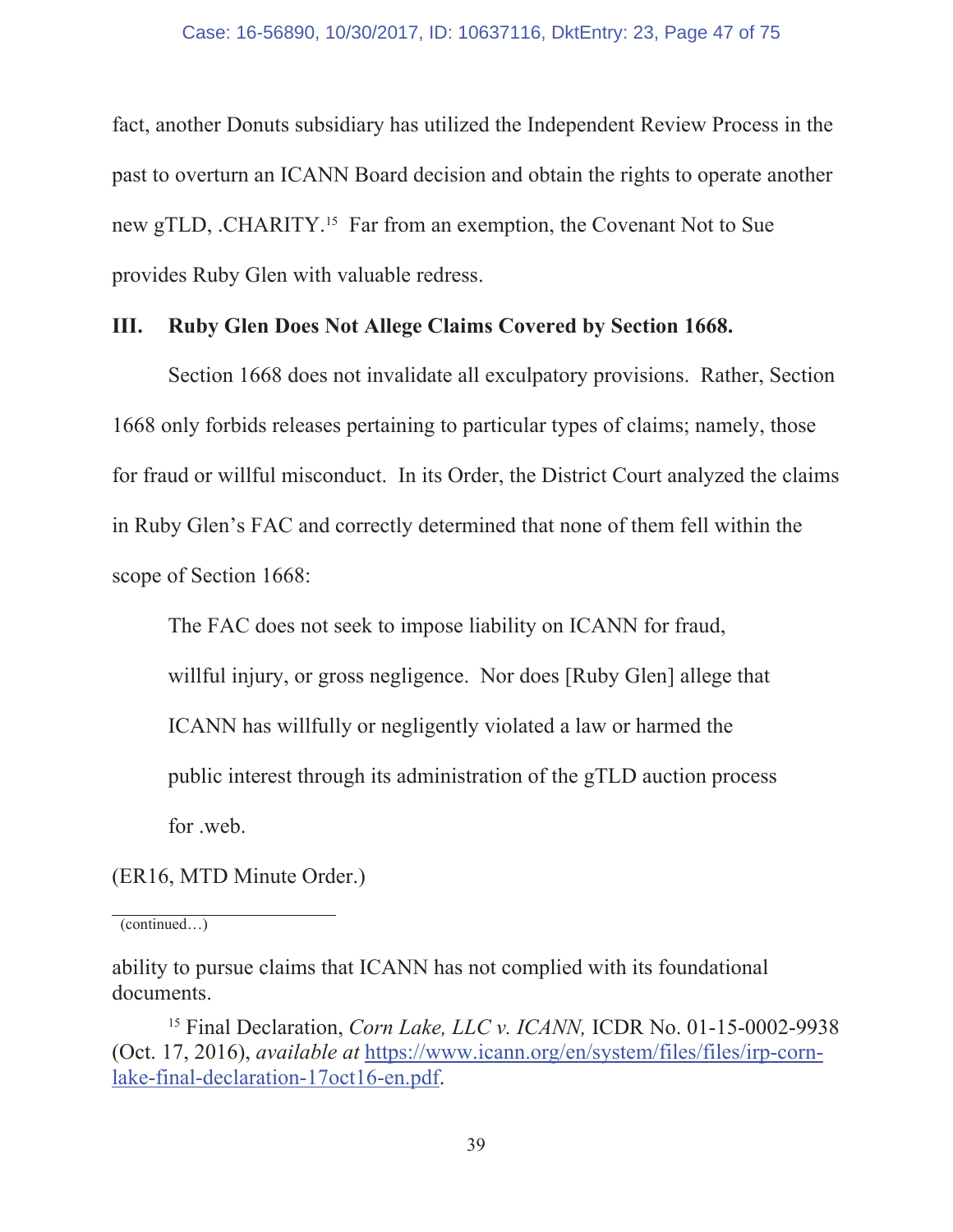fact, another Donuts subsidiary has utilized the Independent Review Process in the past to overturn an ICANN Board decision and obtain the rights to operate another new gTLD, .CHARITY.[15] Far from an exemption, the Covenant Not to Sue provides Ruby Glen with valuable redress.

## III. Ruby Glen Does Not Allege Claims Covered by Section 1668.

Section 1668 does not invalidate all exculpatory provisions. Rather, Section 1668 only forbids releases pertaining to particular types of claims; namely, those for fraud or willful misconduct. In its Order, the District Court analyzed the claims in Ruby Glen's FAC and correctly determined that none of them fell within the scope of Section 1668:

> The FAC does not seek to impose liability on ICANN for fraud, willful injury, or gross negligence. Nor does [Ruby Glen] allege that ICANN has willfully or negligently violated a law or harmed the public interest through its administration of the gTLD auction process for .web.

(ER16, MTD Minute Order.)

---

(continued…)

ability to pursue claims that ICANN has not complied with its foundational documents.

[15] Final Declaration, *Corn Lake, LLC v. ICANN,* ICDR No. 01-15-0002-9938 (Oct. 17, 2016), *available at* https://www.icann.org/en/system/files/files/irp-corn-lake-final-declaration-17oct16-en.pdf.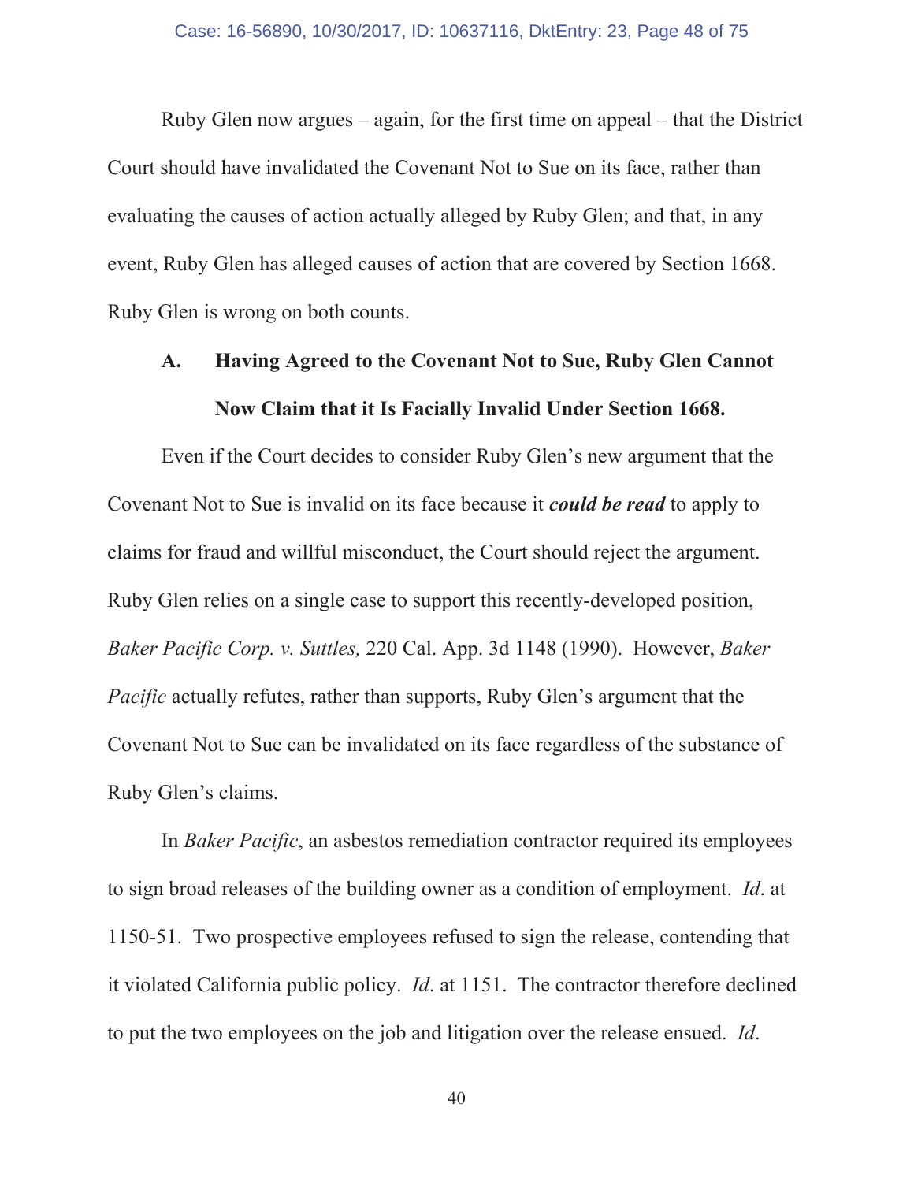Ruby Glen now argues – again, for the first time on appeal – that the District Court should have invalidated the Covenant Not to Sue on its face, rather than evaluating the causes of action actually alleged by Ruby Glen; and that, in any event, Ruby Glen has alleged causes of action that are covered by Section 1668. Ruby Glen is wrong on both counts.

### A. Having Agreed to the Covenant Not to Sue, Ruby Glen Cannot Now Claim that it Is Facially Invalid Under Section 1668.

Even if the Court decides to consider Ruby Glen's new argument that the Covenant Not to Sue is invalid on its face because it ***could be read*** to apply to claims for fraud and willful misconduct, the Court should reject the argument. Ruby Glen relies on a single case to support this recently-developed position, *Baker Pacific Corp. v. Suttles,* 220 Cal. App. 3d 1148 (1990). However, *Baker Pacific* actually refutes, rather than supports, Ruby Glen's argument that the Covenant Not to Sue can be invalidated on its face regardless of the substance of Ruby Glen's claims.

In *Baker Pacific*, an asbestos remediation contractor required its employees to sign broad releases of the building owner as a condition of employment. *Id*. at 1150-51. Two prospective employees refused to sign the release, contending that it violated California public policy. *Id*. at 1151. The contractor therefore declined to put the two employees on the job and litigation over the release ensued. *Id*.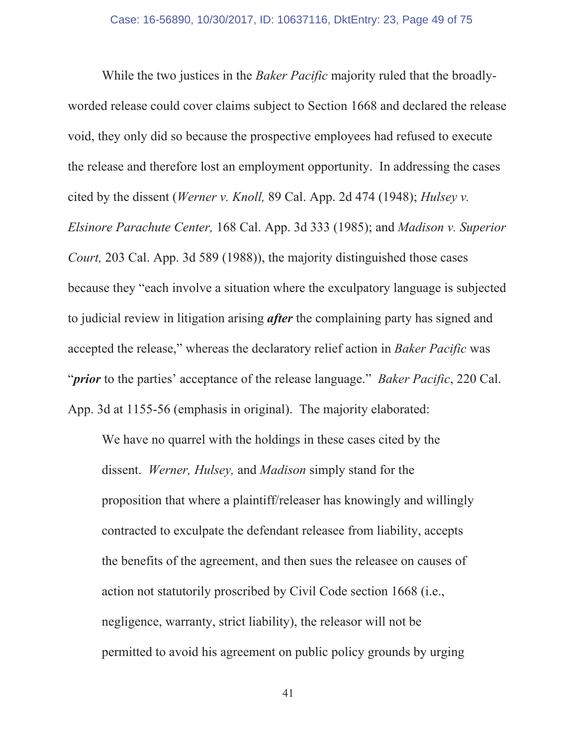While the two justices in the *Baker Pacific* majority ruled that the broadly-worded release could cover claims subject to Section 1668 and declared the release void, they only did so because the prospective employees had refused to execute the release and therefore lost an employment opportunity. In addressing the cases cited by the dissent (*Werner v. Knoll,* 89 Cal. App. 2d 474 (1948); *Hulsey v. Elsinore Parachute Center,* 168 Cal. App. 3d 333 (1985); and *Madison v. Superior Court,* 203 Cal. App. 3d 589 (1988)), the majority distinguished those cases because they "each involve a situation where the exculpatory language is subjected to judicial review in litigation arising ***after*** the complaining party has signed and accepted the release," whereas the declaratory relief action in *Baker Pacific* was "***prior*** to the parties' acceptance of the release language." *Baker Pacific*, 220 Cal. App. 3d at 1155-56 (emphasis in original). The majority elaborated:

> We have no quarrel with the holdings in these cases cited by the dissent. *Werner, Hulsey,* and *Madison* simply stand for the proposition that where a plaintiff/releaser has knowingly and willingly contracted to exculpate the defendant releasee from liability, accepts the benefits of the agreement, and then sues the releasee on causes of action not statutorily proscribed by Civil Code section 1668 (i.e., negligence, warranty, strict liability), the releasor will not be permitted to avoid his agreement on public policy grounds by urging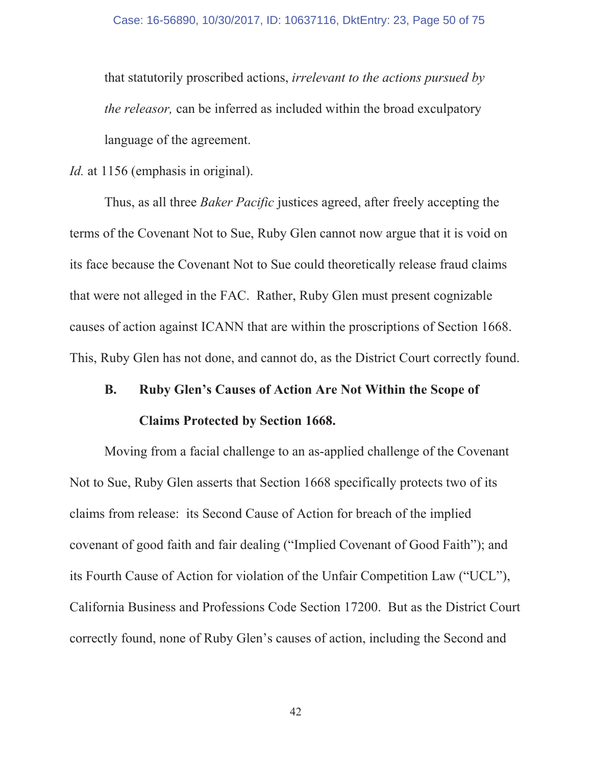> that statutorily proscribed actions, *irrelevant to the actions pursued by the releasor,* can be inferred as included within the broad exculpatory language of the agreement.

*Id.* at 1156 (emphasis in original).

Thus, as all three *Baker Pacific* justices agreed, after freely accepting the terms of the Covenant Not to Sue, Ruby Glen cannot now argue that it is void on its face because the Covenant Not to Sue could theoretically release fraud claims that were not alleged in the FAC. Rather, Ruby Glen must present cognizable causes of action against ICANN that are within the proscriptions of Section 1668. This, Ruby Glen has not done, and cannot do, as the District Court correctly found.

### B. Ruby Glen's Causes of Action Are Not Within the Scope of Claims Protected by Section 1668.

Moving from a facial challenge to an as-applied challenge of the Covenant Not to Sue, Ruby Glen asserts that Section 1668 specifically protects two of its claims from release: its Second Cause of Action for breach of the implied covenant of good faith and fair dealing ("Implied Covenant of Good Faith"); and its Fourth Cause of Action for violation of the Unfair Competition Law ("UCL"), California Business and Professions Code Section 17200. But as the District Court correctly found, none of Ruby Glen's causes of action, including the Second and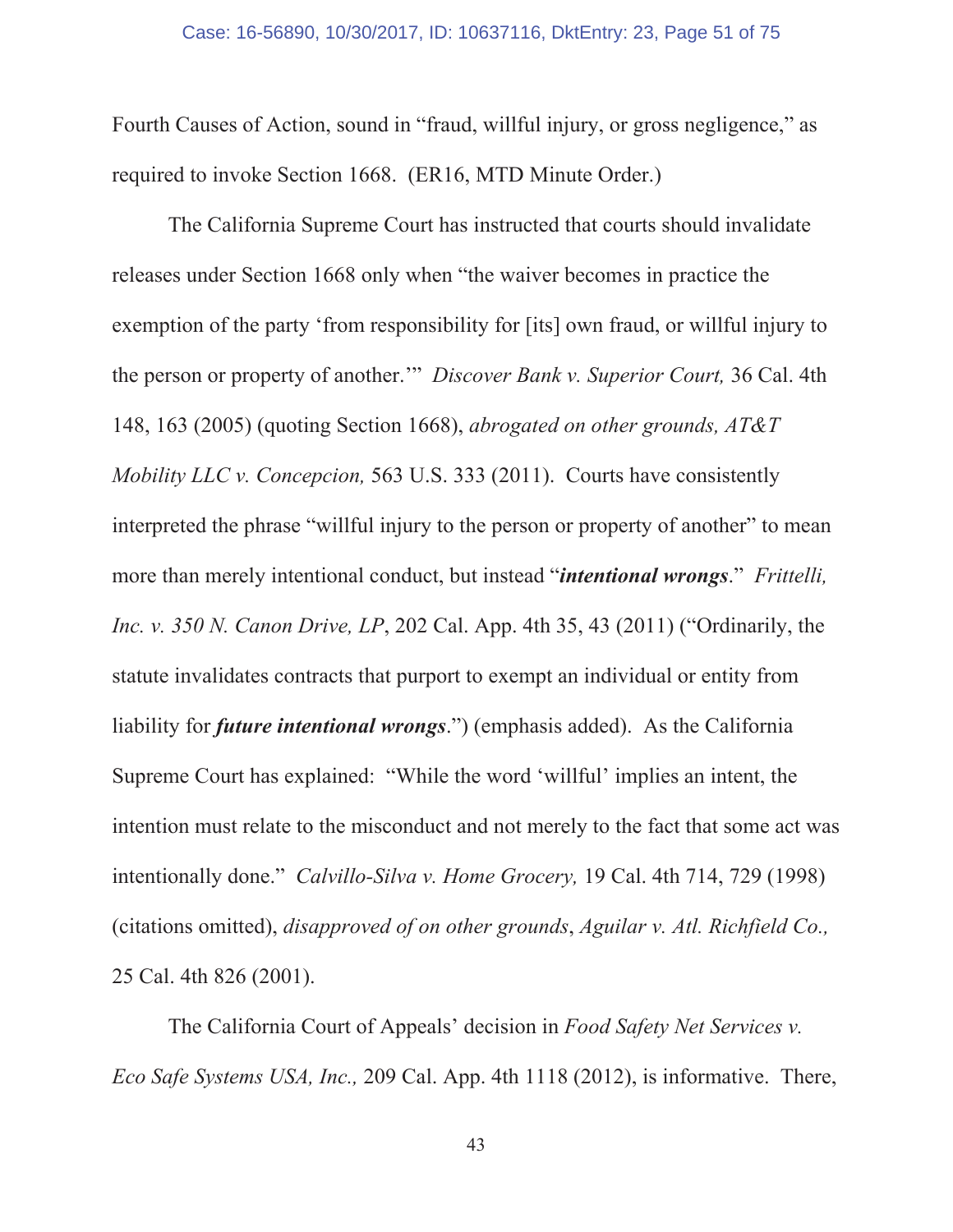Fourth Causes of Action, sound in "fraud, willful injury, or gross negligence," as required to invoke Section 1668. (ER16, MTD Minute Order.)

The California Supreme Court has instructed that courts should invalidate releases under Section 1668 only when "the waiver becomes in practice the exemption of the party 'from responsibility for [its] own fraud, or willful injury to the person or property of another.'" *Discover Bank v. Superior Court,* 36 Cal. 4th 148, 163 (2005) (quoting Section 1668), *abrogated on other grounds, AT&T Mobility LLC v. Concepcion,* 563 U.S. 333 (2011). Courts have consistently interpreted the phrase "willful injury to the person or property of another" to mean more than merely intentional conduct, but instead "***intentional wrongs***." *Frittelli, Inc. v. 350 N. Canon Drive, LP*, 202 Cal. App. 4th 35, 43 (2011) ("Ordinarily, the statute invalidates contracts that purport to exempt an individual or entity from liability for ***future intentional wrongs***.") (emphasis added). As the California Supreme Court has explained: "While the word 'willful' implies an intent, the intention must relate to the misconduct and not merely to the fact that some act was intentionally done." *Calvillo-Silva v. Home Grocery,* 19 Cal. 4th 714, 729 (1998) (citations omitted), *disapproved of on other grounds*, *Aguilar v. Atl. Richfield Co.,* 25 Cal. 4th 826 (2001).

The California Court of Appeals' decision in *Food Safety Net Services v. Eco Safe Systems USA, Inc.,* 209 Cal. App. 4th 1118 (2012), is informative. There,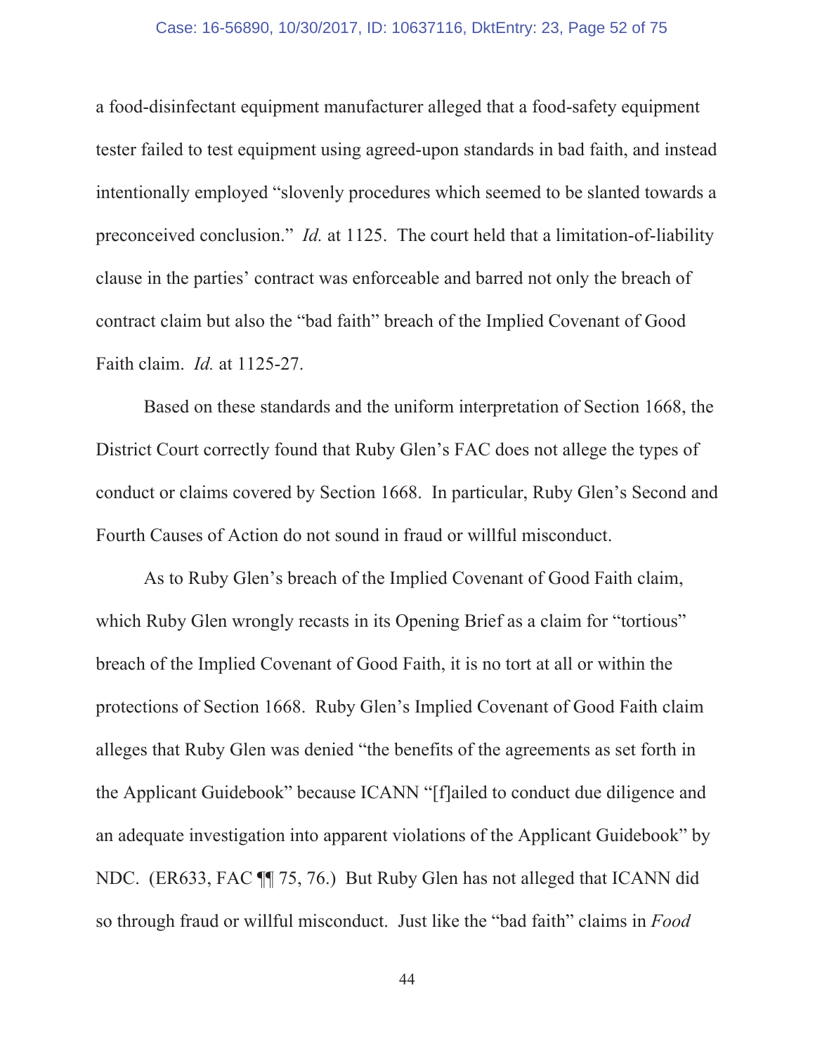a food-disinfectant equipment manufacturer alleged that a food-safety equipment tester failed to test equipment using agreed-upon standards in bad faith, and instead intentionally employed "slovenly procedures which seemed to be slanted towards a preconceived conclusion." *Id.* at 1125. The court held that a limitation-of-liability clause in the parties' contract was enforceable and barred not only the breach of contract claim but also the "bad faith" breach of the Implied Covenant of Good Faith claim. *Id.* at 1125-27.

Based on these standards and the uniform interpretation of Section 1668, the District Court correctly found that Ruby Glen's FAC does not allege the types of conduct or claims covered by Section 1668. In particular, Ruby Glen's Second and Fourth Causes of Action do not sound in fraud or willful misconduct.

As to Ruby Glen's breach of the Implied Covenant of Good Faith claim, which Ruby Glen wrongly recasts in its Opening Brief as a claim for "tortious" breach of the Implied Covenant of Good Faith, it is no tort at all or within the protections of Section 1668. Ruby Glen's Implied Covenant of Good Faith claim alleges that Ruby Glen was denied "the benefits of the agreements as set forth in the Applicant Guidebook" because ICANN "[f]ailed to conduct due diligence and an adequate investigation into apparent violations of the Applicant Guidebook" by NDC. (ER633, FAC ¶¶ 75, 76.) But Ruby Glen has not alleged that ICANN did so through fraud or willful misconduct. Just like the "bad faith" claims in *Food*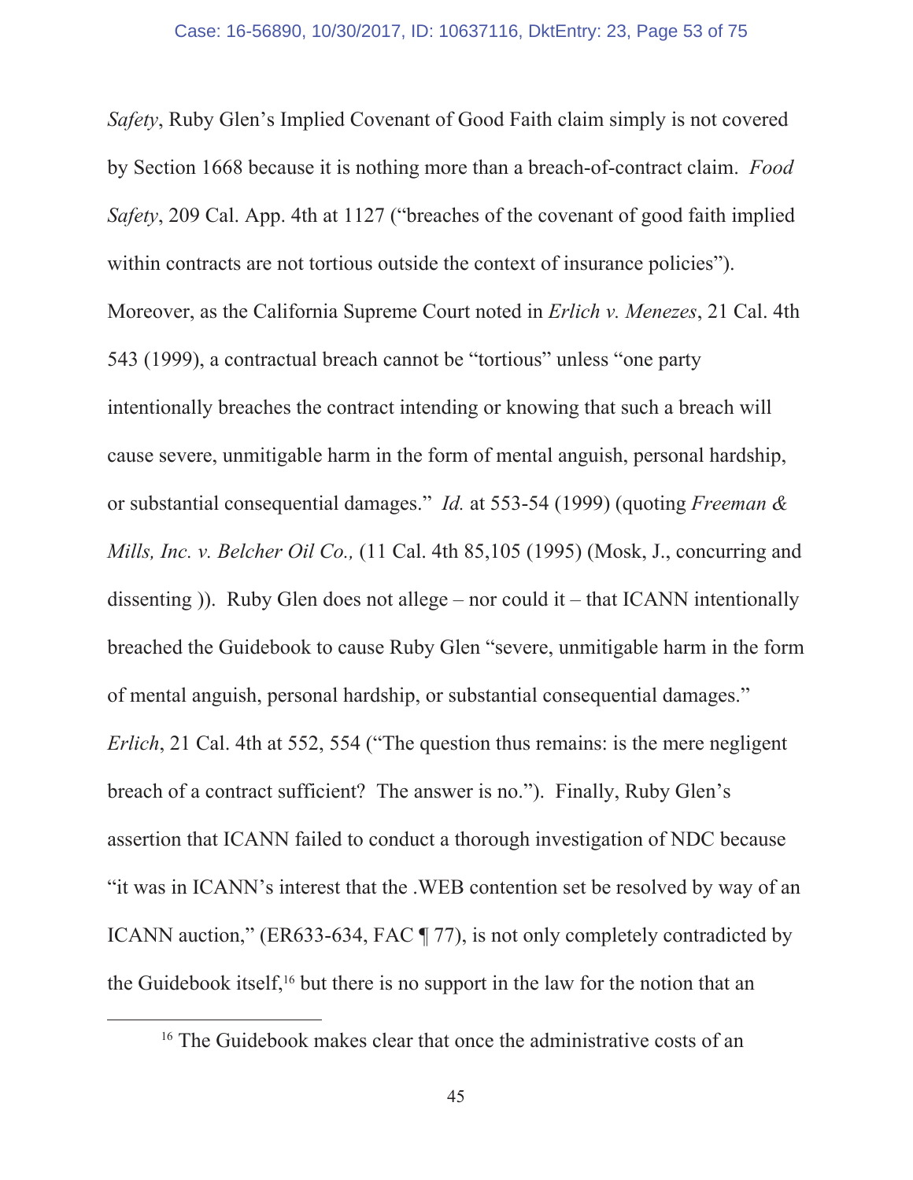*Safety*, Ruby Glen's Implied Covenant of Good Faith claim simply is not covered by Section 1668 because it is nothing more than a breach-of-contract claim. *Food Safety*, 209 Cal. App. 4th at 1127 ("breaches of the covenant of good faith implied within contracts are not tortious outside the context of insurance policies"). Moreover, as the California Supreme Court noted in *Erlich v. Menezes*, 21 Cal. 4th 543 (1999), a contractual breach cannot be "tortious" unless "one party intentionally breaches the contract intending or knowing that such a breach will cause severe, unmitigable harm in the form of mental anguish, personal hardship, or substantial consequential damages." *Id.* at 553-54 (1999) (quoting *Freeman & Mills, Inc. v. Belcher Oil Co.,* (11 Cal. 4th 85,105 (1995) (Mosk, J., concurring and dissenting )). Ruby Glen does not allege – nor could it – that ICANN intentionally breached the Guidebook to cause Ruby Glen "severe, unmitigable harm in the form of mental anguish, personal hardship, or substantial consequential damages." *Erlich*, 21 Cal. 4th at 552, 554 ("The question thus remains: is the mere negligent breach of a contract sufficient? The answer is no."). Finally, Ruby Glen's assertion that ICANN failed to conduct a thorough investigation of NDC because "it was in ICANN's interest that the .WEB contention set be resolved by way of an ICANN auction," (ER633-634, FAC ¶ 77), is not only completely contradicted by the Guidebook itself,[16] but there is no support in the law for the notion that an

[16] The Guidebook makes clear that once the administrative costs of an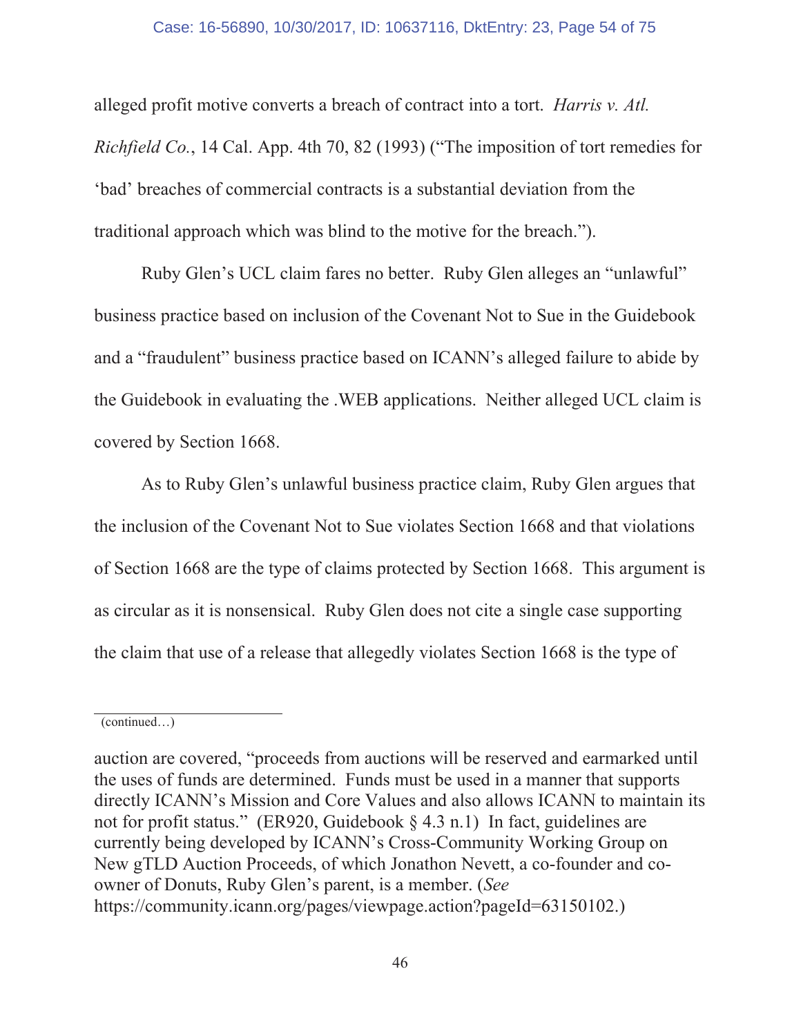alleged profit motive converts a breach of contract into a tort. *Harris v. Atl. Richfield Co.*, 14 Cal. App. 4th 70, 82 (1993) ("The imposition of tort remedies for 'bad' breaches of commercial contracts is a substantial deviation from the traditional approach which was blind to the motive for the breach.").

Ruby Glen's UCL claim fares no better. Ruby Glen alleges an "unlawful" business practice based on inclusion of the Covenant Not to Sue in the Guidebook and a "fraudulent" business practice based on ICANN's alleged failure to abide by the Guidebook in evaluating the .WEB applications. Neither alleged UCL claim is covered by Section 1668.

As to Ruby Glen's unlawful business practice claim, Ruby Glen argues that the inclusion of the Covenant Not to Sue violates Section 1668 and that violations of Section 1668 are the type of claims protected by Section 1668. This argument is as circular as it is nonsensical. Ruby Glen does not cite a single case supporting the claim that use of a release that allegedly violates Section 1668 is the type of

---

(continued…)

auction are covered, "proceeds from auctions will be reserved and earmarked until the uses of funds are determined. Funds must be used in a manner that supports directly ICANN's Mission and Core Values and also allows ICANN to maintain its not for profit status." (ER920, Guidebook § 4.3 n.1) In fact, guidelines are currently being developed by ICANN's Cross-Community Working Group on New gTLD Auction Proceeds, of which Jonathon Nevett, a co-founder and co-owner of Donuts, Ruby Glen's parent, is a member. (*See* https://community.icann.org/pages/viewpage.action?pageId=63150102.)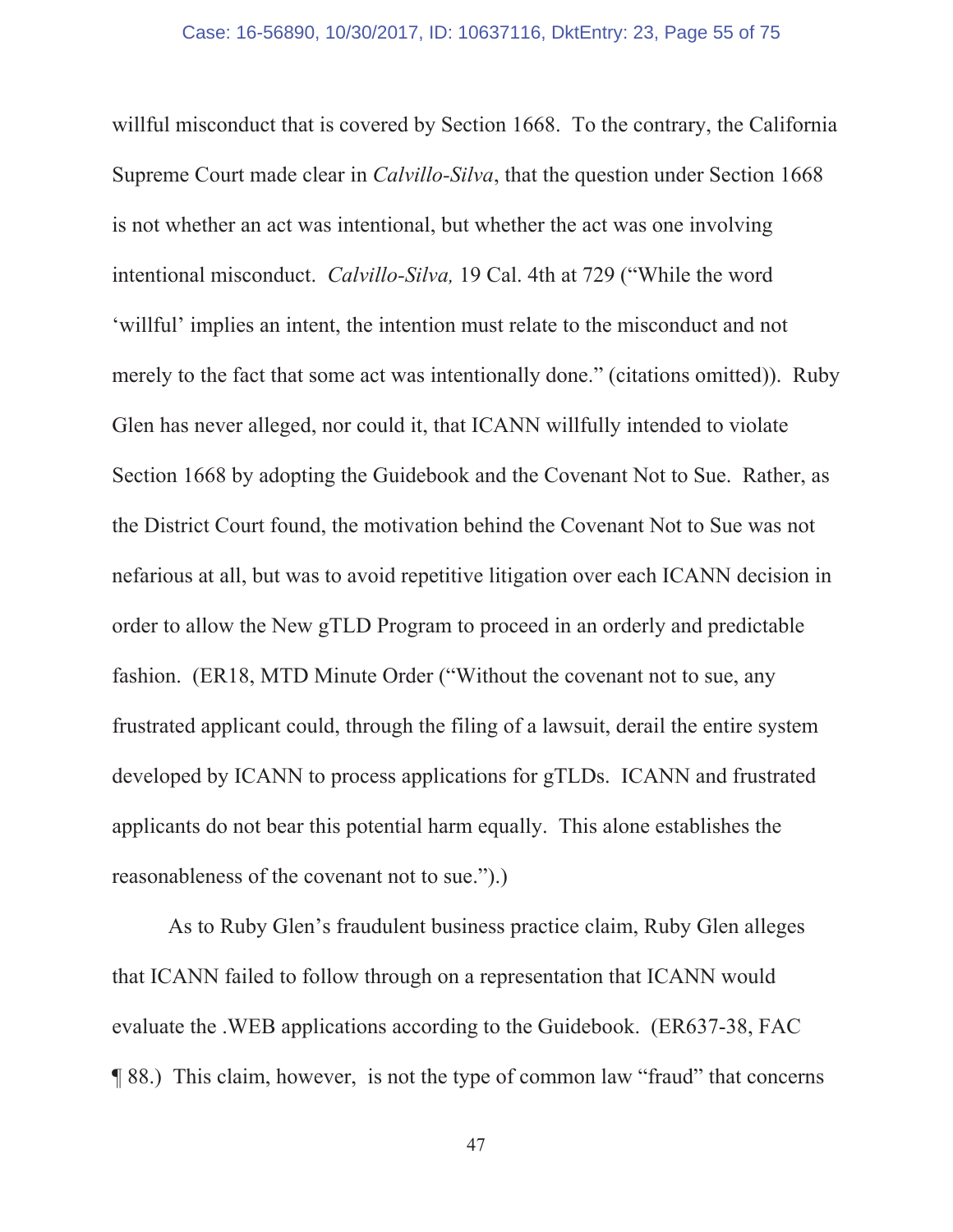willful misconduct that is covered by Section 1668. To the contrary, the California Supreme Court made clear in *Calvillo-Silva*, that the question under Section 1668 is not whether an act was intentional, but whether the act was one involving intentional misconduct. *Calvillo-Silva,* 19 Cal. 4th at 729 ("While the word 'willful' implies an intent, the intention must relate to the misconduct and not merely to the fact that some act was intentionally done." (citations omitted)). Ruby Glen has never alleged, nor could it, that ICANN willfully intended to violate Section 1668 by adopting the Guidebook and the Covenant Not to Sue. Rather, as the District Court found, the motivation behind the Covenant Not to Sue was not nefarious at all, but was to avoid repetitive litigation over each ICANN decision in order to allow the New gTLD Program to proceed in an orderly and predictable fashion. (ER18, MTD Minute Order ("Without the covenant not to sue, any frustrated applicant could, through the filing of a lawsuit, derail the entire system developed by ICANN to process applications for gTLDs. ICANN and frustrated applicants do not bear this potential harm equally. This alone establishes the reasonableness of the covenant not to sue.").)

As to Ruby Glen's fraudulent business practice claim, Ruby Glen alleges that ICANN failed to follow through on a representation that ICANN would evaluate the .WEB applications according to the Guidebook. (ER637-38, FAC ¶ 88.) This claim, however, is not the type of common law "fraud" that concerns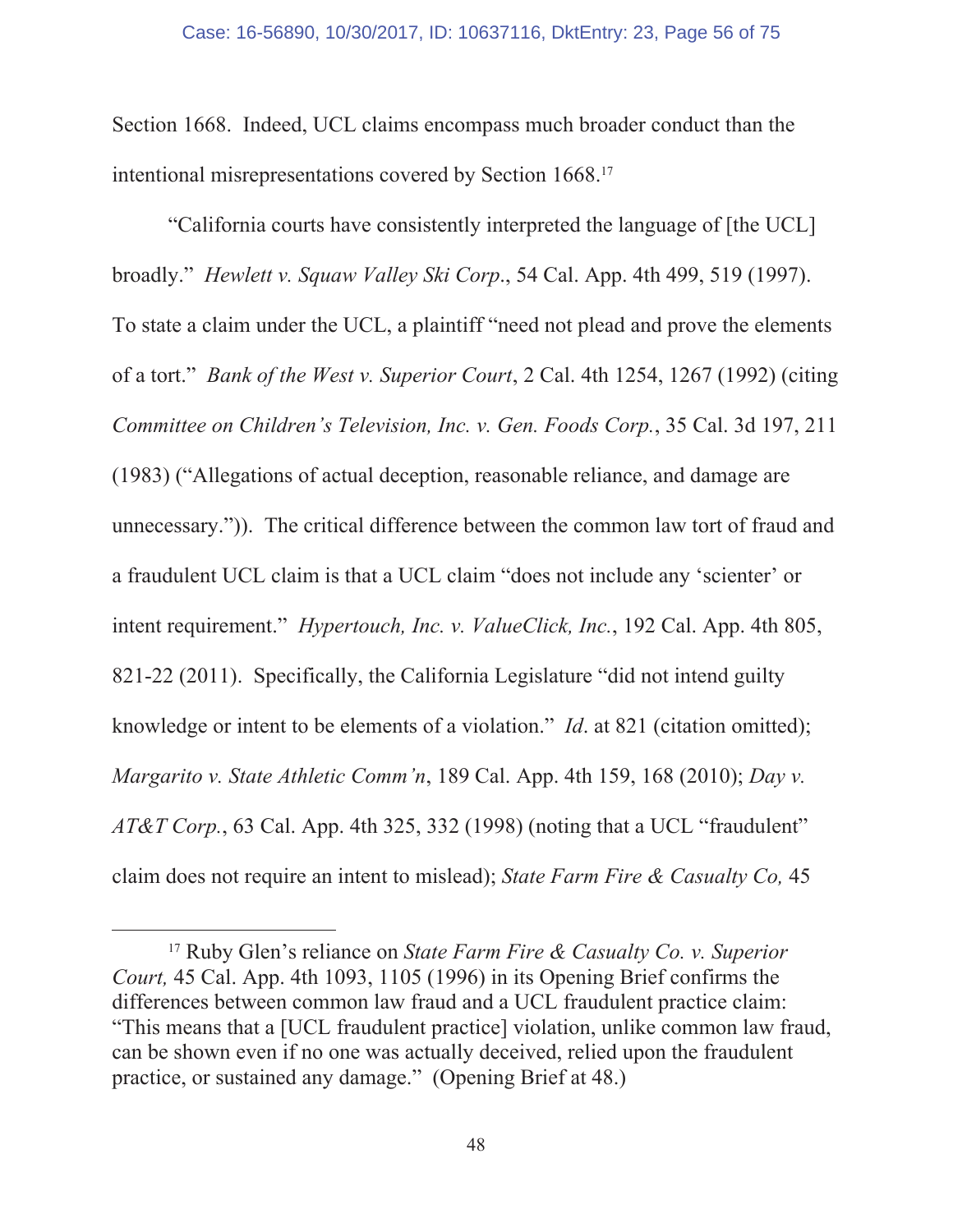Section 1668. Indeed, UCL claims encompass much broader conduct than the intentional misrepresentations covered by Section 1668.[17]

"California courts have consistently interpreted the language of [the UCL] broadly." *Hewlett v. Squaw Valley Ski Corp.*, 54 Cal. App. 4th 499, 519 (1997). To state a claim under the UCL, a plaintiff "need not plead and prove the elements of a tort." *Bank of the West v. Superior Court*, 2 Cal. 4th 1254, 1267 (1992) (citing *Committee on Children's Television, Inc. v. Gen. Foods Corp.*, 35 Cal. 3d 197, 211 (1983) ("Allegations of actual deception, reasonable reliance, and damage are unnecessary.")). The critical difference between the common law tort of fraud and a fraudulent UCL claim is that a UCL claim "does not include any 'scienter' or intent requirement." *Hypertouch, Inc. v. ValueClick, Inc.*, 192 Cal. App. 4th 805, 821-22 (2011). Specifically, the California Legislature "did not intend guilty knowledge or intent to be elements of a violation." *Id*. at 821 (citation omitted); *Margarito v. State Athletic Comm'n*, 189 Cal. App. 4th 159, 168 (2010); *Day v. AT&T Corp.*, 63 Cal. App. 4th 325, 332 (1998) (noting that a UCL "fraudulent" claim does not require an intent to mislead); *State Farm Fire & Casualty Co,* 45

---

[17] Ruby Glen's reliance on *State Farm Fire & Casualty Co. v. Superior Court,* 45 Cal. App. 4th 1093, 1105 (1996) in its Opening Brief confirms the differences between common law fraud and a UCL fraudulent practice claim: "This means that a [UCL fraudulent practice] violation, unlike common law fraud, can be shown even if no one was actually deceived, relied upon the fraudulent practice, or sustained any damage." (Opening Brief at 48.)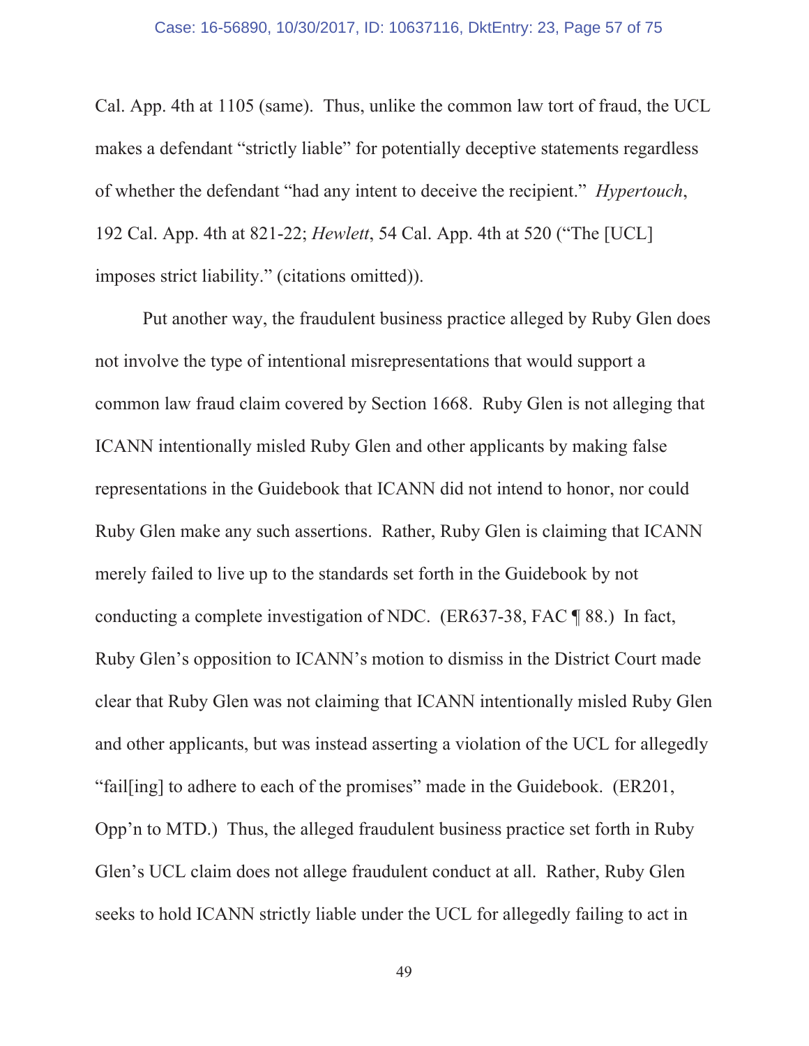Cal. App. 4th at 1105 (same). Thus, unlike the common law tort of fraud, the UCL makes a defendant "strictly liable" for potentially deceptive statements regardless of whether the defendant "had any intent to deceive the recipient." *Hypertouch*, 192 Cal. App. 4th at 821-22; *Hewlett*, 54 Cal. App. 4th at 520 ("The [UCL] imposes strict liability." (citations omitted)).

Put another way, the fraudulent business practice alleged by Ruby Glen does not involve the type of intentional misrepresentations that would support a common law fraud claim covered by Section 1668. Ruby Glen is not alleging that ICANN intentionally misled Ruby Glen and other applicants by making false representations in the Guidebook that ICANN did not intend to honor, nor could Ruby Glen make any such assertions. Rather, Ruby Glen is claiming that ICANN merely failed to live up to the standards set forth in the Guidebook by not conducting a complete investigation of NDC. (ER637-38, FAC ¶ 88.) In fact, Ruby Glen's opposition to ICANN's motion to dismiss in the District Court made clear that Ruby Glen was not claiming that ICANN intentionally misled Ruby Glen and other applicants, but was instead asserting a violation of the UCL for allegedly "fail[ing] to adhere to each of the promises" made in the Guidebook. (ER201, Opp'n to MTD.) Thus, the alleged fraudulent business practice set forth in Ruby Glen's UCL claim does not allege fraudulent conduct at all. Rather, Ruby Glen seeks to hold ICANN strictly liable under the UCL for allegedly failing to act in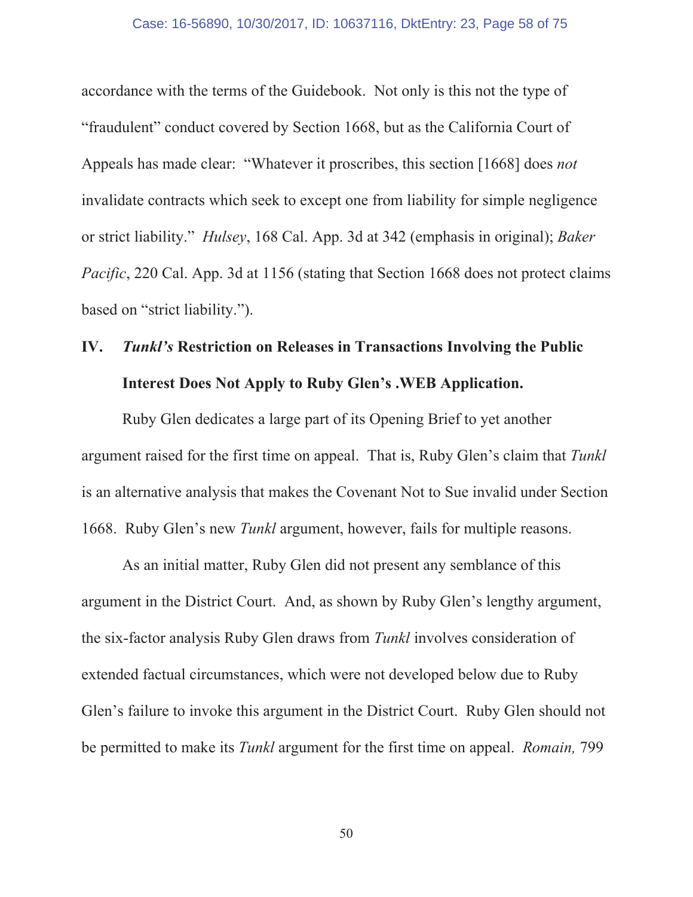accordance with the terms of the Guidebook. Not only is this not the type of "fraudulent" conduct covered by Section 1668, but as the California Court of Appeals has made clear: "Whatever it proscribes, this section [1668] does *not* invalidate contracts which seek to except one from liability for simple negligence or strict liability." *Hulsey*, 168 Cal. App. 3d at 342 (emphasis in original); *Baker Pacific*, 220 Cal. App. 3d at 1156 (stating that Section 1668 does not protect claims based on "strict liability.").

## IV. *Tunkl's* Restriction on Releases in Transactions Involving the Public Interest Does Not Apply to Ruby Glen's .WEB Application.

Ruby Glen dedicates a large part of its Opening Brief to yet another argument raised for the first time on appeal. That is, Ruby Glen's claim that *Tunkl* is an alternative analysis that makes the Covenant Not to Sue invalid under Section 1668. Ruby Glen's new *Tunkl* argument, however, fails for multiple reasons.

As an initial matter, Ruby Glen did not present any semblance of this argument in the District Court. And, as shown by Ruby Glen's lengthy argument, the six-factor analysis Ruby Glen draws from *Tunkl* involves consideration of extended factual circumstances, which were not developed below due to Ruby Glen's failure to invoke this argument in the District Court. Ruby Glen should not be permitted to make its *Tunkl* argument for the first time on appeal. *Romain,* 799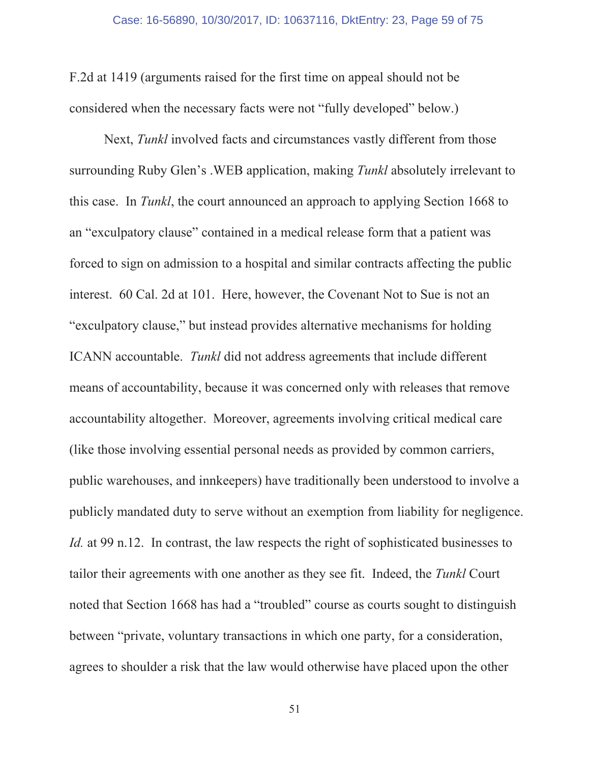F.2d at 1419 (arguments raised for the first time on appeal should not be considered when the necessary facts were not "fully developed" below.)

Next, *Tunkl* involved facts and circumstances vastly different from those surrounding Ruby Glen's .WEB application, making *Tunkl* absolutely irrelevant to this case. In *Tunkl*, the court announced an approach to applying Section 1668 to an "exculpatory clause" contained in a medical release form that a patient was forced to sign on admission to a hospital and similar contracts affecting the public interest. 60 Cal. 2d at 101. Here, however, the Covenant Not to Sue is not an "exculpatory clause," but instead provides alternative mechanisms for holding ICANN accountable. *Tunkl* did not address agreements that include different means of accountability, because it was concerned only with releases that remove accountability altogether. Moreover, agreements involving critical medical care (like those involving essential personal needs as provided by common carriers, public warehouses, and innkeepers) have traditionally been understood to involve a publicly mandated duty to serve without an exemption from liability for negligence. *Id.* at 99 n.12. In contrast, the law respects the right of sophisticated businesses to tailor their agreements with one another as they see fit. Indeed, the *Tunkl* Court noted that Section 1668 has had a "troubled" course as courts sought to distinguish between "private, voluntary transactions in which one party, for a consideration, agrees to shoulder a risk that the law would otherwise have placed upon the other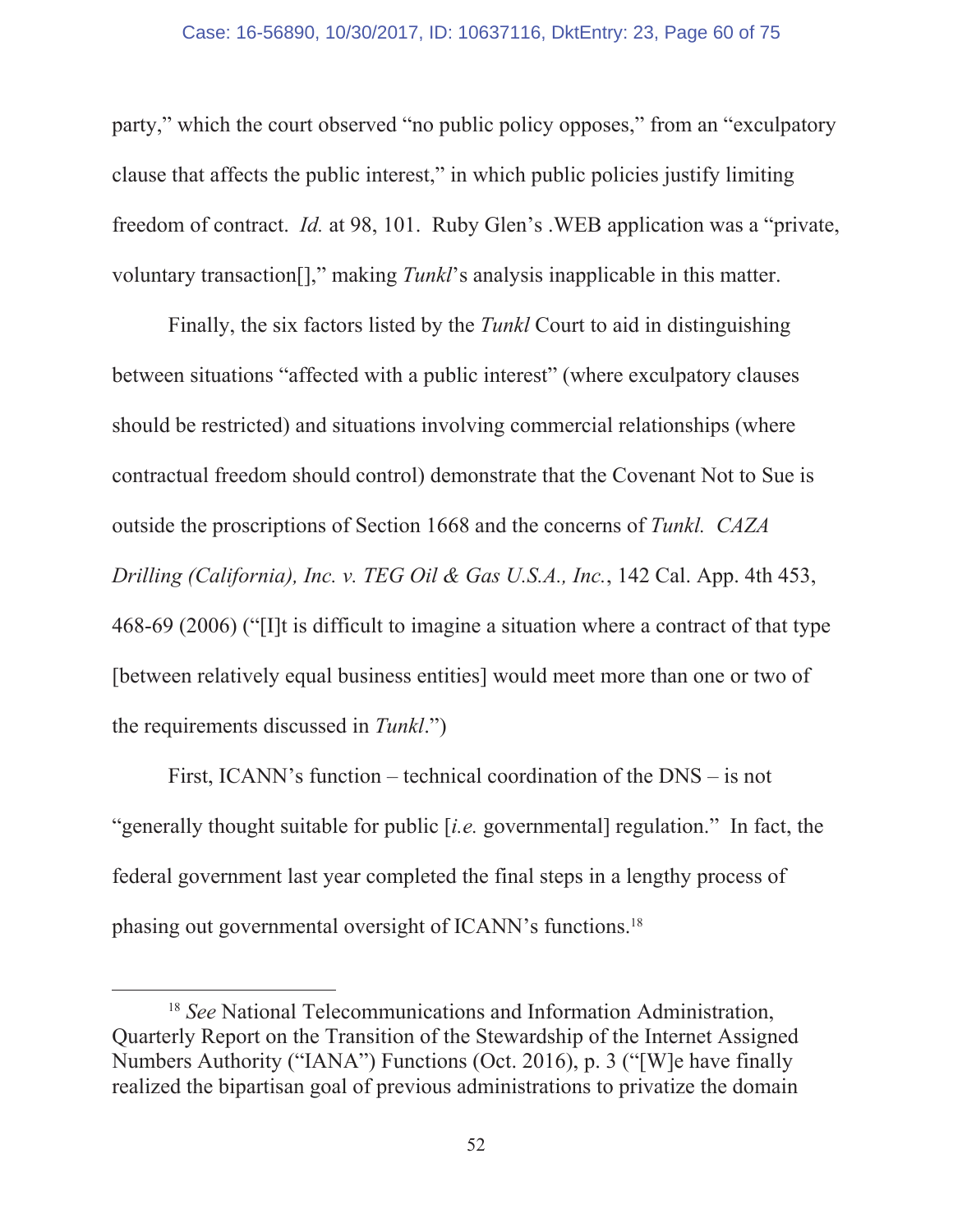party," which the court observed "no public policy opposes," from an "exculpatory clause that affects the public interest," in which public policies justify limiting freedom of contract. *Id.* at 98, 101. Ruby Glen's .WEB application was a "private, voluntary transaction[]," making *Tunkl*'s analysis inapplicable in this matter.

Finally, the six factors listed by the *Tunkl* Court to aid in distinguishing between situations "affected with a public interest" (where exculpatory clauses should be restricted) and situations involving commercial relationships (where contractual freedom should control) demonstrate that the Covenant Not to Sue is outside the proscriptions of Section 1668 and the concerns of *Tunkl. CAZA Drilling (California), Inc. v. TEG Oil & Gas U.S.A., Inc.*, 142 Cal. App. 4th 453, 468-69 (2006) ("[I]t is difficult to imagine a situation where a contract of that type [between relatively equal business entities] would meet more than one or two of the requirements discussed in *Tunkl*.")

First, ICANN's function – technical coordination of the DNS – is not "generally thought suitable for public [*i.e.* governmental] regulation." In fact, the federal government last year completed the final steps in a lengthy process of phasing out governmental oversight of ICANN's functions.[18]

---

[18] *See* National Telecommunications and Information Administration, Quarterly Report on the Transition of the Stewardship of the Internet Assigned Numbers Authority ("IANA") Functions (Oct. 2016), p. 3 ("[W]e have finally realized the bipartisan goal of previous administrations to privatize the domain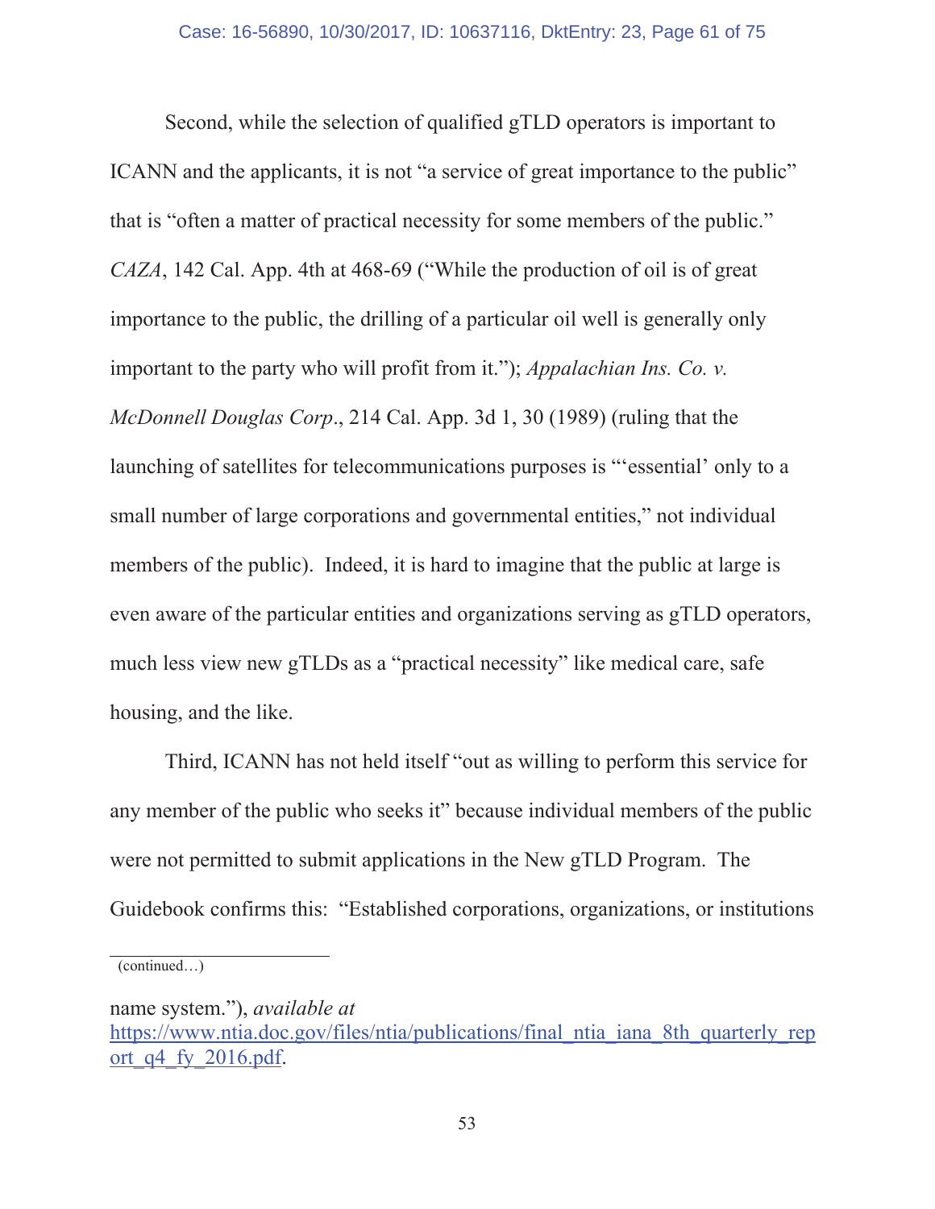Second, while the selection of qualified gTLD operators is important to ICANN and the applicants, it is not "a service of great importance to the public" that is "often a matter of practical necessity for some members of the public." *CAZA*, 142 Cal. App. 4th at 468-69 ("While the production of oil is of great importance to the public, the drilling of a particular oil well is generally only important to the party who will profit from it."); *Appalachian Ins. Co. v. McDonnell Douglas Corp*., 214 Cal. App. 3d 1, 30 (1989) (ruling that the launching of satellites for telecommunications purposes is "'essential' only to a small number of large corporations and governmental entities," not individual members of the public). Indeed, it is hard to imagine that the public at large is even aware of the particular entities and organizations serving as gTLD operators, much less view new gTLDs as a "practical necessity" like medical care, safe housing, and the like.

Third, ICANN has not held itself "out as willing to perform this service for any member of the public who seeks it" because individual members of the public were not permitted to submit applications in the New gTLD Program. The Guidebook confirms this: "Established corporations, organizations, or institutions

---

(continued…)

name system."), *available at* [https://www.ntia.doc.gov/files/ntia/publications/final_ntia_iana_8th_quarterly_report_q4_fy_2016.pdf](https://www.ntia.doc.gov/files/ntia/publications/final_ntia_iana_8th_quarterly_report_q4_fy_2016.pdf).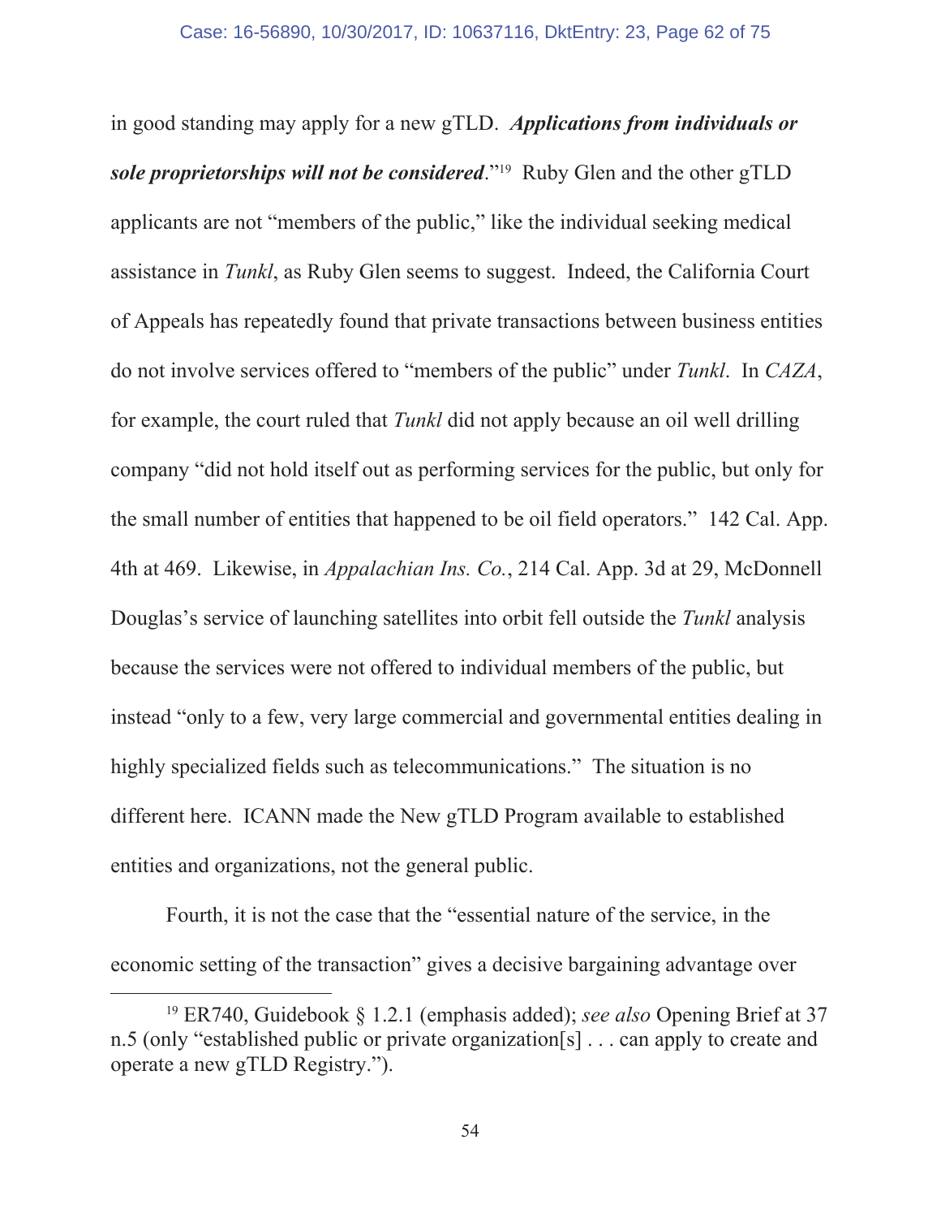in good standing may apply for a new gTLD. ***Applications from individuals or sole proprietorships will not be considered***."[19] Ruby Glen and the other gTLD applicants are not "members of the public," like the individual seeking medical assistance in *Tunkl*, as Ruby Glen seems to suggest. Indeed, the California Court of Appeals has repeatedly found that private transactions between business entities do not involve services offered to "members of the public" under *Tunkl*. In *CAZA*, for example, the court ruled that *Tunkl* did not apply because an oil well drilling company "did not hold itself out as performing services for the public, but only for the small number of entities that happened to be oil field operators." 142 Cal. App. 4th at 469. Likewise, in *Appalachian Ins. Co.*, 214 Cal. App. 3d at 29, McDonnell Douglas's service of launching satellites into orbit fell outside the *Tunkl* analysis because the services were not offered to individual members of the public, but instead "only to a few, very large commercial and governmental entities dealing in highly specialized fields such as telecommunications." The situation is no different here. ICANN made the New gTLD Program available to established entities and organizations, not the general public.

Fourth, it is not the case that the "essential nature of the service, in the economic setting of the transaction" gives a decisive bargaining advantage over

---

[19] ER740, Guidebook § 1.2.1 (emphasis added); *see also* Opening Brief at 37 n.5 (only "established public or private organization[s] . . . can apply to create and operate a new gTLD Registry.").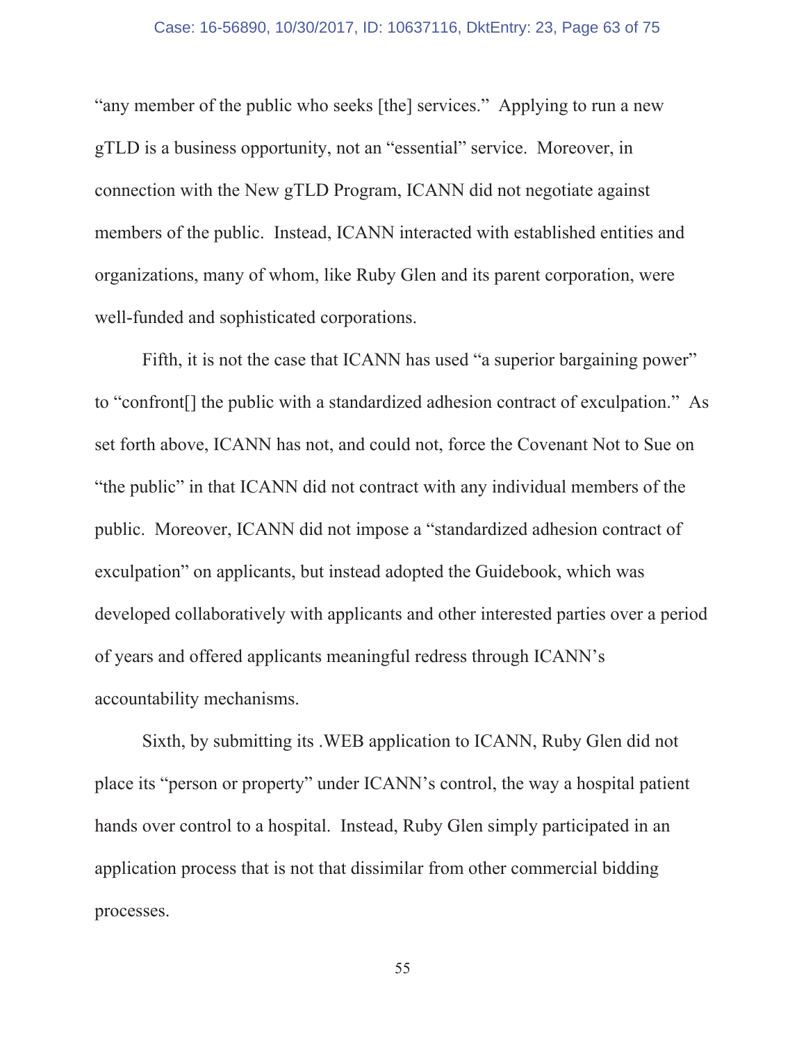"any member of the public who seeks [the] services." Applying to run a new gTLD is a business opportunity, not an "essential" service. Moreover, in connection with the New gTLD Program, ICANN did not negotiate against members of the public. Instead, ICANN interacted with established entities and organizations, many of whom, like Ruby Glen and its parent corporation, were well-funded and sophisticated corporations.

Fifth, it is not the case that ICANN has used "a superior bargaining power" to "confront[] the public with a standardized adhesion contract of exculpation." As set forth above, ICANN has not, and could not, force the Covenant Not to Sue on "the public" in that ICANN did not contract with any individual members of the public. Moreover, ICANN did not impose a "standardized adhesion contract of exculpation" on applicants, but instead adopted the Guidebook, which was developed collaboratively with applicants and other interested parties over a period of years and offered applicants meaningful redress through ICANN's accountability mechanisms.

Sixth, by submitting its .WEB application to ICANN, Ruby Glen did not place its "person or property" under ICANN's control, the way a hospital patient hands over control to a hospital. Instead, Ruby Glen simply participated in an application process that is not that dissimilar from other commercial bidding processes.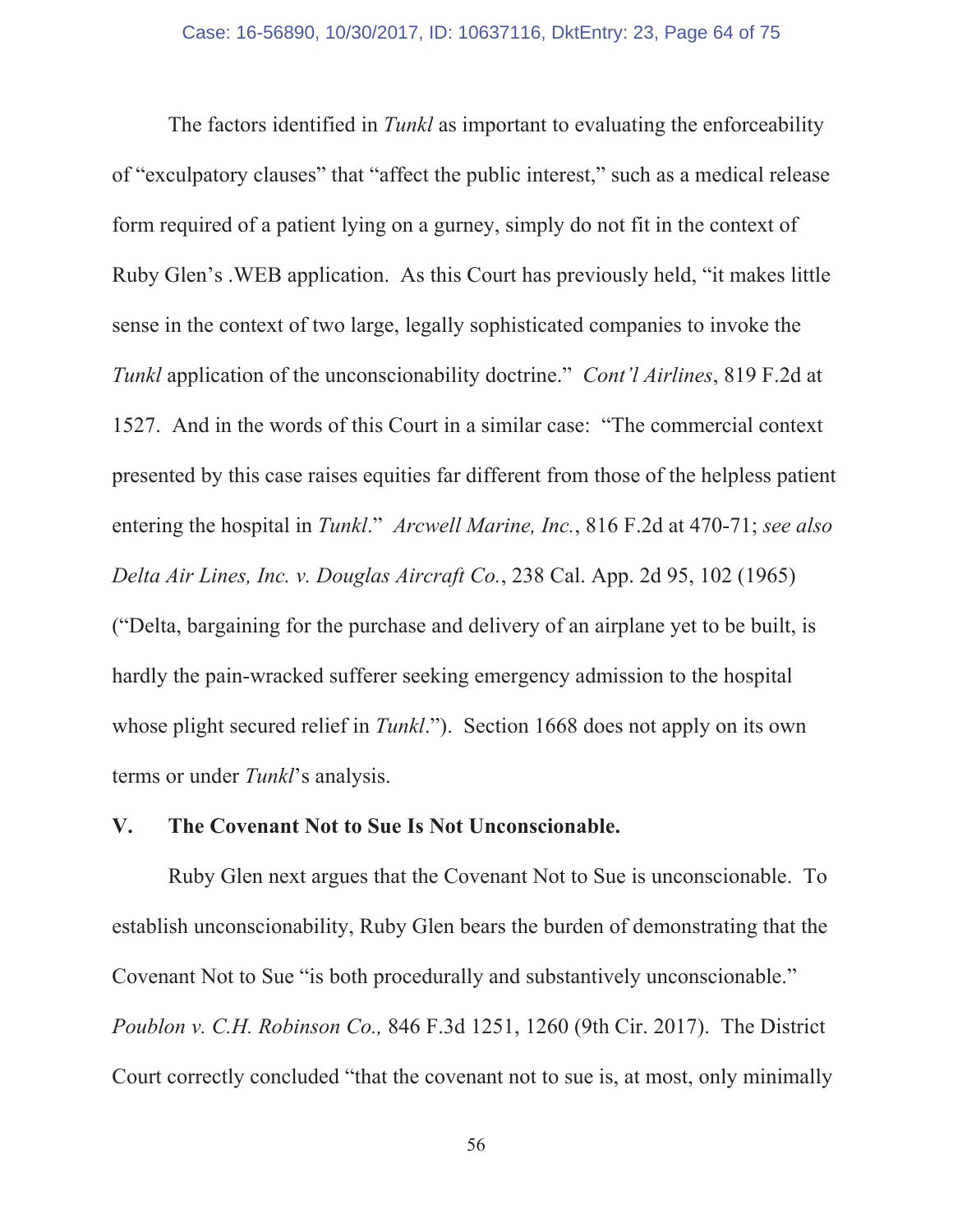The factors identified in *Tunkl* as important to evaluating the enforceability of "exculpatory clauses" that "affect the public interest," such as a medical release form required of a patient lying on a gurney, simply do not fit in the context of Ruby Glen's .WEB application. As this Court has previously held, "it makes little sense in the context of two large, legally sophisticated companies to invoke the *Tunkl* application of the unconscionability doctrine." *Cont'l Airlines*, 819 F.2d at 1527. And in the words of this Court in a similar case: "The commercial context presented by this case raises equities far different from those of the helpless patient entering the hospital in *Tunkl*." *Arcwell Marine, Inc.*, 816 F.2d at 470-71; *see also Delta Air Lines, Inc. v. Douglas Aircraft Co.*, 238 Cal. App. 2d 95, 102 (1965) ("Delta, bargaining for the purchase and delivery of an airplane yet to be built, is hardly the pain-wracked sufferer seeking emergency admission to the hospital whose plight secured relief in *Tunkl*."). Section 1668 does not apply on its own terms or under *Tunkl*'s analysis.

## V. The Covenant Not to Sue Is Not Unconscionable.

Ruby Glen next argues that the Covenant Not to Sue is unconscionable. To establish unconscionability, Ruby Glen bears the burden of demonstrating that the Covenant Not to Sue "is both procedurally and substantively unconscionable." *Poublon v. C.H. Robinson Co.,* 846 F.3d 1251, 1260 (9th Cir. 2017). The District Court correctly concluded "that the covenant not to sue is, at most, only minimally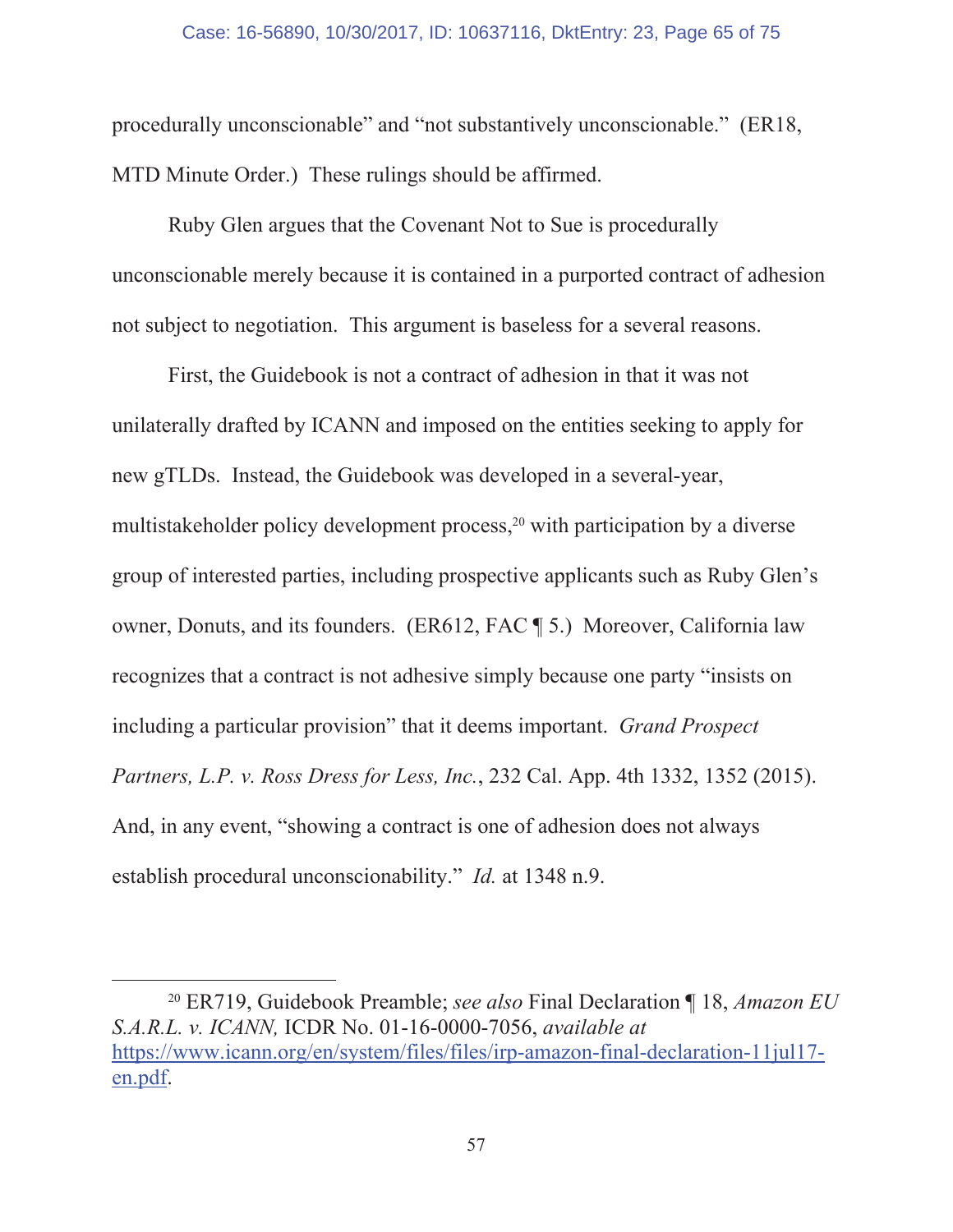procedurally unconscionable" and "not substantively unconscionable." (ER18, MTD Minute Order.) These rulings should be affirmed.

Ruby Glen argues that the Covenant Not to Sue is procedurally unconscionable merely because it is contained in a purported contract of adhesion not subject to negotiation. This argument is baseless for a several reasons.

First, the Guidebook is not a contract of adhesion in that it was not unilaterally drafted by ICANN and imposed on the entities seeking to apply for new gTLDs. Instead, the Guidebook was developed in a several-year, multistakeholder policy development process,[20] with participation by a diverse group of interested parties, including prospective applicants such as Ruby Glen's owner, Donuts, and its founders. (ER612, FAC ¶ 5.) Moreover, California law recognizes that a contract is not adhesive simply because one party "insists on including a particular provision" that it deems important. *Grand Prospect Partners, L.P. v. Ross Dress for Less, Inc.*, 232 Cal. App. 4th 1332, 1352 (2015). And, in any event, "showing a contract is one of adhesion does not always establish procedural unconscionability." *Id.* at 1348 n.9.

---

[20] ER719, Guidebook Preamble; *see also* Final Declaration ¶ 18, *Amazon EU S.A.R.L. v. ICANN,* ICDR No. 01-16-0000-7056, *available at* https://www.icann.org/en/system/files/files/irp-amazon-final-declaration-11jul17-en.pdf.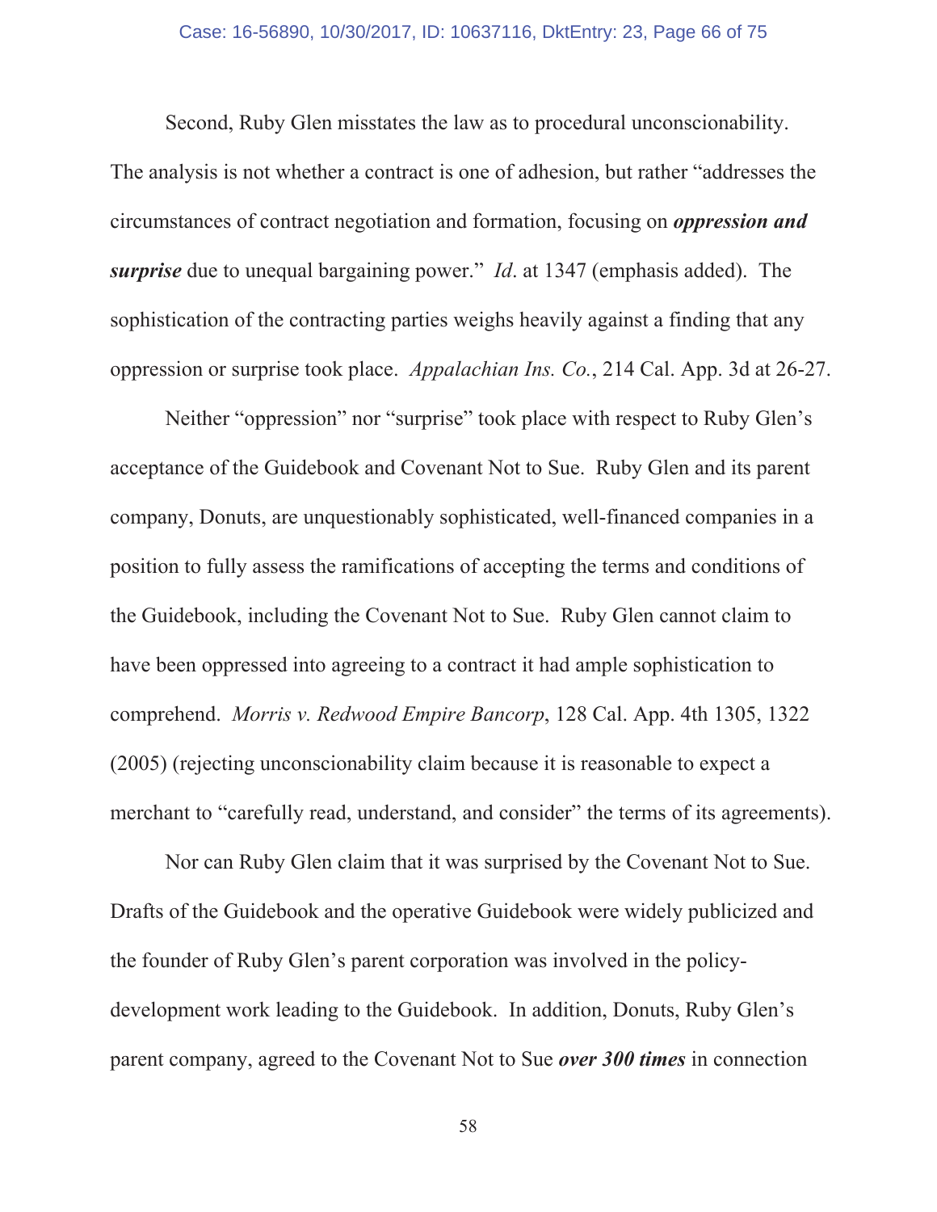Second, Ruby Glen misstates the law as to procedural unconscionability. The analysis is not whether a contract is one of adhesion, but rather "addresses the circumstances of contract negotiation and formation, focusing on ***oppression and surprise*** due to unequal bargaining power." *Id*. at 1347 (emphasis added). The sophistication of the contracting parties weighs heavily against a finding that any oppression or surprise took place. *Appalachian Ins. Co.*, 214 Cal. App. 3d at 26-27.

Neither "oppression" nor "surprise" took place with respect to Ruby Glen's acceptance of the Guidebook and Covenant Not to Sue. Ruby Glen and its parent company, Donuts, are unquestionably sophisticated, well-financed companies in a position to fully assess the ramifications of accepting the terms and conditions of the Guidebook, including the Covenant Not to Sue. Ruby Glen cannot claim to have been oppressed into agreeing to a contract it had ample sophistication to comprehend. *Morris v. Redwood Empire Bancorp*, 128 Cal. App. 4th 1305, 1322 (2005) (rejecting unconscionability claim because it is reasonable to expect a merchant to "carefully read, understand, and consider" the terms of its agreements).

Nor can Ruby Glen claim that it was surprised by the Covenant Not to Sue. Drafts of the Guidebook and the operative Guidebook were widely publicized and the founder of Ruby Glen's parent corporation was involved in the policy-development work leading to the Guidebook. In addition, Donuts, Ruby Glen's parent company, agreed to the Covenant Not to Sue ***over 300 times*** in connection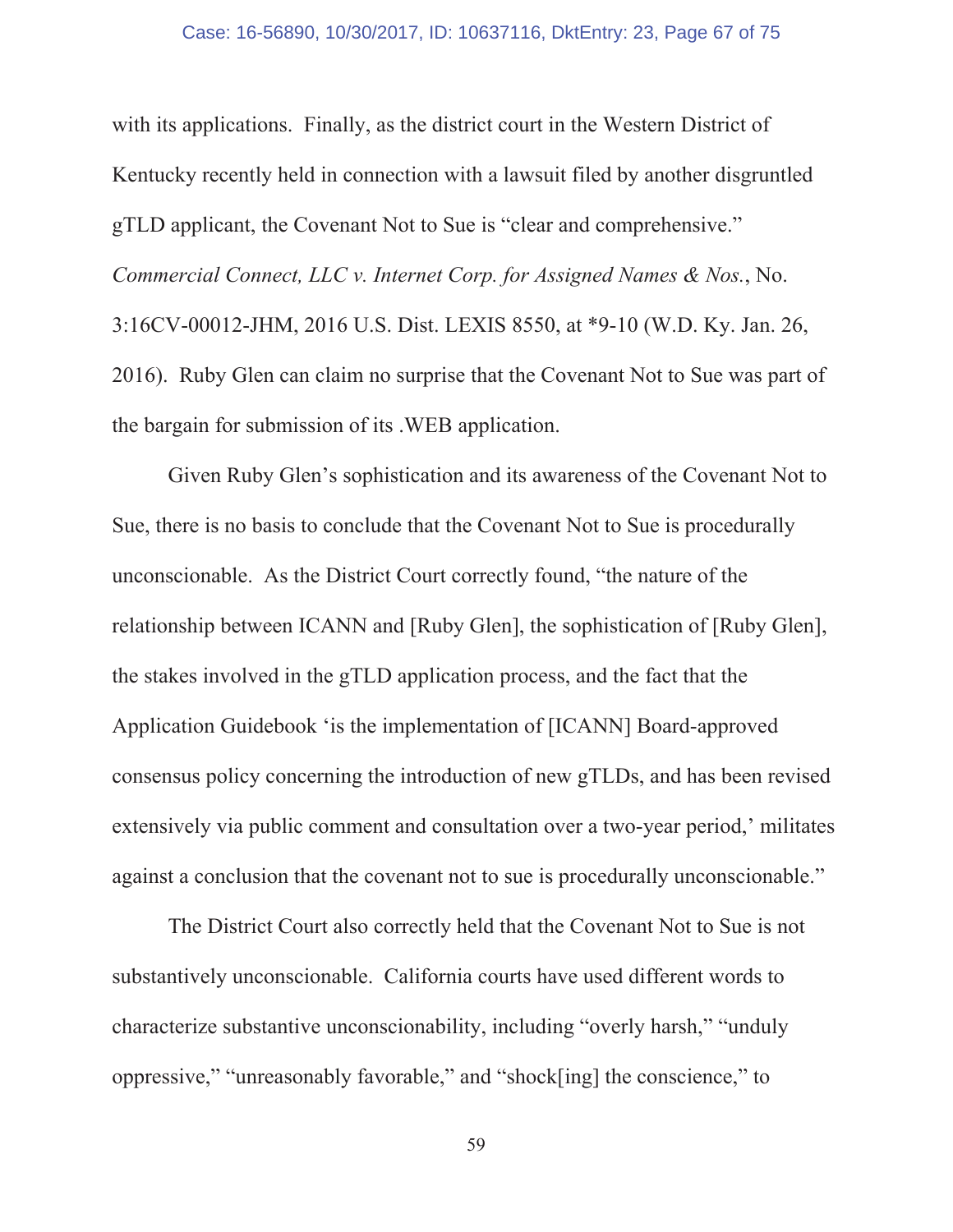with its applications. Finally, as the district court in the Western District of Kentucky recently held in connection with a lawsuit filed by another disgruntled gTLD applicant, the Covenant Not to Sue is "clear and comprehensive." *Commercial Connect, LLC v. Internet Corp. for Assigned Names & Nos.*, No. 3:16CV-00012-JHM, 2016 U.S. Dist. LEXIS 8550, at *9-10 (W.D. Ky. Jan. 26, 2016). Ruby Glen can claim no surprise that the Covenant Not to Sue was part of the bargain for submission of its .WEB application.

Given Ruby Glen's sophistication and its awareness of the Covenant Not to Sue, there is no basis to conclude that the Covenant Not to Sue is procedurally unconscionable. As the District Court correctly found, "the nature of the relationship between ICANN and [Ruby Glen], the sophistication of [Ruby Glen], the stakes involved in the gTLD application process, and the fact that the Application Guidebook 'is the implementation of [ICANN] Board-approved consensus policy concerning the introduction of new gTLDs, and has been revised extensively via public comment and consultation over a two-year period,' militates against a conclusion that the covenant not to sue is procedurally unconscionable."

The District Court also correctly held that the Covenant Not to Sue is not substantively unconscionable. California courts have used different words to characterize substantive unconscionability, including "overly harsh," "unduly oppressive," "unreasonably favorable," and "shock[ing] the conscience," to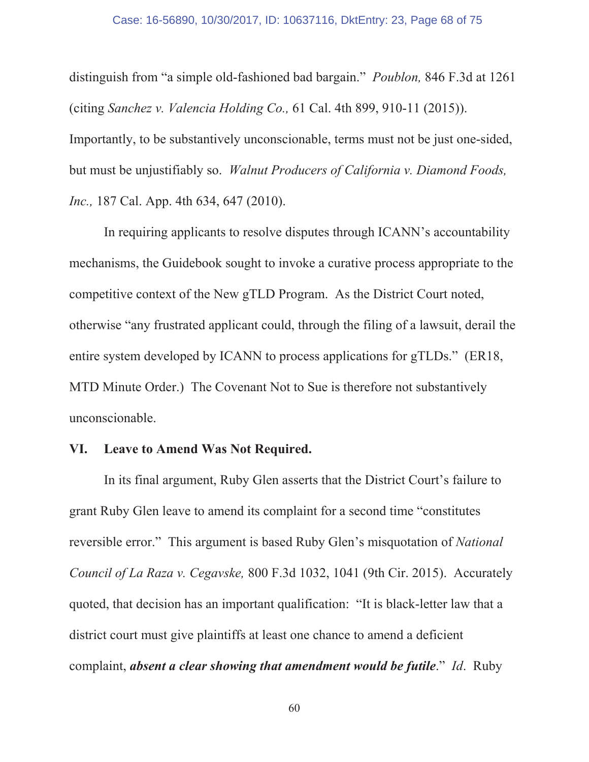distinguish from "a simple old-fashioned bad bargain." *Poublon,* 846 F.3d at 1261 (citing *Sanchez v. Valencia Holding Co.,* 61 Cal. 4th 899, 910-11 (2015)). Importantly, to be substantively unconscionable, terms must not be just one-sided, but must be unjustifiably so. *Walnut Producers of California v. Diamond Foods, Inc.,* 187 Cal. App. 4th 634, 647 (2010).

In requiring applicants to resolve disputes through ICANN's accountability mechanisms, the Guidebook sought to invoke a curative process appropriate to the competitive context of the New gTLD Program. As the District Court noted, otherwise "any frustrated applicant could, through the filing of a lawsuit, derail the entire system developed by ICANN to process applications for gTLDs." (ER18, MTD Minute Order.) The Covenant Not to Sue is therefore not substantively unconscionable.

## VI. Leave to Amend Was Not Required.

In its final argument, Ruby Glen asserts that the District Court's failure to grant Ruby Glen leave to amend its complaint for a second time "constitutes reversible error." This argument is based Ruby Glen's misquotation of *National Council of La Raza v. Cegavske,* 800 F.3d 1032, 1041 (9th Cir. 2015). Accurately quoted, that decision has an important qualification: "It is black-letter law that a district court must give plaintiffs at least one chance to amend a deficient complaint, ***absent a clear showing that amendment would be futile***." *Id*. Ruby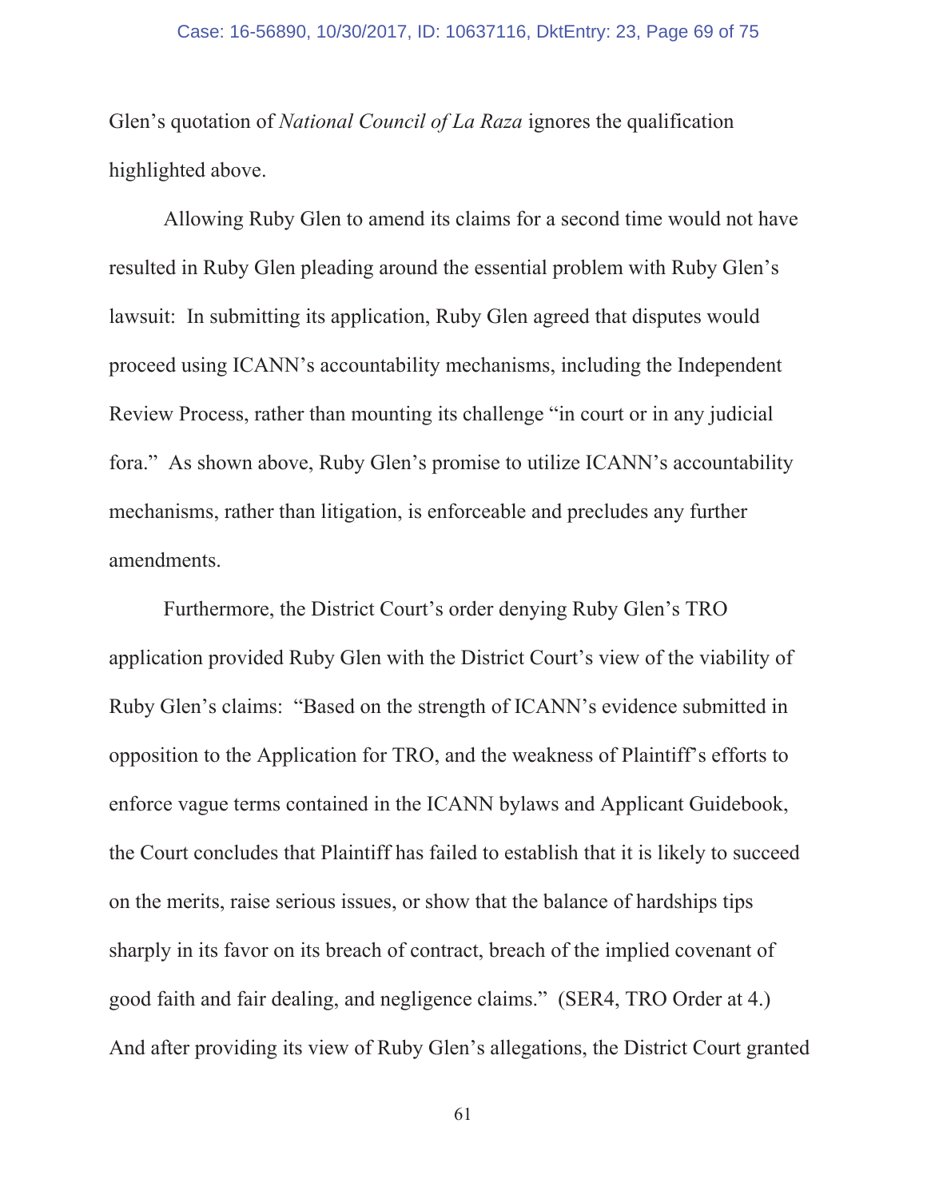Glen's quotation of *National Council of La Raza* ignores the qualification highlighted above.

Allowing Ruby Glen to amend its claims for a second time would not have resulted in Ruby Glen pleading around the essential problem with Ruby Glen's lawsuit: In submitting its application, Ruby Glen agreed that disputes would proceed using ICANN's accountability mechanisms, including the Independent Review Process, rather than mounting its challenge "in court or in any judicial fora." As shown above, Ruby Glen's promise to utilize ICANN's accountability mechanisms, rather than litigation, is enforceable and precludes any further amendments.

Furthermore, the District Court's order denying Ruby Glen's TRO application provided Ruby Glen with the District Court's view of the viability of Ruby Glen's claims: "Based on the strength of ICANN's evidence submitted in opposition to the Application for TRO, and the weakness of Plaintiff's efforts to enforce vague terms contained in the ICANN bylaws and Applicant Guidebook, the Court concludes that Plaintiff has failed to establish that it is likely to succeed on the merits, raise serious issues, or show that the balance of hardships tips sharply in its favor on its breach of contract, breach of the implied covenant of good faith and fair dealing, and negligence claims." (SER4, TRO Order at 4.) And after providing its view of Ruby Glen's allegations, the District Court granted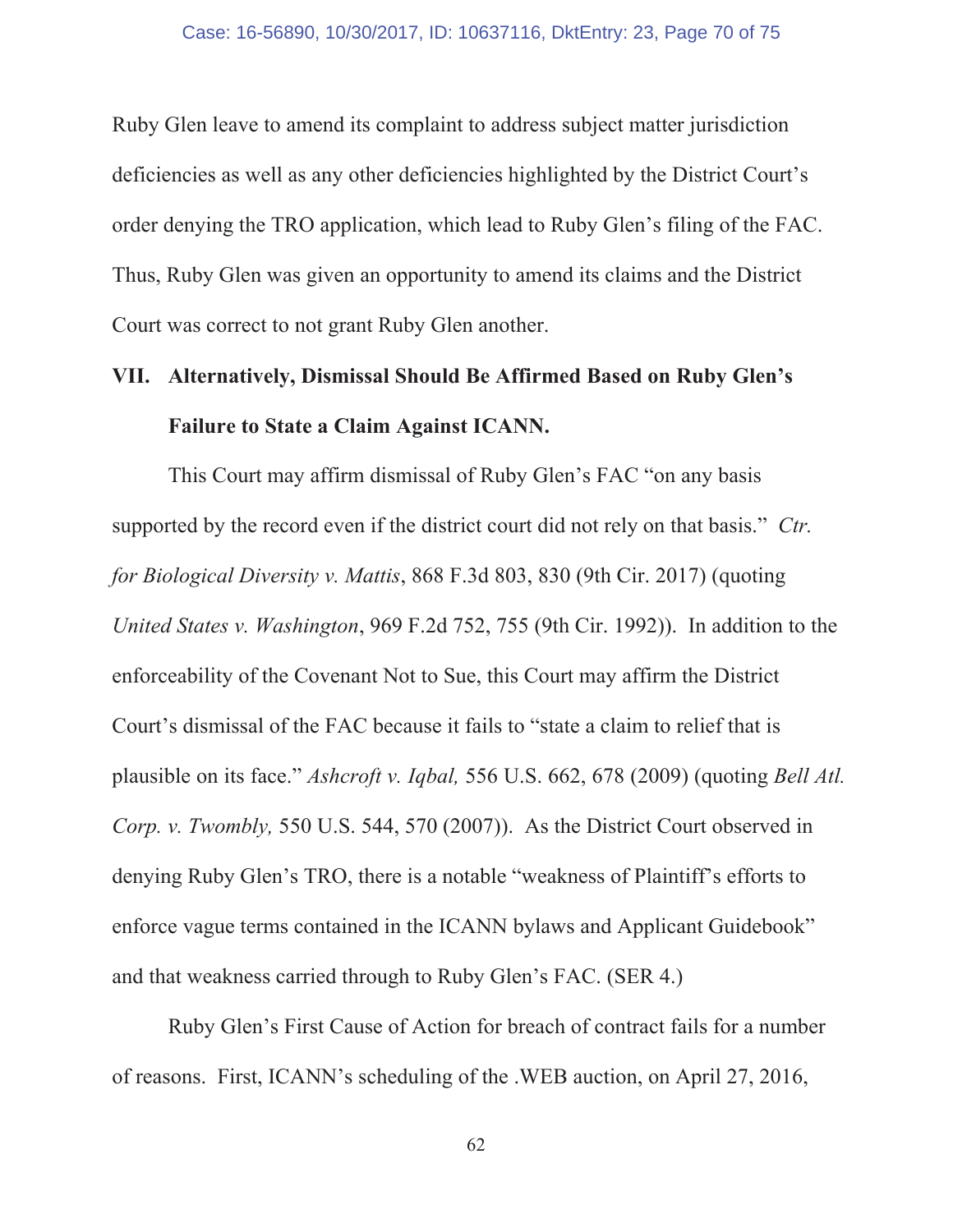Ruby Glen leave to amend its complaint to address subject matter jurisdiction deficiencies as well as any other deficiencies highlighted by the District Court's order denying the TRO application, which lead to Ruby Glen's filing of the FAC. Thus, Ruby Glen was given an opportunity to amend its claims and the District Court was correct to not grant Ruby Glen another.

## VII. Alternatively, Dismissal Should Be Affirmed Based on Ruby Glen's Failure to State a Claim Against ICANN.

This Court may affirm dismissal of Ruby Glen's FAC "on any basis supported by the record even if the district court did not rely on that basis." *Ctr. for Biological Diversity v. Mattis*, 868 F.3d 803, 830 (9th Cir. 2017) (quoting *United States v. Washington*, 969 F.2d 752, 755 (9th Cir. 1992)). In addition to the enforceability of the Covenant Not to Sue, this Court may affirm the District Court's dismissal of the FAC because it fails to "state a claim to relief that is plausible on its face." *Ashcroft v. Iqbal,* 556 U.S. 662, 678 (2009) (quoting *Bell Atl. Corp. v. Twombly,* 550 U.S. 544, 570 (2007)). As the District Court observed in denying Ruby Glen's TRO, there is a notable "weakness of Plaintiff's efforts to enforce vague terms contained in the ICANN bylaws and Applicant Guidebook" and that weakness carried through to Ruby Glen's FAC. (SER 4.)

Ruby Glen's First Cause of Action for breach of contract fails for a number of reasons. First, ICANN's scheduling of the .WEB auction, on April 27, 2016,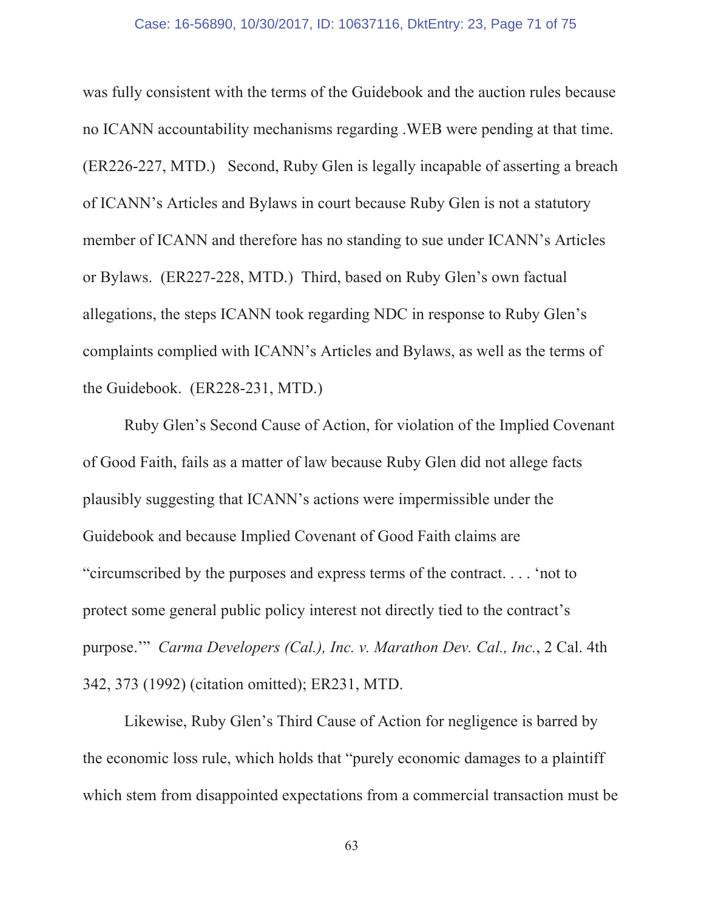was fully consistent with the terms of the Guidebook and the auction rules because no ICANN accountability mechanisms regarding .WEB were pending at that time. (ER226-227, MTD.) Second, Ruby Glen is legally incapable of asserting a breach of ICANN's Articles and Bylaws in court because Ruby Glen is not a statutory member of ICANN and therefore has no standing to sue under ICANN's Articles or Bylaws. (ER227-228, MTD.) Third, based on Ruby Glen's own factual allegations, the steps ICANN took regarding NDC in response to Ruby Glen's complaints complied with ICANN's Articles and Bylaws, as well as the terms of the Guidebook. (ER228-231, MTD.)

Ruby Glen's Second Cause of Action, for violation of the Implied Covenant of Good Faith, fails as a matter of law because Ruby Glen did not allege facts plausibly suggesting that ICANN's actions were impermissible under the Guidebook and because Implied Covenant of Good Faith claims are "circumscribed by the purposes and express terms of the contract. . . . 'not to protect some general public policy interest not directly tied to the contract's purpose.'" *Carma Developers (Cal.), Inc. v. Marathon Dev. Cal., Inc.*, 2 Cal. 4th 342, 373 (1992) (citation omitted); ER231, MTD.

Likewise, Ruby Glen's Third Cause of Action for negligence is barred by the economic loss rule, which holds that "purely economic damages to a plaintiff which stem from disappointed expectations from a commercial transaction must be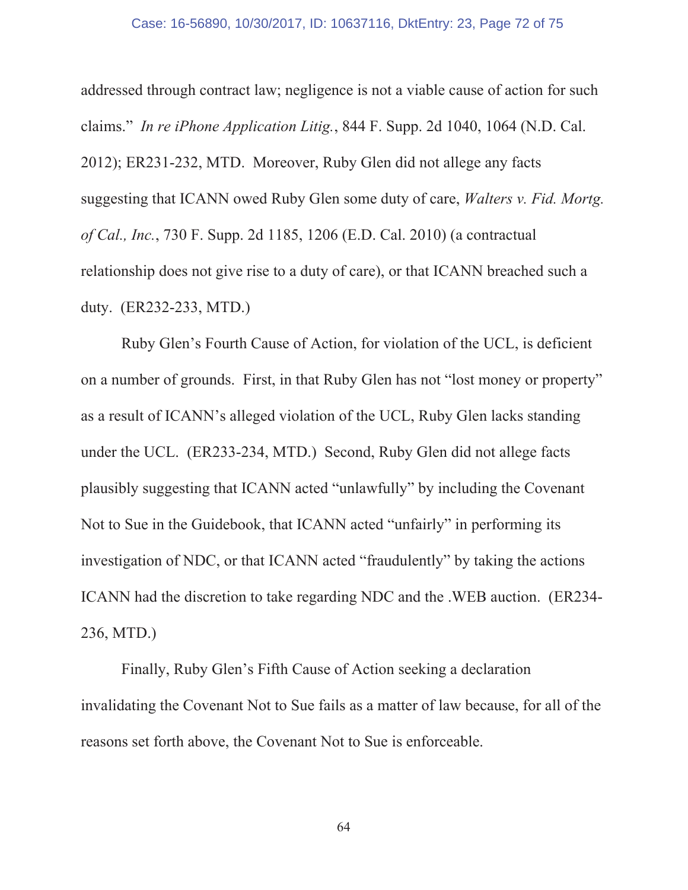addressed through contract law; negligence is not a viable cause of action for such claims." *In re iPhone Application Litig.*, 844 F. Supp. 2d 1040, 1064 (N.D. Cal. 2012); ER231-232, MTD. Moreover, Ruby Glen did not allege any facts suggesting that ICANN owed Ruby Glen some duty of care, *Walters v. Fid. Mortg. of Cal., Inc.*, 730 F. Supp. 2d 1185, 1206 (E.D. Cal. 2010) (a contractual relationship does not give rise to a duty of care), or that ICANN breached such a duty. (ER232-233, MTD.)

Ruby Glen's Fourth Cause of Action, for violation of the UCL, is deficient on a number of grounds. First, in that Ruby Glen has not "lost money or property" as a result of ICANN's alleged violation of the UCL, Ruby Glen lacks standing under the UCL. (ER233-234, MTD.) Second, Ruby Glen did not allege facts plausibly suggesting that ICANN acted "unlawfully" by including the Covenant Not to Sue in the Guidebook, that ICANN acted "unfairly" in performing its investigation of NDC, or that ICANN acted "fraudulently" by taking the actions ICANN had the discretion to take regarding NDC and the .WEB auction. (ER234-236, MTD.)

Finally, Ruby Glen's Fifth Cause of Action seeking a declaration invalidating the Covenant Not to Sue fails as a matter of law because, for all of the reasons set forth above, the Covenant Not to Sue is enforceable.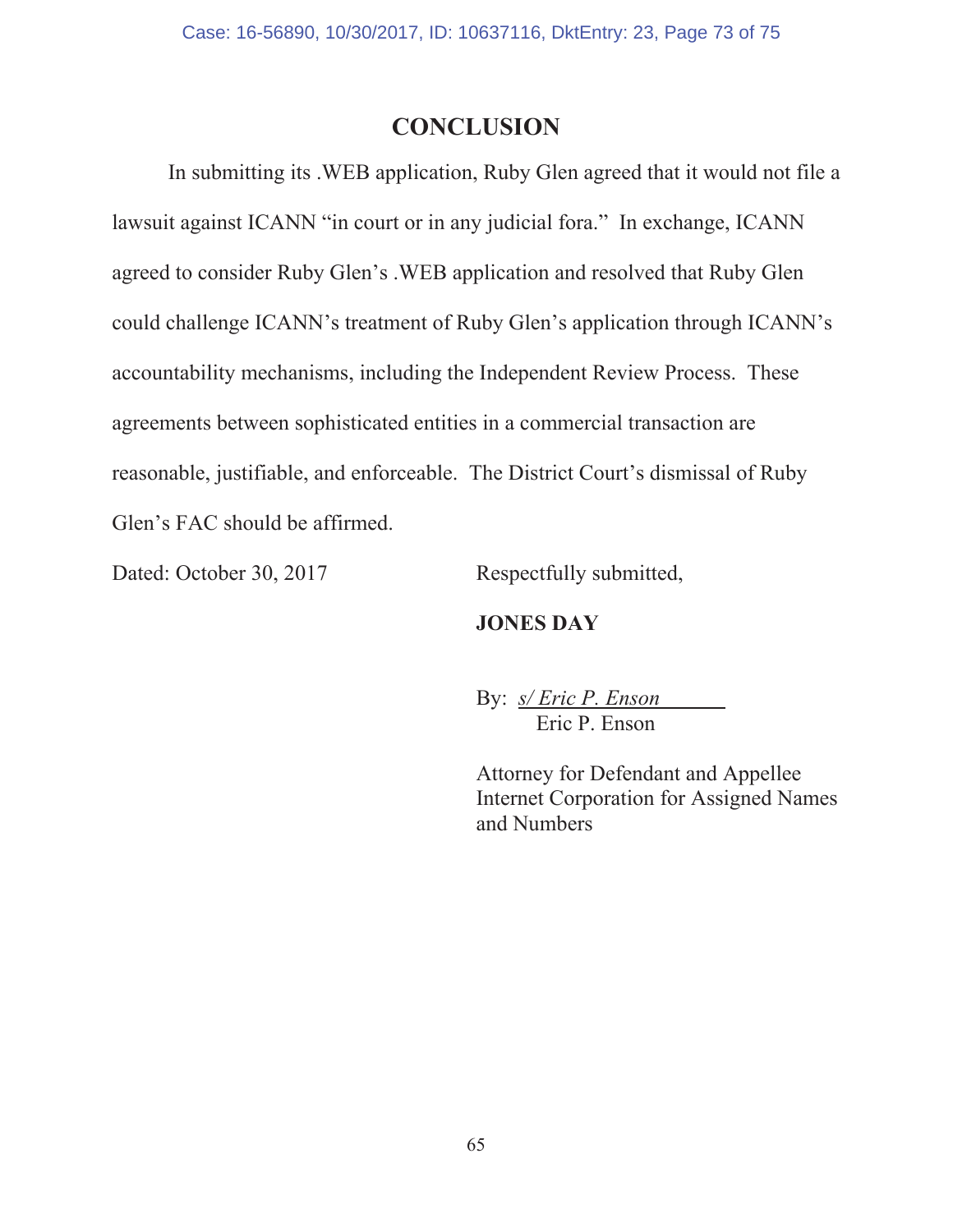# CONCLUSION

In submitting its .WEB application, Ruby Glen agreed that it would not file a lawsuit against ICANN "in court or in any judicial fora." In exchange, ICANN agreed to consider Ruby Glen's .WEB application and resolved that Ruby Glen could challenge ICANN's treatment of Ruby Glen's application through ICANN's accountability mechanisms, including the Independent Review Process. These agreements between sophisticated entities in a commercial transaction are reasonable, justifiable, and enforceable. The District Court's dismissal of Ruby Glen's FAC should be affirmed.

Dated: October 30, 2017

Respectfully submitted,

**JONES DAY**

By: *s/ Eric P. Enson*
Eric P. Enson

Attorney for Defendant and Appellee
Internet Corporation for Assigned Names and Numbers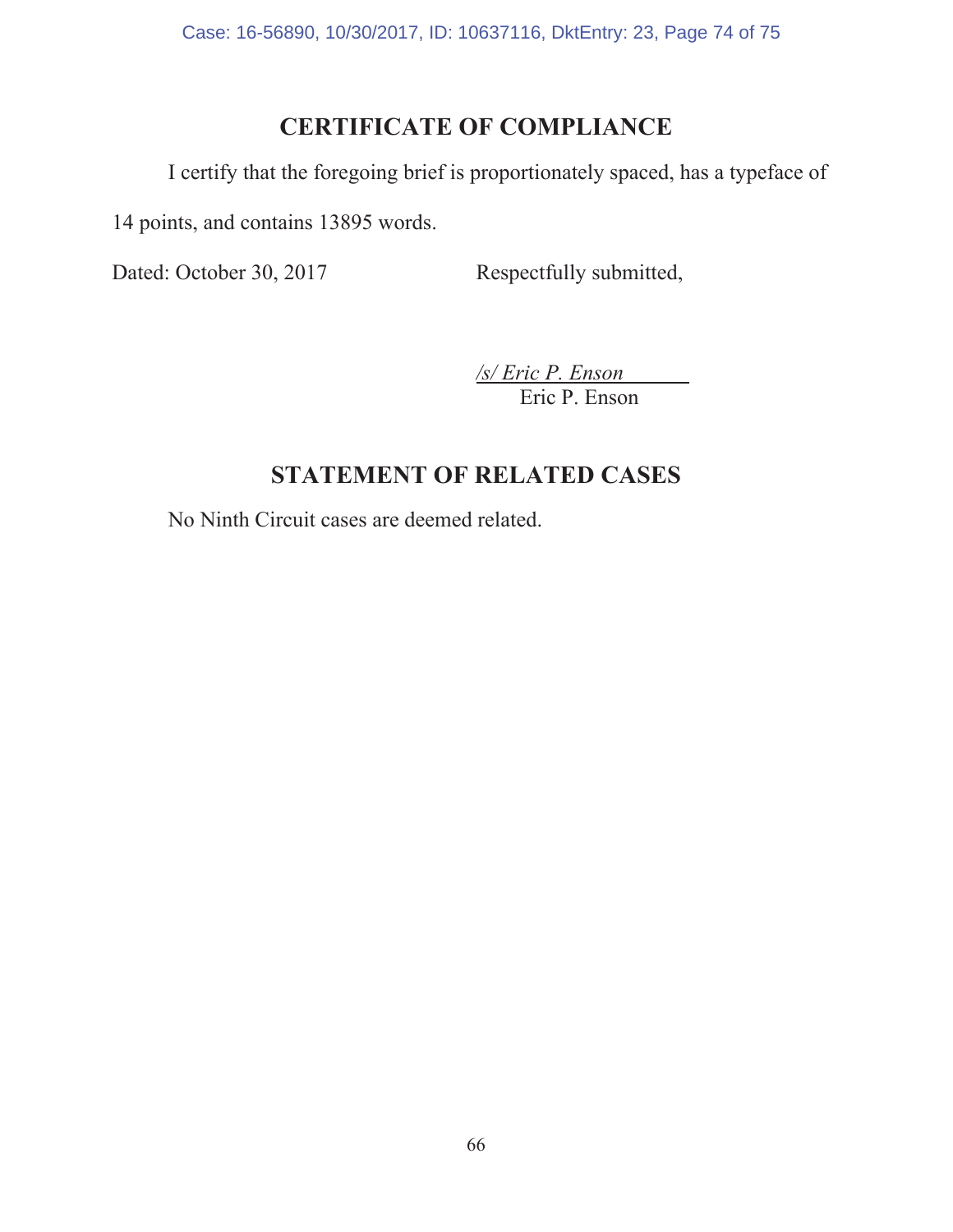## CERTIFICATE OF COMPLIANCE

I certify that the foregoing brief is proportionately spaced, has a typeface of 14 points, and contains 13895 words.

Dated: October 30, 2017

Respectfully submitted,

*/s/ Eric P. Enson*
Eric P. Enson

## STATEMENT OF RELATED CASES

No Ninth Circuit cases are deemed related.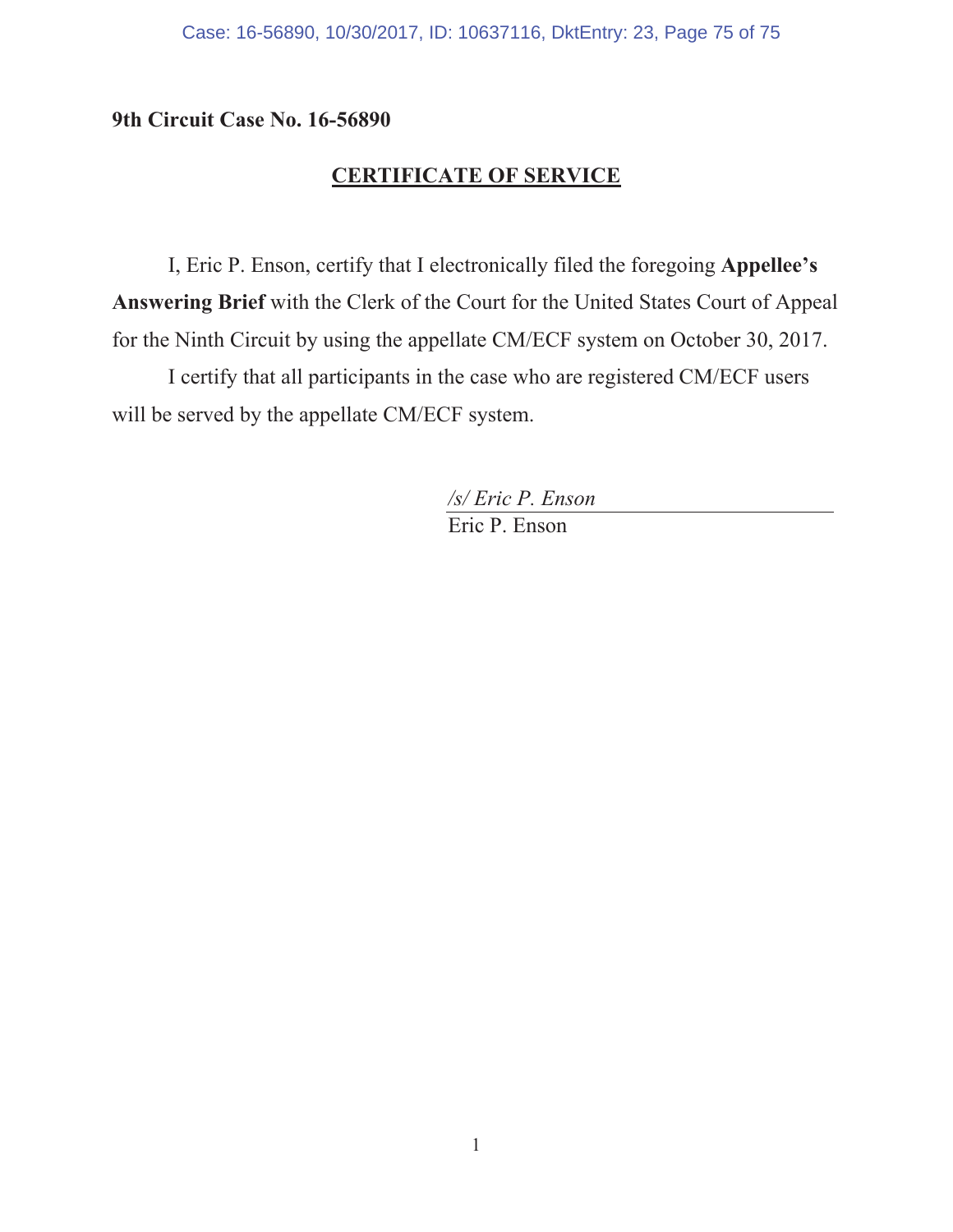**9th Circuit Case No. 16-56890**

## CERTIFICATE OF SERVICE

I, Eric P. Enson, certify that I electronically filed the foregoing **Appellee's Answering Brief** with the Clerk of the Court for the United States Court of Appeal for the Ninth Circuit by using the appellate CM/ECF system on October 30, 2017.

I certify that all participants in the case who are registered CM/ECF users will be served by the appellate CM/ECF system.

*/s/ Eric P. Enson*
Eric P. Enson